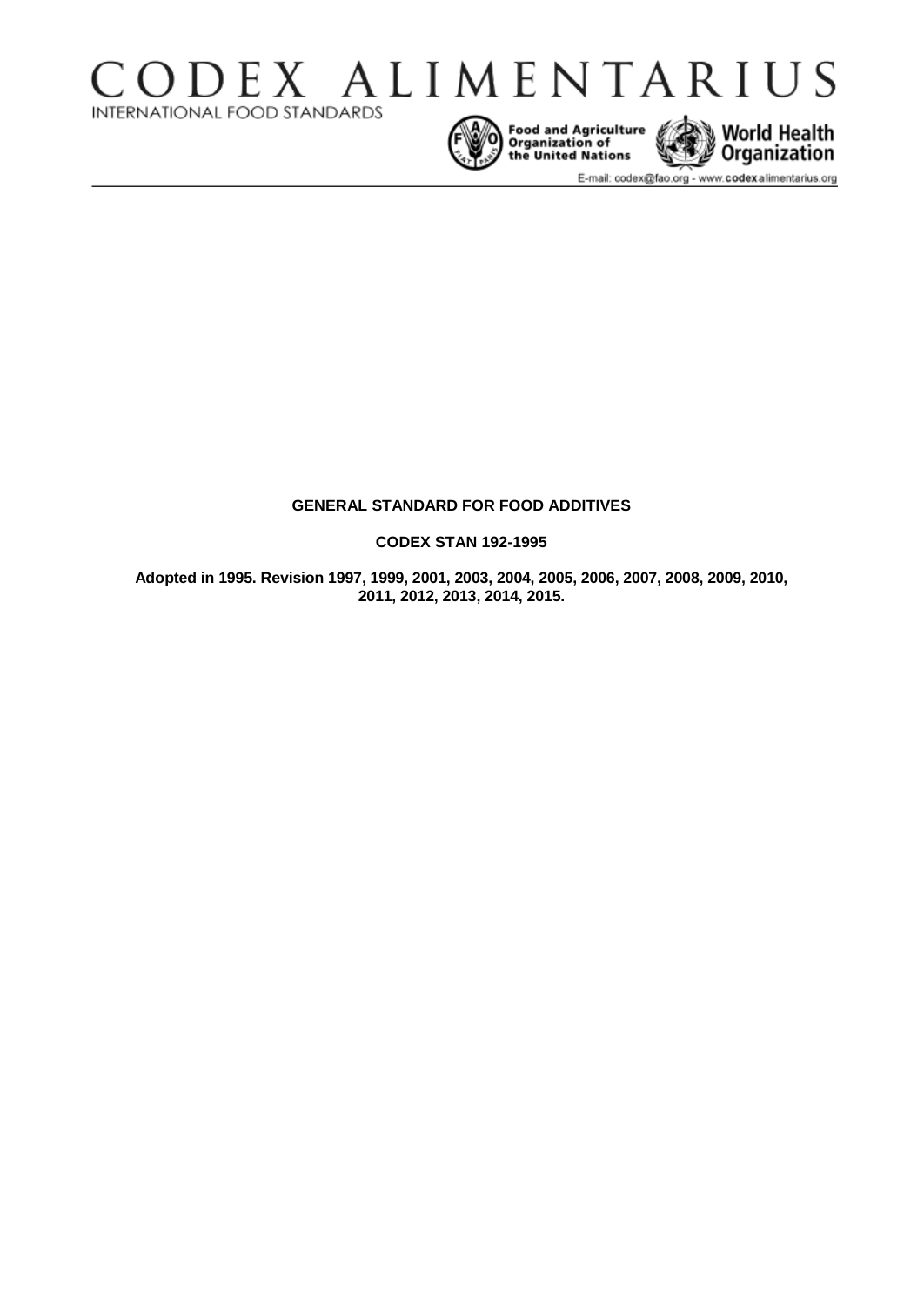# CODEX ALIMENTARIUS

INTERNATIONAL FOOD STANDARDS

Food and Agriculture Organization of the United Nations

World Health Organization

E-mail: codex@fao.org - www.codexalimentarius.org

**GENERAL STANDARD FOR FOOD ADDITIVES**

**CODEX STAN 192-1995**

**Adopted in 1995. Revision 1997, 1999, 2001, 2003, 2004, 2005, 2006, 2007, 2008, 2009, 2010, 2011, 2012, 2013, 2014, 2015.**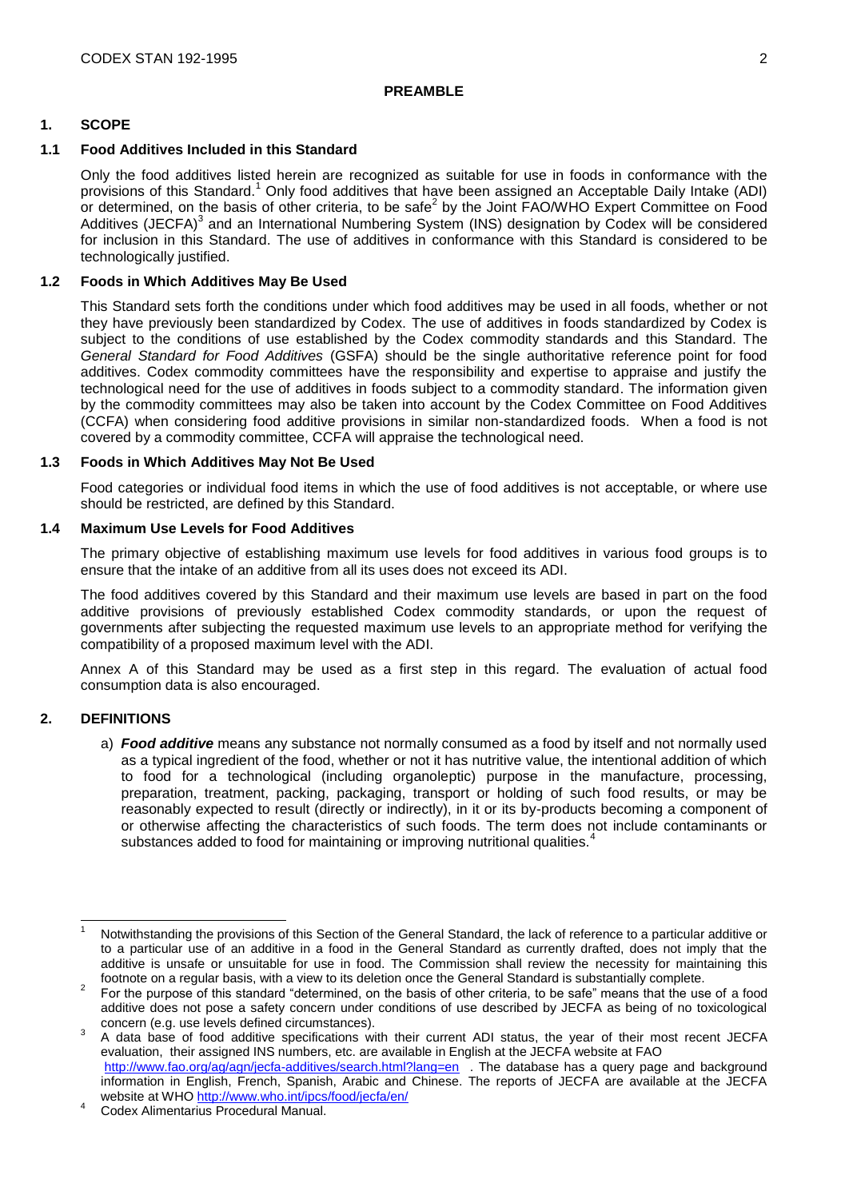**PREAMBLE**

## 1. SCOPE

### 1.1 Food Additives Included in this Standard

Only the food additives listed herein are recognized as suitable for use in foods in conformance with the provisions of this Standard.[1] Only food additives that have been assigned an Acceptable Daily Intake (ADI) or determined, on the basis of other criteria, to be safe[2] by the Joint FAO/WHO Expert Committee on Food Additives (JECFA)[3] and an International Numbering System (INS) designation by Codex will be considered for inclusion in this Standard. The use of additives in conformance with this Standard is considered to be technologically justified.

### 1.2 Foods in Which Additives May Be Used

This Standard sets forth the conditions under which food additives may be used in all foods, whether or not they have previously been standardized by Codex. The use of additives in foods standardized by Codex is subject to the conditions of use established by the Codex commodity standards and this Standard. The *General Standard for Food Additives* (GSFA) should be the single authoritative reference point for food additives. Codex commodity committees have the responsibility and expertise to appraise and justify the technological need for the use of additives in foods subject to a commodity standard. The information given by the commodity committees may also be taken into account by the Codex Committee on Food Additives (CCFA) when considering food additive provisions in similar non-standardized foods. When a food is not covered by a commodity committee, CCFA will appraise the technological need.

### 1.3 Foods in Which Additives May Not Be Used

Food categories or individual food items in which the use of food additives is not acceptable, or where use should be restricted, are defined by this Standard.

### 1.4 Maximum Use Levels for Food Additives

The primary objective of establishing maximum use levels for food additives in various food groups is to ensure that the intake of an additive from all its uses does not exceed its ADI.

The food additives covered by this Standard and their maximum use levels are based in part on the food additive provisions of previously established Codex commodity standards, or upon the request of governments after subjecting the requested maximum use levels to an appropriate method for verifying the compatibility of a proposed maximum level with the ADI.

Annex A of this Standard may be used as a first step in this regard. The evaluation of actual food consumption data is also encouraged.

## 2. DEFINITIONS

a) ***Food additive*** means any substance not normally consumed as a food by itself and not normally used as a typical ingredient of the food, whether or not it has nutritive value, the intentional addition of which to food for a technological (including organoleptic) purpose in the manufacture, processing, preparation, treatment, packing, packaging, transport or holding of such food results, or may be reasonably expected to result (directly or indirectly), in it or its by-products becoming a component of or otherwise affecting the characteristics of such foods. The term does not include contaminants or substances added to food for maintaining or improving nutritional qualities.[4]

---

[1] Notwithstanding the provisions of this Section of the General Standard, the lack of reference to a particular additive or to a particular use of an additive in a food in the General Standard as currently drafted, does not imply that the additive is unsafe or unsuitable for use in food. The Commission shall review the necessity for maintaining this footnote on a regular basis, with a view to its deletion once the General Standard is substantially complete.

[2] For the purpose of this standard "determined, on the basis of other criteria, to be safe" means that the use of a food additive does not pose a safety concern under conditions of use described by JECFA as being of no toxicological concern (e.g. use levels defined circumstances).

[3] A data base of food additive specifications with their current ADI status, the year of their most recent JECFA evaluation, their assigned INS numbers, etc. are available in English at the JECFA website at FAO http://www.fao.org/ag/agn/jecfa-additives/search.html?lang=en . The database has a query page and background information in English, French, Spanish, Arabic and Chinese. The reports of JECFA are available at the JECFA website at WHO http://www.who.int/ipcs/food/jecfa/en/

[4] Codex Alimentarius Procedural Manual.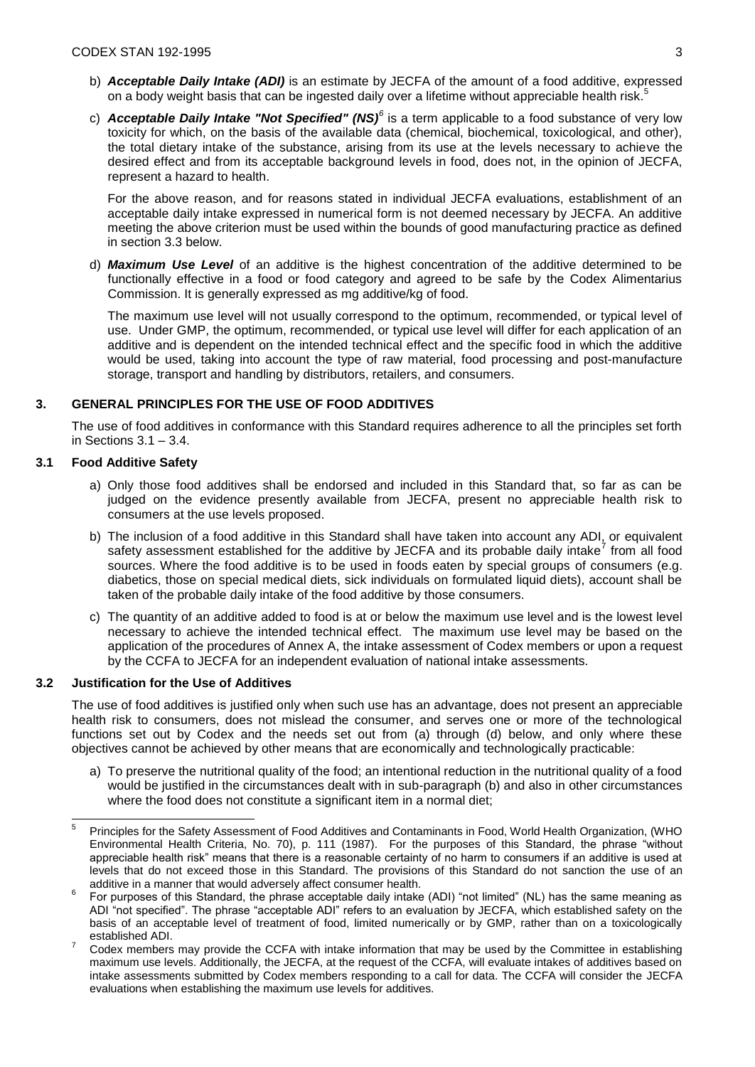b) ***Acceptable Daily Intake (ADI)*** is an estimate by JECFA of the amount of a food additive, expressed on a body weight basis that can be ingested daily over a lifetime without appreciable health risk.[5]

c) ***Acceptable Daily Intake "Not Specified" (NS)***[6] is a term applicable to a food substance of very low toxicity for which, on the basis of the available data (chemical, biochemical, toxicological, and other), the total dietary intake of the substance, arising from its use at the levels necessary to achieve the desired effect and from its acceptable background levels in food, does not, in the opinion of JECFA, represent a hazard to health.

   For the above reason, and for reasons stated in individual JECFA evaluations, establishment of an acceptable daily intake expressed in numerical form is not deemed necessary by JECFA. An additive meeting the above criterion must be used within the bounds of good manufacturing practice as defined in section 3.3 below.

d) ***Maximum Use Level*** of an additive is the highest concentration of the additive determined to be functionally effective in a food or food category and agreed to be safe by the Codex Alimentarius Commission. It is generally expressed as mg additive/kg of food.

   The maximum use level will not usually correspond to the optimum, recommended, or typical level of use. Under GMP, the optimum, recommended, or typical use level will differ for each application of an additive and is dependent on the intended technical effect and the specific food in which the additive would be used, taking into account the type of raw material, food processing and post-manufacture storage, transport and handling by distributors, retailers, and consumers.

## 3. GENERAL PRINCIPLES FOR THE USE OF FOOD ADDITIVES

The use of food additives in conformance with this Standard requires adherence to all the principles set forth in Sections 3.1 – 3.4.

### 3.1 Food Additive Safety

a) Only those food additives shall be endorsed and included in this Standard that, so far as can be judged on the evidence presently available from JECFA, present no appreciable health risk to consumers at the use levels proposed.

b) The inclusion of a food additive in this Standard shall have taken into account any ADI, or equivalent safety assessment established for the additive by JECFA and its probable daily intake[7] from all food sources. Where the food additive is to be used in foods eaten by special groups of consumers (e.g. diabetics, those on special medical diets, sick individuals on formulated liquid diets), account shall be taken of the probable daily intake of the food additive by those consumers.

c) The quantity of an additive added to food is at or below the maximum use level and is the lowest level necessary to achieve the intended technical effect. The maximum use level may be based on the application of the procedures of Annex A, the intake assessment of Codex members or upon a request by the CCFA to JECFA for an independent evaluation of national intake assessments.

### 3.2 Justification for the Use of Additives

The use of food additives is justified only when such use has an advantage, does not present an appreciable health risk to consumers, does not mislead the consumer, and serves one or more of the technological functions set out by Codex and the needs set out from (a) through (d) below, and only where these objectives cannot be achieved by other means that are economically and technologically practicable:

a) To preserve the nutritional quality of the food; an intentional reduction in the nutritional quality of a food would be justified in the circumstances dealt with in sub-paragraph (b) and also in other circumstances where the food does not constitute a significant item in a normal diet;

---

[5] Principles for the Safety Assessment of Food Additives and Contaminants in Food, World Health Organization, (WHO Environmental Health Criteria, No. 70), p. 111 (1987). For the purposes of this Standard, the phrase "without appreciable health risk" means that there is a reasonable certainty of no harm to consumers if an additive is used at levels that do not exceed those in this Standard. The provisions of this Standard do not sanction the use of an additive in a manner that would adversely affect consumer health.

[6] For purposes of this Standard, the phrase acceptable daily intake (ADI) "not limited" (NL) has the same meaning as ADI "not specified". The phrase "acceptable ADI" refers to an evaluation by JECFA, which established safety on the basis of an acceptable level of treatment of food, limited numerically or by GMP, rather than on a toxicologically established ADI.

[7] Codex members may provide the CCFA with intake information that may be used by the Committee in establishing maximum use levels. Additionally, the JECFA, at the request of the CCFA, will evaluate intakes of additives based on intake assessments submitted by Codex members responding to a call for data. The CCFA will consider the JECFA evaluations when establishing the maximum use levels for additives.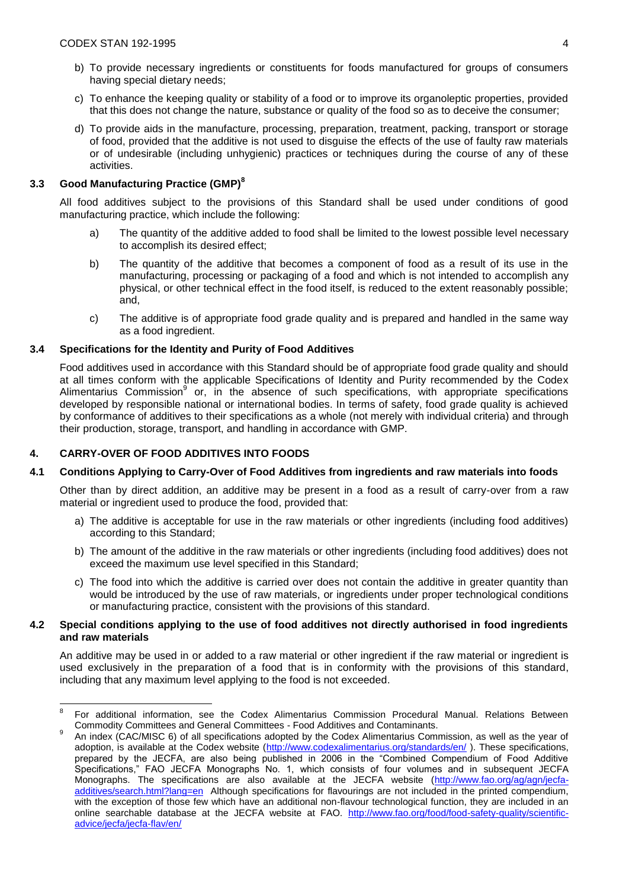b) To provide necessary ingredients or constituents for foods manufactured for groups of consumers having special dietary needs;

c) To enhance the keeping quality or stability of a food or to improve its organoleptic properties, provided that this does not change the nature, substance or quality of the food so as to deceive the consumer;

d) To provide aids in the manufacture, processing, preparation, treatment, packing, transport or storage of food, provided that the additive is not used to disguise the effects of the use of faulty raw materials or of undesirable (including unhygienic) practices or techniques during the course of any of these activities.

### 3.3 Good Manufacturing Practice (GMP)[8]

All food additives subject to the provisions of this Standard shall be used under conditions of good manufacturing practice, which include the following:

a) The quantity of the additive added to food shall be limited to the lowest possible level necessary to accomplish its desired effect;

b) The quantity of the additive that becomes a component of food as a result of its use in the manufacturing, processing or packaging of a food and which is not intended to accomplish any physical, or other technical effect in the food itself, is reduced to the extent reasonably possible; and,

c) The additive is of appropriate food grade quality and is prepared and handled in the same way as a food ingredient.

### 3.4 Specifications for the Identity and Purity of Food Additives

Food additives used in accordance with this Standard should be of appropriate food grade quality and should at all times conform with the applicable Specifications of Identity and Purity recommended by the Codex Alimentarius Commission[9] or, in the absence of such specifications, with appropriate specifications developed by responsible national or international bodies. In terms of safety, food grade quality is achieved by conformance of additives to their specifications as a whole (not merely with individual criteria) and through their production, storage, transport, and handling in accordance with GMP.

## 4. CARRY-OVER OF FOOD ADDITIVES INTO FOODS

### 4.1 Conditions Applying to Carry-Over of Food Additives from ingredients and raw materials into foods

Other than by direct addition, an additive may be present in a food as a result of carry-over from a raw material or ingredient used to produce the food, provided that:

a) The additive is acceptable for use in the raw materials or other ingredients (including food additives) according to this Standard;

b) The amount of the additive in the raw materials or other ingredients (including food additives) does not exceed the maximum use level specified in this Standard;

c) The food into which the additive is carried over does not contain the additive in greater quantity than would be introduced by the use of raw materials, or ingredients under proper technological conditions or manufacturing practice, consistent with the provisions of this standard.

### 4.2 Special conditions applying to the use of food additives not directly authorised in food ingredients and raw materials

An additive may be used in or added to a raw material or other ingredient if the raw material or ingredient is used exclusively in the preparation of a food that is in conformity with the provisions of this standard, including that any maximum level applying to the food is not exceeded.

---

[8] For additional information, see the Codex Alimentarius Commission Procedural Manual. Relations Between Commodity Committees and General Committees - Food Additives and Contaminants.

[9] An index (CAC/MISC 6) of all specifications adopted by the Codex Alimentarius Commission, as well as the year of adoption, is available at the Codex website (http://www.codexalimentarius.org/standards/en/ ). These specifications, prepared by the JECFA, are also being published in 2006 in the "Combined Compendium of Food Additive Specifications," FAO JECFA Monographs No. 1, which consists of four volumes and in subsequent JECFA Monographs. The specifications are also available at the JECFA website (http://www.fao.org/ag/agn/jecfa-additives/search.html?lang=en Although specifications for flavourings are not included in the printed compendium, with the exception of those few which have an additional non-flavour technological function, they are included in an online searchable database at the JECFA website at FAO. http://www.fao.org/food/food-safety-quality/scientific-advice/jecfa/jecfa-flav/en/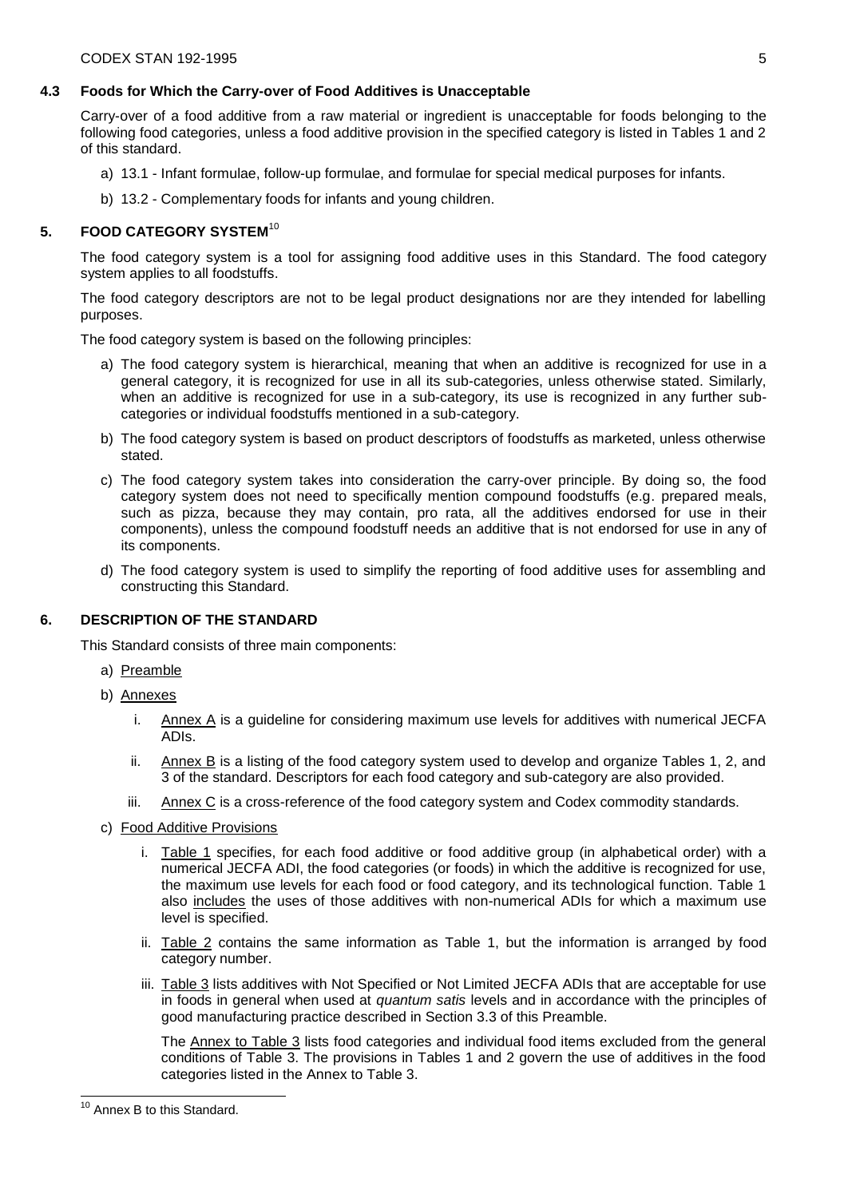### 4.3 Foods for Which the Carry-over of Food Additives is Unacceptable

Carry-over of a food additive from a raw material or ingredient is unacceptable for foods belonging to the following food categories, unless a food additive provision in the specified category is listed in Tables 1 and 2 of this standard.

a) 13.1 - Infant formulae, follow-up formulae, and formulae for special medical purposes for infants.

b) 13.2 - Complementary foods for infants and young children.

## 5. FOOD CATEGORY SYSTEM[10]

The food category system is a tool for assigning food additive uses in this Standard. The food category system applies to all foodstuffs.

The food category descriptors are not to be legal product designations nor are they intended for labelling purposes.

The food category system is based on the following principles:

a) The food category system is hierarchical, meaning that when an additive is recognized for use in a general category, it is recognized for use in all its sub-categories, unless otherwise stated. Similarly, when an additive is recognized for use in a sub-category, its use is recognized in any further sub-categories or individual foodstuffs mentioned in a sub-category.

b) The food category system is based on product descriptors of foodstuffs as marketed, unless otherwise stated.

c) The food category system takes into consideration the carry-over principle. By doing so, the food category system does not need to specifically mention compound foodstuffs (e.g. prepared meals, such as pizza, because they may contain, pro rata, all the additives endorsed for use in their components), unless the compound foodstuff needs an additive that is not endorsed for use in any of its components.

d) The food category system is used to simplify the reporting of food additive uses for assembling and constructing this Standard.

## 6. DESCRIPTION OF THE STANDARD

This Standard consists of three main components:

a) Preamble

b) Annexes

   i. Annex A is a guideline for considering maximum use levels for additives with numerical JECFA ADIs.

   ii. Annex B is a listing of the food category system used to develop and organize Tables 1, 2, and 3 of the standard. Descriptors for each food category and sub-category are also provided.

   iii. Annex C is a cross-reference of the food category system and Codex commodity standards.

c) Food Additive Provisions

   i. Table 1 specifies, for each food additive or food additive group (in alphabetical order) with a numerical JECFA ADI, the food categories (or foods) in which the additive is recognized for use, the maximum use levels for each food or food category, and its technological function. Table 1 also includes the uses of those additives with non-numerical ADIs for which a maximum use level is specified.

   ii. Table 2 contains the same information as Table 1, but the information is arranged by food category number.

   iii. Table 3 lists additives with Not Specified or Not Limited JECFA ADIs that are acceptable for use in foods in general when used at *quantum satis* levels and in accordance with the principles of good manufacturing practice described in Section 3.3 of this Preamble.

   The Annex to Table 3 lists food categories and individual food items excluded from the general conditions of Table 3. The provisions in Tables 1 and 2 govern the use of additives in the food categories listed in the Annex to Table 3.

---

[10] Annex B to this Standard.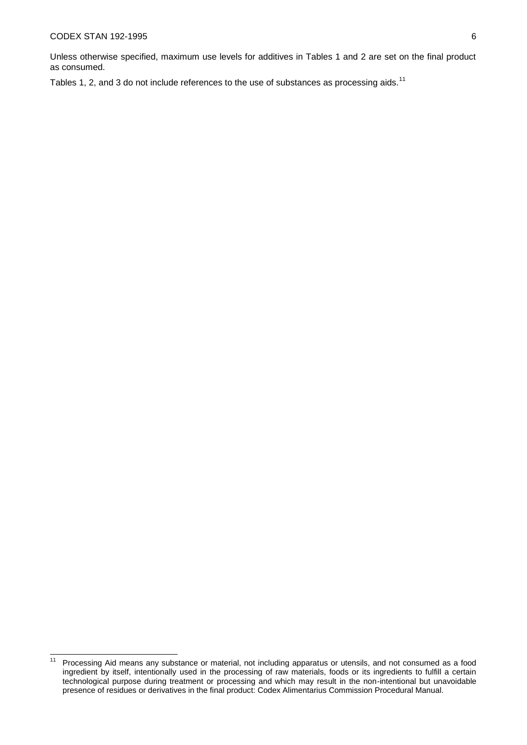Unless otherwise specified, maximum use levels for additives in Tables 1 and 2 are set on the final product as consumed.

Tables 1, 2, and 3 do not include references to the use of substances as processing aids.[11]

[11] Processing Aid means any substance or material, not including apparatus or utensils, and not consumed as a food ingredient by itself, intentionally used in the processing of raw materials, foods or its ingredients to fulfill a certain technological purpose during treatment or processing and which may result in the non-intentional but unavoidable presence of residues or derivatives in the final product: Codex Alimentarius Commission Procedural Manual.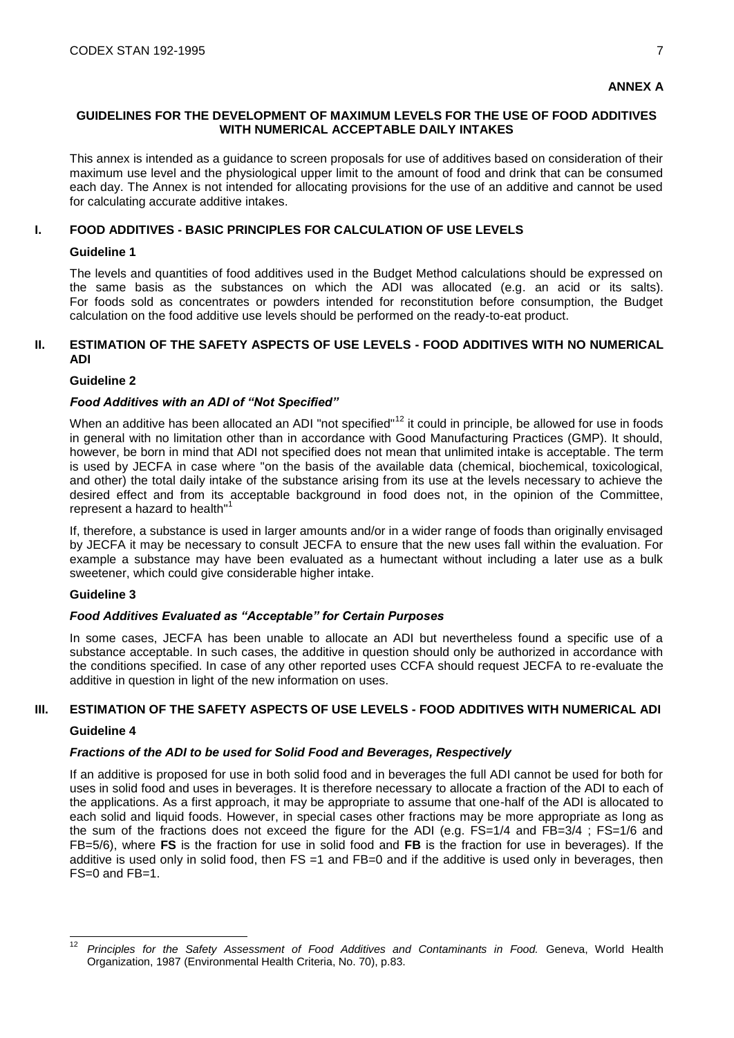**ANNEX A**

# GUIDELINES FOR THE DEVELOPMENT OF MAXIMUM LEVELS FOR THE USE OF FOOD ADDITIVES WITH NUMERICAL ACCEPTABLE DAILY INTAKES

This annex is intended as a guidance to screen proposals for use of additives based on consideration of their maximum use level and the physiological upper limit to the amount of food and drink that can be consumed each day. The Annex is not intended for allocating provisions for the use of an additive and cannot be used for calculating accurate additive intakes.

## I. FOOD ADDITIVES - BASIC PRINCIPLES FOR CALCULATION OF USE LEVELS

### Guideline 1

The levels and quantities of food additives used in the Budget Method calculations should be expressed on the same basis as the substances on which the ADI was allocated (e.g. an acid or its salts). For foods sold as concentrates or powders intended for reconstitution before consumption, the Budget calculation on the food additive use levels should be performed on the ready-to-eat product.

## II. ESTIMATION OF THE SAFETY ASPECTS OF USE LEVELS - FOOD ADDITIVES WITH NO NUMERICAL ADI

### Guideline 2

#### *Food Additives with an ADI of "Not Specified"*

When an additive has been allocated an ADI "not specified"[12] it could in principle, be allowed for use in foods in general with no limitation other than in accordance with Good Manufacturing Practices (GMP). It should, however, be born in mind that ADI not specified does not mean that unlimited intake is acceptable. The term is used by JECFA in case where "on the basis of the available data (chemical, biochemical, toxicological, and other) the total daily intake of the substance arising from its use at the levels necessary to achieve the desired effect and from its acceptable background in food does not, in the opinion of the Committee, represent a hazard to health"[1]

If, therefore, a substance is used in larger amounts and/or in a wider range of foods than originally envisaged by JECFA it may be necessary to consult JECFA to ensure that the new uses fall within the evaluation. For example a substance may have been evaluated as a humectant without including a later use as a bulk sweetener, which could give considerable higher intake.

### Guideline 3

#### *Food Additives Evaluated as "Acceptable" for Certain Purposes*

In some cases, JECFA has been unable to allocate an ADI but nevertheless found a specific use of a substance acceptable. In such cases, the additive in question should only be authorized in accordance with the conditions specified. In case of any other reported uses CCFA should request JECFA to re-evaluate the additive in question in light of the new information on uses.

## III. ESTIMATION OF THE SAFETY ASPECTS OF USE LEVELS - FOOD ADDITIVES WITH NUMERICAL ADI

### Guideline 4

#### *Fractions of the ADI to be used for Solid Food and Beverages, Respectively*

If an additive is proposed for use in both solid food and in beverages the full ADI cannot be used for both for uses in solid food and uses in beverages. It is therefore necessary to allocate a fraction of the ADI to each of the applications. As a first approach, it may be appropriate to assume that one-half of the ADI is allocated to each solid and liquid foods. However, in special cases other fractions may be more appropriate as long as the sum of the fractions does not exceed the figure for the ADI (e.g. FS=1/4 and FB=3/4 ; FS=1/6 and FB=5/6), where **FS** is the fraction for use in solid food and **FB** is the fraction for use in beverages). If the additive is used only in solid food, then FS =1 and FB=0 and if the additive is used only in beverages, then FS=0 and FB=1.

---

[12] *Principles for the Safety Assessment of Food Additives and Contaminants in Food.* Geneva, World Health Organization, 1987 (Environmental Health Criteria, No. 70), p.83.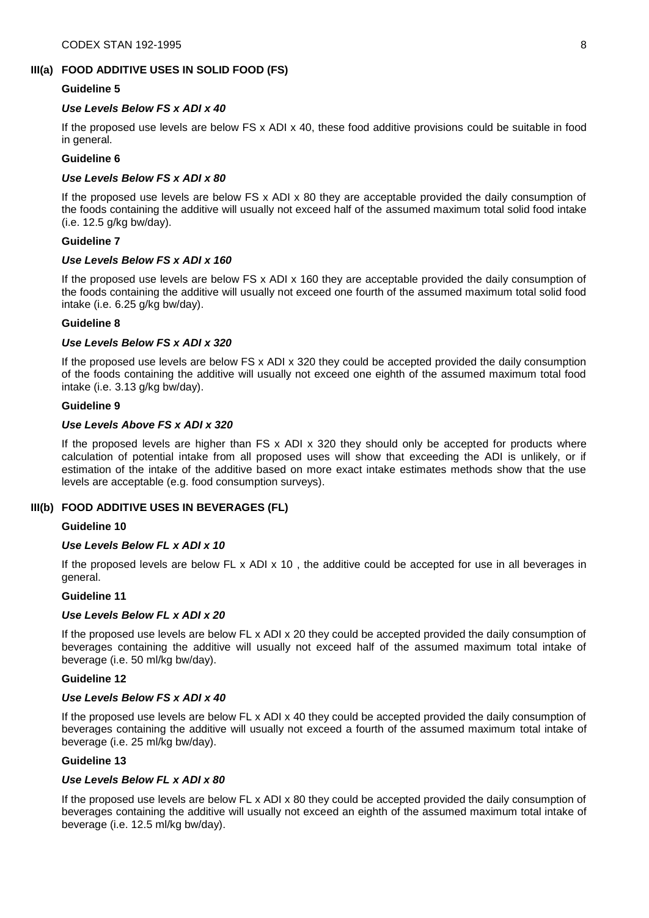## III(a) FOOD ADDITIVE USES IN SOLID FOOD (FS)

### Guideline 5

***Use Levels Below FS x ADI x 40***

If the proposed use levels are below FS x ADI x 40, these food additive provisions could be suitable in food in general.

### Guideline 6

***Use Levels Below FS x ADI x 80***

If the proposed use levels are below FS x ADI x 80 they are acceptable provided the daily consumption of the foods containing the additive will usually not exceed half of the assumed maximum total solid food intake (i.e. 12.5 g/kg bw/day).

### Guideline 7

***Use Levels Below FS x ADI x 160***

If the proposed use levels are below FS x ADI x 160 they are acceptable provided the daily consumption of the foods containing the additive will usually not exceed one fourth of the assumed maximum total solid food intake (i.e. 6.25 g/kg bw/day).

### Guideline 8

***Use Levels Below FS x ADI x 320***

If the proposed use levels are below FS x ADI x 320 they could be accepted provided the daily consumption of the foods containing the additive will usually not exceed one eighth of the assumed maximum total food intake (i.e. 3.13 g/kg bw/day).

### Guideline 9

***Use Levels Above FS x ADI x 320***

If the proposed levels are higher than FS x ADI x 320 they should only be accepted for products where calculation of potential intake from all proposed uses will show that exceeding the ADI is unlikely, or if estimation of the intake of the additive based on more exact intake estimates methods show that the use levels are acceptable (e.g. food consumption surveys).

## III(b) FOOD ADDITIVE USES IN BEVERAGES (FL)

### Guideline 10

***Use Levels Below FL x ADI x 10***

If the proposed levels are below FL x ADI x 10 , the additive could be accepted for use in all beverages in general.

### Guideline 11

***Use Levels Below FL x ADI x 20***

If the proposed use levels are below FL x ADI x 20 they could be accepted provided the daily consumption of beverages containing the additive will usually not exceed half of the assumed maximum total intake of beverage (i.e. 50 ml/kg bw/day).

### Guideline 12

***Use Levels Below FS x ADI x 40***

If the proposed use levels are below FL x ADI x 40 they could be accepted provided the daily consumption of beverages containing the additive will usually not exceed a fourth of the assumed maximum total intake of beverage (i.e. 25 ml/kg bw/day).

### Guideline 13

***Use Levels Below FL x ADI x 80***

If the proposed use levels are below FL x ADI x 80 they could be accepted provided the daily consumption of beverages containing the additive will usually not exceed an eighth of the assumed maximum total intake of beverage (i.e. 12.5 ml/kg bw/day).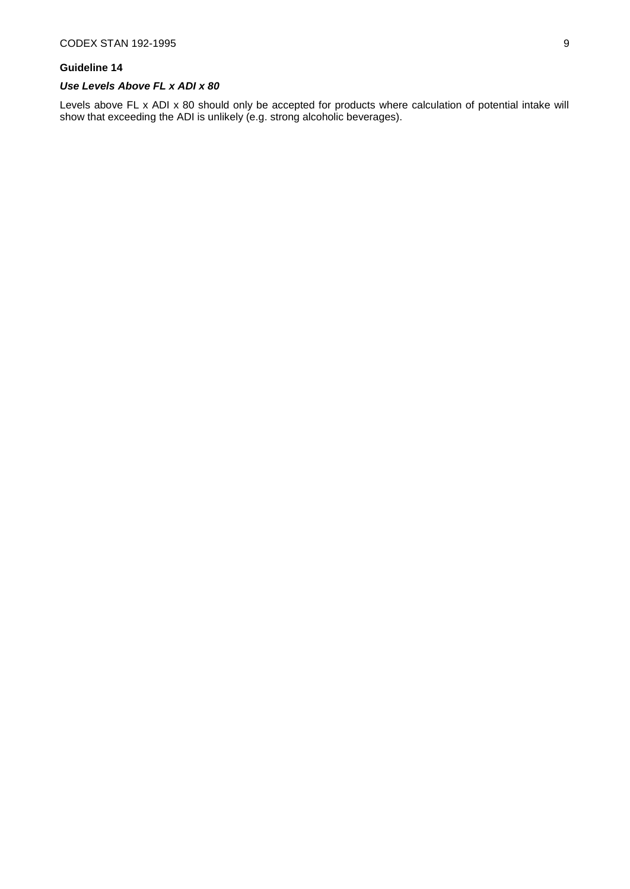**Guideline 14**

***Use Levels Above FL x ADI x 80***

Levels above FL x ADI x 80 should only be accepted for products where calculation of potential intake will show that exceeding the ADI is unlikely (e.g. strong alcoholic beverages).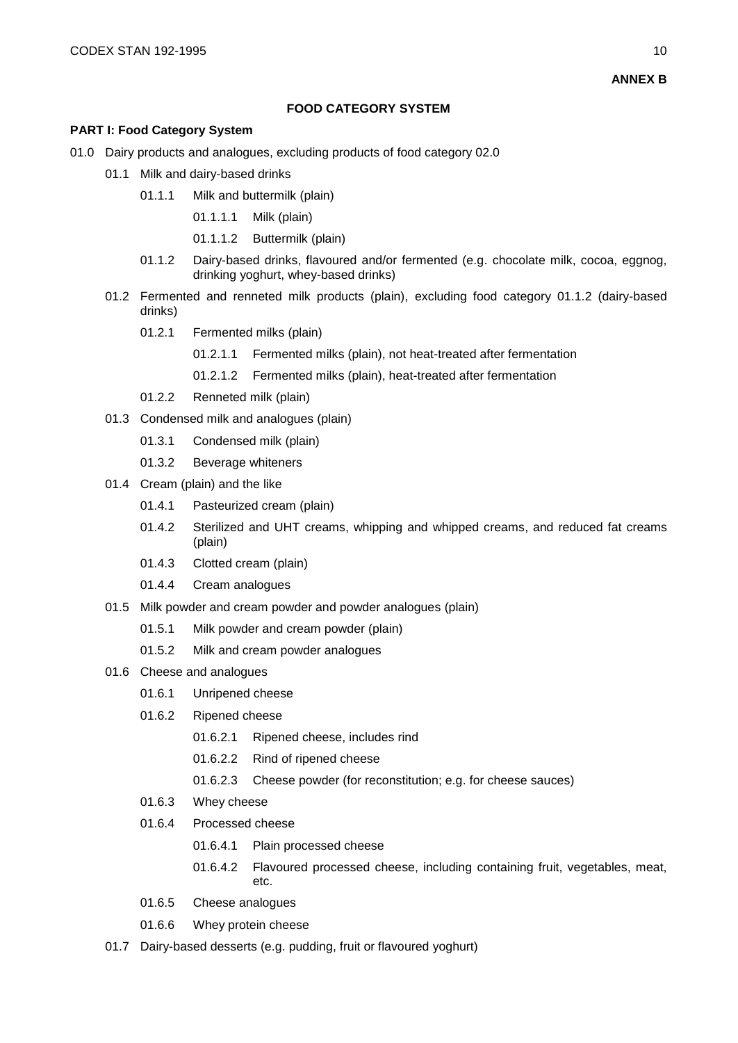**ANNEX B**

## FOOD CATEGORY SYSTEM

### PART I: Food Category System

- 01.0 Dairy products and analogues, excluding products of food category 02.0
  - 01.1 Milk and dairy-based drinks
    - 01.1.1 Milk and buttermilk (plain)
      - 01.1.1.1 Milk (plain)
      - 01.1.1.2 Buttermilk (plain)
    - 01.1.2 Dairy-based drinks, flavoured and/or fermented (e.g. chocolate milk, cocoa, eggnog, drinking yoghurt, whey-based drinks)
  - 01.2 Fermented and renneted milk products (plain), excluding food category 01.1.2 (dairy-based drinks)
    - 01.2.1 Fermented milks (plain)
      - 01.2.1.1 Fermented milks (plain), not heat-treated after fermentation
      - 01.2.1.2 Fermented milks (plain), heat-treated after fermentation
    - 01.2.2 Renneted milk (plain)
  - 01.3 Condensed milk and analogues (plain)
    - 01.3.1 Condensed milk (plain)
    - 01.3.2 Beverage whiteners
  - 01.4 Cream (plain) and the like
    - 01.4.1 Pasteurized cream (plain)
    - 01.4.2 Sterilized and UHT creams, whipping and whipped creams, and reduced fat creams (plain)
    - 01.4.3 Clotted cream (plain)
    - 01.4.4 Cream analogues
  - 01.5 Milk powder and cream powder and powder analogues (plain)
    - 01.5.1 Milk powder and cream powder (plain)
    - 01.5.2 Milk and cream powder analogues
  - 01.6 Cheese and analogues
    - 01.6.1 Unripened cheese
    - 01.6.2 Ripened cheese
      - 01.6.2.1 Ripened cheese, includes rind
      - 01.6.2.2 Rind of ripened cheese
      - 01.6.2.3 Cheese powder (for reconstitution; e.g. for cheese sauces)
    - 01.6.3 Whey cheese
    - 01.6.4 Processed cheese
      - 01.6.4.1 Plain processed cheese
      - 01.6.4.2 Flavoured processed cheese, including containing fruit, vegetables, meat, etc.
    - 01.6.5 Cheese analogues
    - 01.6.6 Whey protein cheese
  - 01.7 Dairy-based desserts (e.g. pudding, fruit or flavoured yoghurt)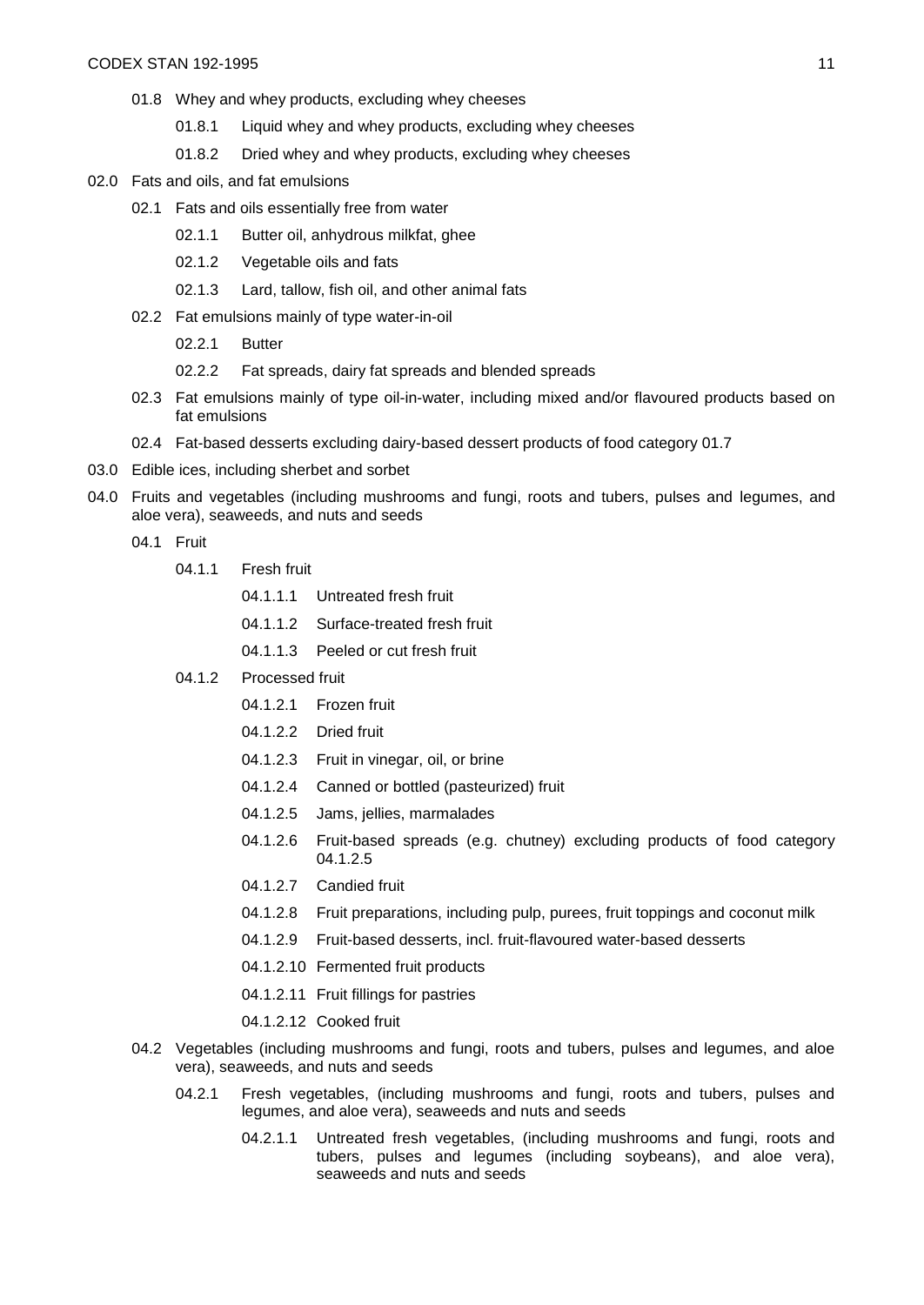- 01.8 Whey and whey products, excluding whey cheeses
  - 01.8.1 Liquid whey and whey products, excluding whey cheeses
  - 01.8.2 Dried whey and whey products, excluding whey cheeses

02.0 Fats and oils, and fat emulsions

- 02.1 Fats and oils essentially free from water
  - 02.1.1 Butter oil, anhydrous milkfat, ghee
  - 02.1.2 Vegetable oils and fats
  - 02.1.3 Lard, tallow, fish oil, and other animal fats
- 02.2 Fat emulsions mainly of type water-in-oil
  - 02.2.1 Butter
  - 02.2.2 Fat spreads, dairy fat spreads and blended spreads
- 02.3 Fat emulsions mainly of type oil-in-water, including mixed and/or flavoured products based on fat emulsions
- 02.4 Fat-based desserts excluding dairy-based dessert products of food category 01.7

03.0 Edible ices, including sherbet and sorbet

04.0 Fruits and vegetables (including mushrooms and fungi, roots and tubers, pulses and legumes, and aloe vera), seaweeds, and nuts and seeds

- 04.1 Fruit
  - 04.1.1 Fresh fruit
    - 04.1.1.1 Untreated fresh fruit
    - 04.1.1.2 Surface-treated fresh fruit
    - 04.1.1.3 Peeled or cut fresh fruit
  - 04.1.2 Processed fruit
    - 04.1.2.1 Frozen fruit
    - 04.1.2.2 Dried fruit
    - 04.1.2.3 Fruit in vinegar, oil, or brine
    - 04.1.2.4 Canned or bottled (pasteurized) fruit
    - 04.1.2.5 Jams, jellies, marmalades
    - 04.1.2.6 Fruit-based spreads (e.g. chutney) excluding products of food category 04.1.2.5
    - 04.1.2.7 Candied fruit
    - 04.1.2.8 Fruit preparations, including pulp, purees, fruit toppings and coconut milk
    - 04.1.2.9 Fruit-based desserts, incl. fruit-flavoured water-based desserts
    - 04.1.2.10 Fermented fruit products
    - 04.1.2.11 Fruit fillings for pastries
    - 04.1.2.12 Cooked fruit
- 04.2 Vegetables (including mushrooms and fungi, roots and tubers, pulses and legumes, and aloe vera), seaweeds, and nuts and seeds
  - 04.2.1 Fresh vegetables, (including mushrooms and fungi, roots and tubers, pulses and legumes, and aloe vera), seaweeds and nuts and seeds
    - 04.2.1.1 Untreated fresh vegetables, (including mushrooms and fungi, roots and tubers, pulses and legumes (including soybeans), and aloe vera), seaweeds and nuts and seeds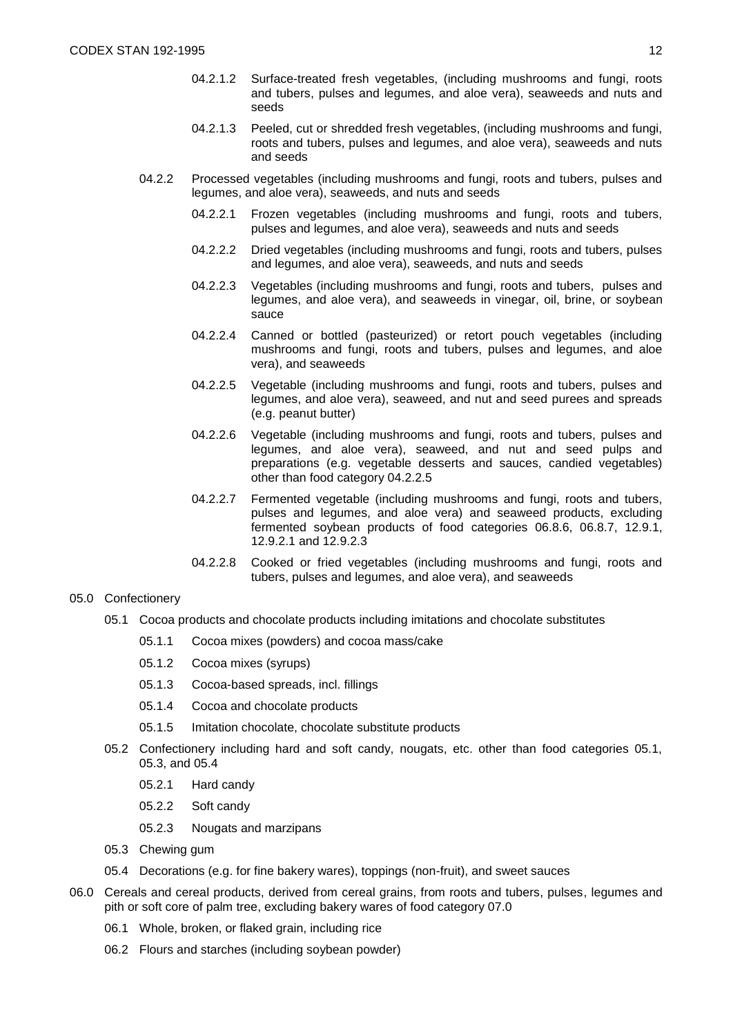- 04.2.1.2 Surface-treated fresh vegetables, (including mushrooms and fungi, roots and tubers, pulses and legumes, and aloe vera), seaweeds and nuts and seeds
- 04.2.1.3 Peeled, cut or shredded fresh vegetables, (including mushrooms and fungi, roots and tubers, pulses and legumes, and aloe vera), seaweeds and nuts and seeds

- 04.2.2 Processed vegetables (including mushrooms and fungi, roots and tubers, pulses and legumes, and aloe vera), seaweeds, and nuts and seeds
  - 04.2.2.1 Frozen vegetables (including mushrooms and fungi, roots and tubers, pulses and legumes, and aloe vera), seaweeds and nuts and seeds
  - 04.2.2.2 Dried vegetables (including mushrooms and fungi, roots and tubers, pulses and legumes, and aloe vera), seaweeds, and nuts and seeds
  - 04.2.2.3 Vegetables (including mushrooms and fungi, roots and tubers, pulses and legumes, and aloe vera), and seaweeds in vinegar, oil, brine, or soybean sauce
  - 04.2.2.4 Canned or bottled (pasteurized) or retort pouch vegetables (including mushrooms and fungi, roots and tubers, pulses and legumes, and aloe vera), and seaweeds
  - 04.2.2.5 Vegetable (including mushrooms and fungi, roots and tubers, pulses and legumes, and aloe vera), seaweed, and nut and seed purees and spreads (e.g. peanut butter)
  - 04.2.2.6 Vegetable (including mushrooms and fungi, roots and tubers, pulses and legumes, and aloe vera), seaweed, and nut and seed pulps and preparations (e.g. vegetable desserts and sauces, candied vegetables) other than food category 04.2.2.5
  - 04.2.2.7 Fermented vegetable (including mushrooms and fungi, roots and tubers, pulses and legumes, and aloe vera) and seaweed products, excluding fermented soybean products of food categories 06.8.6, 06.8.7, 12.9.1, 12.9.2.1 and 12.9.2.3
  - 04.2.2.8 Cooked or fried vegetables (including mushrooms and fungi, roots and tubers, pulses and legumes, and aloe vera), and seaweeds

- 05.0 Confectionery
  - 05.1 Cocoa products and chocolate products including imitations and chocolate substitutes
    - 05.1.1 Cocoa mixes (powders) and cocoa mass/cake
    - 05.1.2 Cocoa mixes (syrups)
    - 05.1.3 Cocoa-based spreads, incl. fillings
    - 05.1.4 Cocoa and chocolate products
    - 05.1.5 Imitation chocolate, chocolate substitute products
  - 05.2 Confectionery including hard and soft candy, nougats, etc. other than food categories 05.1, 05.3, and 05.4
    - 05.2.1 Hard candy
    - 05.2.2 Soft candy
    - 05.2.3 Nougats and marzipans
  - 05.3 Chewing gum
  - 05.4 Decorations (e.g. for fine bakery wares), toppings (non-fruit), and sweet sauces

- 06.0 Cereals and cereal products, derived from cereal grains, from roots and tubers, pulses, legumes and pith or soft core of palm tree, excluding bakery wares of food category 07.0
  - 06.1 Whole, broken, or flaked grain, including rice
  - 06.2 Flours and starches (including soybean powder)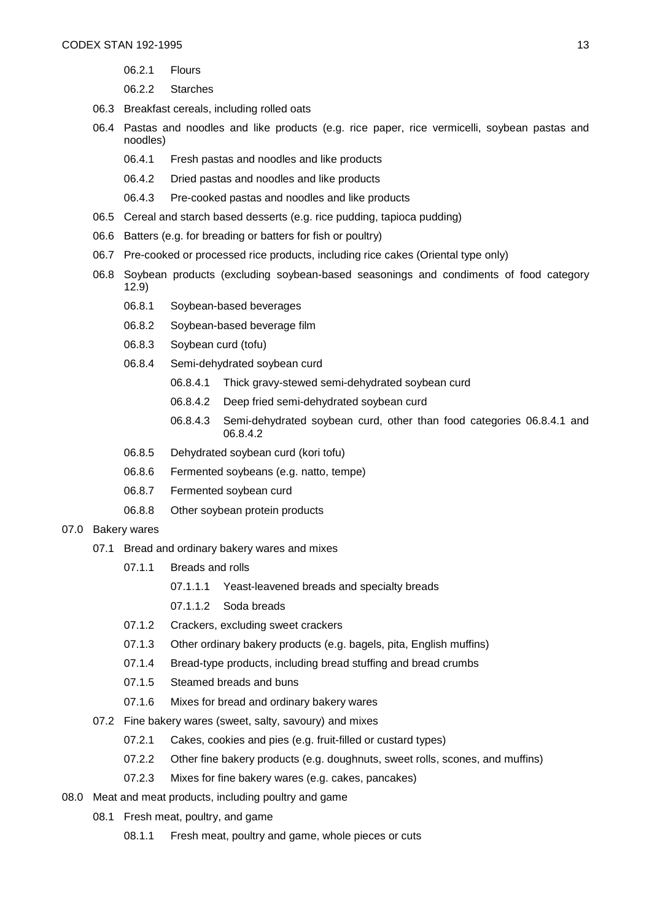- 06.2.1 Flours
- 06.2.2 Starches

- 06.3 Breakfast cereals, including rolled oats
- 06.4 Pastas and noodles and like products (e.g. rice paper, rice vermicelli, soybean pastas and noodles)
  - 06.4.1 Fresh pastas and noodles and like products
  - 06.4.2 Dried pastas and noodles and like products
  - 06.4.3 Pre-cooked pastas and noodles and like products
- 06.5 Cereal and starch based desserts (e.g. rice pudding, tapioca pudding)
- 06.6 Batters (e.g. for breading or batters for fish or poultry)
- 06.7 Pre-cooked or processed rice products, including rice cakes (Oriental type only)
- 06.8 Soybean products (excluding soybean-based seasonings and condiments of food category 12.9)
  - 06.8.1 Soybean-based beverages
  - 06.8.2 Soybean-based beverage film
  - 06.8.3 Soybean curd (tofu)
  - 06.8.4 Semi-dehydrated soybean curd
    - 06.8.4.1 Thick gravy-stewed semi-dehydrated soybean curd
    - 06.8.4.2 Deep fried semi-dehydrated soybean curd
    - 06.8.4.3 Semi-dehydrated soybean curd, other than food categories 06.8.4.1 and 06.8.4.2
  - 06.8.5 Dehydrated soybean curd (kori tofu)
  - 06.8.6 Fermented soybeans (e.g. natto, tempe)
  - 06.8.7 Fermented soybean curd
  - 06.8.8 Other soybean protein products

- 07.0 Bakery wares
  - 07.1 Bread and ordinary bakery wares and mixes
    - 07.1.1 Breads and rolls
      - 07.1.1.1 Yeast-leavened breads and specialty breads
      - 07.1.1.2 Soda breads
    - 07.1.2 Crackers, excluding sweet crackers
    - 07.1.3 Other ordinary bakery products (e.g. bagels, pita, English muffins)
    - 07.1.4 Bread-type products, including bread stuffing and bread crumbs
    - 07.1.5 Steamed breads and buns
    - 07.1.6 Mixes for bread and ordinary bakery wares
  - 07.2 Fine bakery wares (sweet, salty, savoury) and mixes
    - 07.2.1 Cakes, cookies and pies (e.g. fruit-filled or custard types)
    - 07.2.2 Other fine bakery products (e.g. doughnuts, sweet rolls, scones, and muffins)
    - 07.2.3 Mixes for fine bakery wares (e.g. cakes, pancakes)
- 08.0 Meat and meat products, including poultry and game
  - 08.1 Fresh meat, poultry, and game
    - 08.1.1 Fresh meat, poultry and game, whole pieces or cuts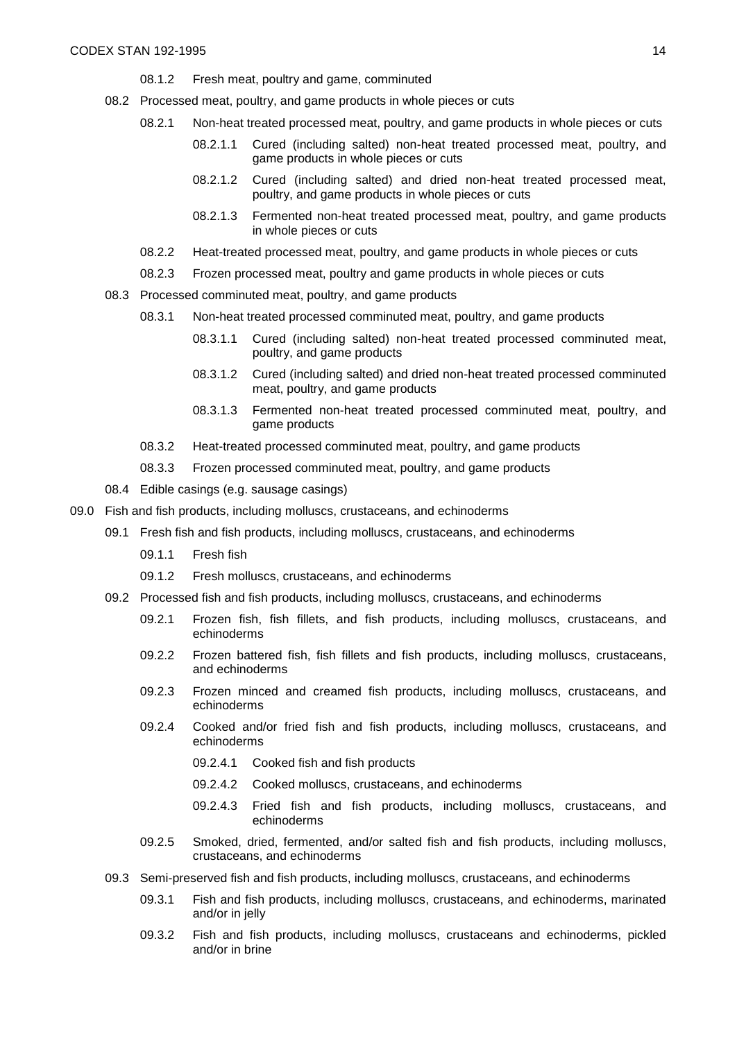- 08.1.2 Fresh meat, poultry and game, comminuted
- 08.2 Processed meat, poultry, and game products in whole pieces or cuts
  - 08.2.1 Non-heat treated processed meat, poultry, and game products in whole pieces or cuts
    - 08.2.1.1 Cured (including salted) non-heat treated processed meat, poultry, and game products in whole pieces or cuts
    - 08.2.1.2 Cured (including salted) and dried non-heat treated processed meat, poultry, and game products in whole pieces or cuts
    - 08.2.1.3 Fermented non-heat treated processed meat, poultry, and game products in whole pieces or cuts
  - 08.2.2 Heat-treated processed meat, poultry, and game products in whole pieces or cuts
  - 08.2.3 Frozen processed meat, poultry and game products in whole pieces or cuts
- 08.3 Processed comminuted meat, poultry, and game products
  - 08.3.1 Non-heat treated processed comminuted meat, poultry, and game products
    - 08.3.1.1 Cured (including salted) non-heat treated processed comminuted meat, poultry, and game products
    - 08.3.1.2 Cured (including salted) and dried non-heat treated processed comminuted meat, poultry, and game products
    - 08.3.1.3 Fermented non-heat treated processed comminuted meat, poultry, and game products
  - 08.3.2 Heat-treated processed comminuted meat, poultry, and game products
  - 08.3.3 Frozen processed comminuted meat, poultry, and game products
- 08.4 Edible casings (e.g. sausage casings)

09.0 Fish and fish products, including molluscs, crustaceans, and echinoderms

- 09.1 Fresh fish and fish products, including molluscs, crustaceans, and echinoderms
  - 09.1.1 Fresh fish
  - 09.1.2 Fresh molluscs, crustaceans, and echinoderms
- 09.2 Processed fish and fish products, including molluscs, crustaceans, and echinoderms
  - 09.2.1 Frozen fish, fish fillets, and fish products, including molluscs, crustaceans, and echinoderms
  - 09.2.2 Frozen battered fish, fish fillets and fish products, including molluscs, crustaceans, and echinoderms
  - 09.2.3 Frozen minced and creamed fish products, including molluscs, crustaceans, and echinoderms
  - 09.2.4 Cooked and/or fried fish and fish products, including molluscs, crustaceans, and echinoderms
    - 09.2.4.1 Cooked fish and fish products
    - 09.2.4.2 Cooked molluscs, crustaceans, and echinoderms
    - 09.2.4.3 Fried fish and fish products, including molluscs, crustaceans, and echinoderms
  - 09.2.5 Smoked, dried, fermented, and/or salted fish and fish products, including molluscs, crustaceans, and echinoderms
- 09.3 Semi-preserved fish and fish products, including molluscs, crustaceans, and echinoderms
  - 09.3.1 Fish and fish products, including molluscs, crustaceans, and echinoderms, marinated and/or in jelly
  - 09.3.2 Fish and fish products, including molluscs, crustaceans and echinoderms, pickled and/or in brine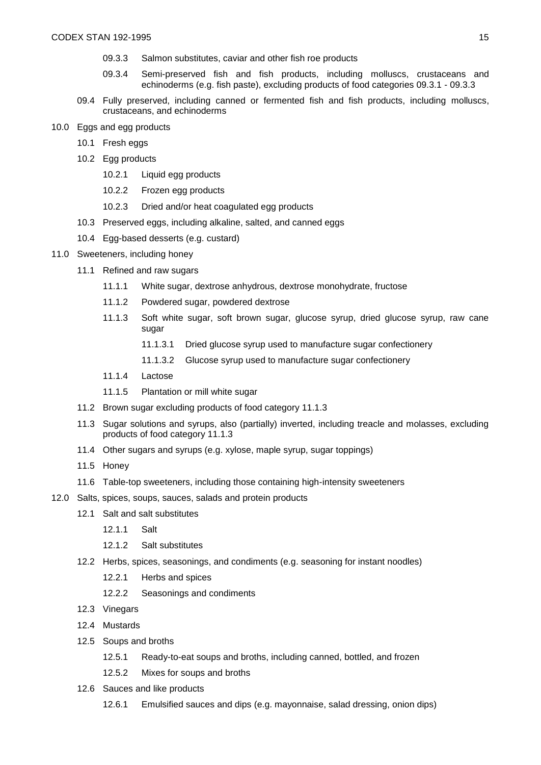- 09.3.3 Salmon substitutes, caviar and other fish roe products
- 09.3.4 Semi-preserved fish and fish products, including molluscs, crustaceans and echinoderms (e.g. fish paste), excluding products of food categories 09.3.1 - 09.3.3

09.4 Fully preserved, including canned or fermented fish and fish products, including molluscs, crustaceans, and echinoderms

10.0 Eggs and egg products

- 10.1 Fresh eggs
- 10.2 Egg products
  - 10.2.1 Liquid egg products
  - 10.2.2 Frozen egg products
  - 10.2.3 Dried and/or heat coagulated egg products
- 10.3 Preserved eggs, including alkaline, salted, and canned eggs
- 10.4 Egg-based desserts (e.g. custard)

11.0 Sweeteners, including honey

- 11.1 Refined and raw sugars
  - 11.1.1 White sugar, dextrose anhydrous, dextrose monohydrate, fructose
  - 11.1.2 Powdered sugar, powdered dextrose
  - 11.1.3 Soft white sugar, soft brown sugar, glucose syrup, dried glucose syrup, raw cane sugar
    - 11.1.3.1 Dried glucose syrup used to manufacture sugar confectionery
    - 11.1.3.2 Glucose syrup used to manufacture sugar confectionery
  - 11.1.4 Lactose
  - 11.1.5 Plantation or mill white sugar
- 11.2 Brown sugar excluding products of food category 11.1.3
- 11.3 Sugar solutions and syrups, also (partially) inverted, including treacle and molasses, excluding products of food category 11.1.3
- 11.4 Other sugars and syrups (e.g. xylose, maple syrup, sugar toppings)
- 11.5 Honey
- 11.6 Table-top sweeteners, including those containing high-intensity sweeteners

12.0 Salts, spices, soups, sauces, salads and protein products

- 12.1 Salt and salt substitutes
  - 12.1.1 Salt
  - 12.1.2 Salt substitutes
- 12.2 Herbs, spices, seasonings, and condiments (e.g. seasoning for instant noodles)
  - 12.2.1 Herbs and spices
  - 12.2.2 Seasonings and condiments
- 12.3 Vinegars
- 12.4 Mustards
- 12.5 Soups and broths
  - 12.5.1 Ready-to-eat soups and broths, including canned, bottled, and frozen
  - 12.5.2 Mixes for soups and broths
- 12.6 Sauces and like products
  - 12.6.1 Emulsified sauces and dips (e.g. mayonnaise, salad dressing, onion dips)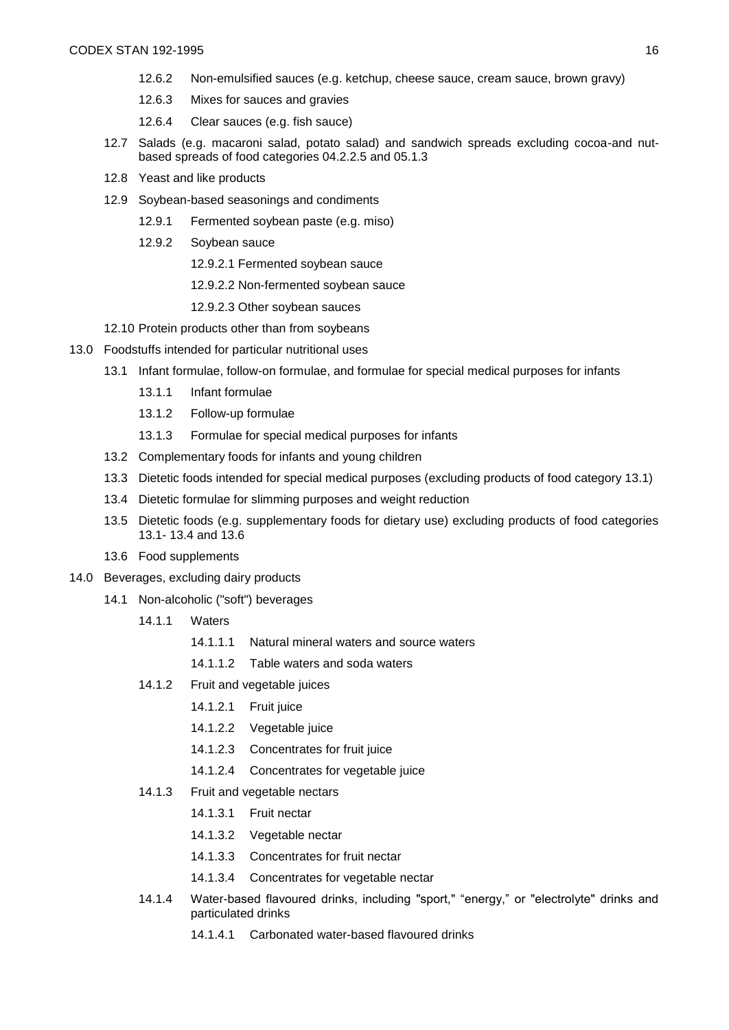- 12.6.2 Non-emulsified sauces (e.g. ketchup, cheese sauce, cream sauce, brown gravy)
- 12.6.3 Mixes for sauces and gravies
- 12.6.4 Clear sauces (e.g. fish sauce)

12.7 Salads (e.g. macaroni salad, potato salad) and sandwich spreads excluding cocoa-and nut-based spreads of food categories 04.2.2.5 and 05.1.3

12.8 Yeast and like products

12.9 Soybean-based seasonings and condiments

- 12.9.1 Fermented soybean paste (e.g. miso)
- 12.9.2 Soybean sauce
  - 12.9.2.1 Fermented soybean sauce
  - 12.9.2.2 Non-fermented soybean sauce
  - 12.9.2.3 Other soybean sauces

12.10 Protein products other than from soybeans

13.0 Foodstuffs intended for particular nutritional uses

- 13.1 Infant formulae, follow-on formulae, and formulae for special medical purposes for infants
  - 13.1.1 Infant formulae
  - 13.1.2 Follow-up formulae
  - 13.1.3 Formulae for special medical purposes for infants
- 13.2 Complementary foods for infants and young children
- 13.3 Dietetic foods intended for special medical purposes (excluding products of food category 13.1)
- 13.4 Dietetic formulae for slimming purposes and weight reduction
- 13.5 Dietetic foods (e.g. supplementary foods for dietary use) excluding products of food categories 13.1- 13.4 and 13.6
- 13.6 Food supplements

14.0 Beverages, excluding dairy products

- 14.1 Non-alcoholic ("soft") beverages
  - 14.1.1 Waters
    - 14.1.1.1 Natural mineral waters and source waters
    - 14.1.1.2 Table waters and soda waters
  - 14.1.2 Fruit and vegetable juices
    - 14.1.2.1 Fruit juice
    - 14.1.2.2 Vegetable juice
    - 14.1.2.3 Concentrates for fruit juice
    - 14.1.2.4 Concentrates for vegetable juice
  - 14.1.3 Fruit and vegetable nectars
    - 14.1.3.1 Fruit nectar
    - 14.1.3.2 Vegetable nectar
    - 14.1.3.3 Concentrates for fruit nectar
    - 14.1.3.4 Concentrates for vegetable nectar
  - 14.1.4 Water-based flavoured drinks, including "sport," "energy," or "electrolyte" drinks and particulated drinks
    - 14.1.4.1 Carbonated water-based flavoured drinks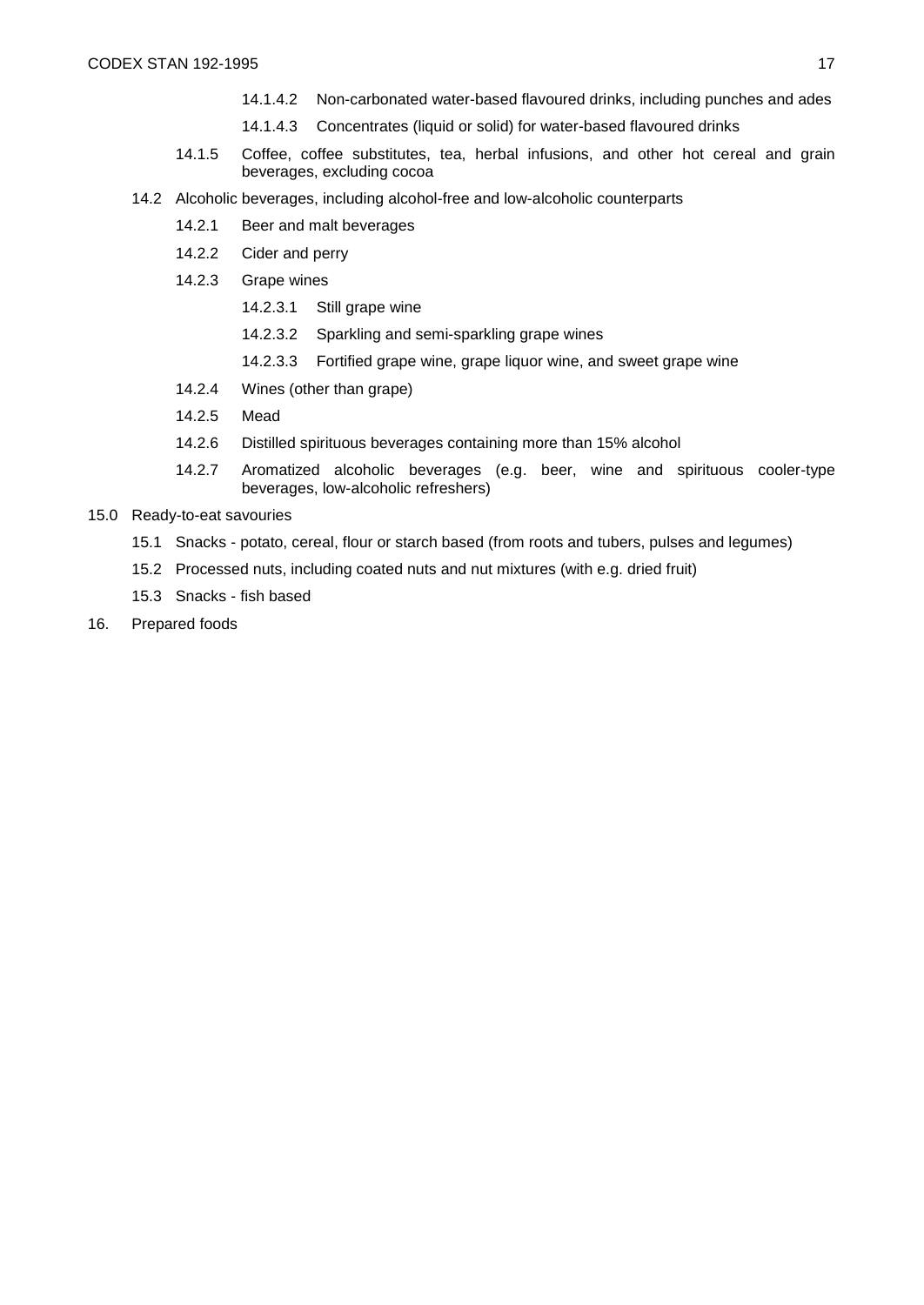- 14.1.4.2 Non-carbonated water-based flavoured drinks, including punches and ades
- 14.1.4.3 Concentrates (liquid or solid) for water-based flavoured drinks

14.1.5 Coffee, coffee substitutes, tea, herbal infusions, and other hot cereal and grain beverages, excluding cocoa

14.2 Alcoholic beverages, including alcohol-free and low-alcoholic counterparts

- 14.2.1 Beer and malt beverages
- 14.2.2 Cider and perry
- 14.2.3 Grape wines
  - 14.2.3.1 Still grape wine
  - 14.2.3.2 Sparkling and semi-sparkling grape wines
  - 14.2.3.3 Fortified grape wine, grape liquor wine, and sweet grape wine
- 14.2.4 Wines (other than grape)
- 14.2.5 Mead
- 14.2.6 Distilled spirituous beverages containing more than 15% alcohol
- 14.2.7 Aromatized alcoholic beverages (e.g. beer, wine and spirituous cooler-type beverages, low-alcoholic refreshers)

15.0 Ready-to-eat savouries

- 15.1 Snacks - potato, cereal, flour or starch based (from roots and tubers, pulses and legumes)
- 15.2 Processed nuts, including coated nuts and nut mixtures (with e.g. dried fruit)
- 15.3 Snacks - fish based

16. Prepared foods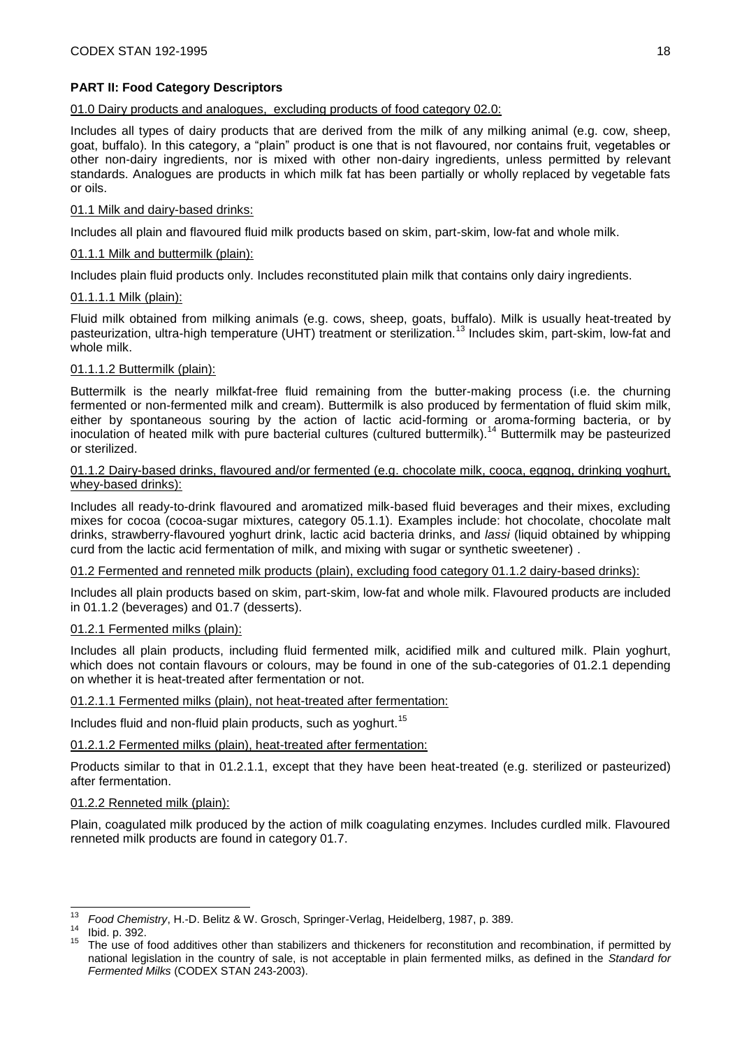## PART II: Food Category Descriptors

01.0 Dairy products and analogues, excluding products of food category 02.0:

Includes all types of dairy products that are derived from the milk of any milking animal (e.g. cow, sheep, goat, buffalo). In this category, a "plain" product is one that is not flavoured, nor contains fruit, vegetables or other non-dairy ingredients, nor is mixed with other non-dairy ingredients, unless permitted by relevant standards. Analogues are products in which milk fat has been partially or wholly replaced by vegetable fats or oils.

01.1 Milk and dairy-based drinks:

Includes all plain and flavoured fluid milk products based on skim, part-skim, low-fat and whole milk.

01.1.1 Milk and buttermilk (plain):

Includes plain fluid products only. Includes reconstituted plain milk that contains only dairy ingredients.

01.1.1.1 Milk (plain):

Fluid milk obtained from milking animals (e.g. cows, sheep, goats, buffalo). Milk is usually heat-treated by pasteurization, ultra-high temperature (UHT) treatment or sterilization.[13] Includes skim, part-skim, low-fat and whole milk.

01.1.1.2 Buttermilk (plain):

Buttermilk is the nearly milkfat-free fluid remaining from the butter-making process (i.e. the churning fermented or non-fermented milk and cream). Buttermilk is also produced by fermentation of fluid skim milk, either by spontaneous souring by the action of lactic acid-forming or aroma-forming bacteria, or by inoculation of heated milk with pure bacterial cultures (cultured buttermilk).[14] Buttermilk may be pasteurized or sterilized.

01.1.2 Dairy-based drinks, flavoured and/or fermented (e.g. chocolate milk, cooca, eggnog, drinking yoghurt, whey-based drinks):

Includes all ready-to-drink flavoured and aromatized milk-based fluid beverages and their mixes, excluding mixes for cocoa (cocoa-sugar mixtures, category 05.1.1). Examples include: hot chocolate, chocolate malt drinks, strawberry-flavoured yoghurt drink, lactic acid bacteria drinks, and *lassi* (liquid obtained by whipping curd from the lactic acid fermentation of milk, and mixing with sugar or synthetic sweetener) .

01.2 Fermented and renneted milk products (plain), excluding food category 01.1.2 dairy-based drinks):

Includes all plain products based on skim, part-skim, low-fat and whole milk. Flavoured products are included in 01.1.2 (beverages) and 01.7 (desserts).

01.2.1 Fermented milks (plain):

Includes all plain products, including fluid fermented milk, acidified milk and cultured milk. Plain yoghurt, which does not contain flavours or colours, may be found in one of the sub-categories of 01.2.1 depending on whether it is heat-treated after fermentation or not.

01.2.1.1 Fermented milks (plain), not heat-treated after fermentation:

Includes fluid and non-fluid plain products, such as yoghurt.[15]

01.2.1.2 Fermented milks (plain), heat-treated after fermentation:

Products similar to that in 01.2.1.1, except that they have been heat-treated (e.g. sterilized or pasteurized) after fermentation.

01.2.2 Renneted milk (plain):

Plain, coagulated milk produced by the action of milk coagulating enzymes. Includes curdled milk. Flavoured renneted milk products are found in category 01.7.

---

[13] *Food Chemistry*, H.-D. Belitz & W. Grosch, Springer-Verlag, Heidelberg, 1987, p. 389.

[14] Ibid. p. 392.

[15] The use of food additives other than stabilizers and thickeners for reconstitution and recombination, if permitted by national legislation in the country of sale, is not acceptable in plain fermented milks, as defined in the *Standard for Fermented Milks* (CODEX STAN 243-2003).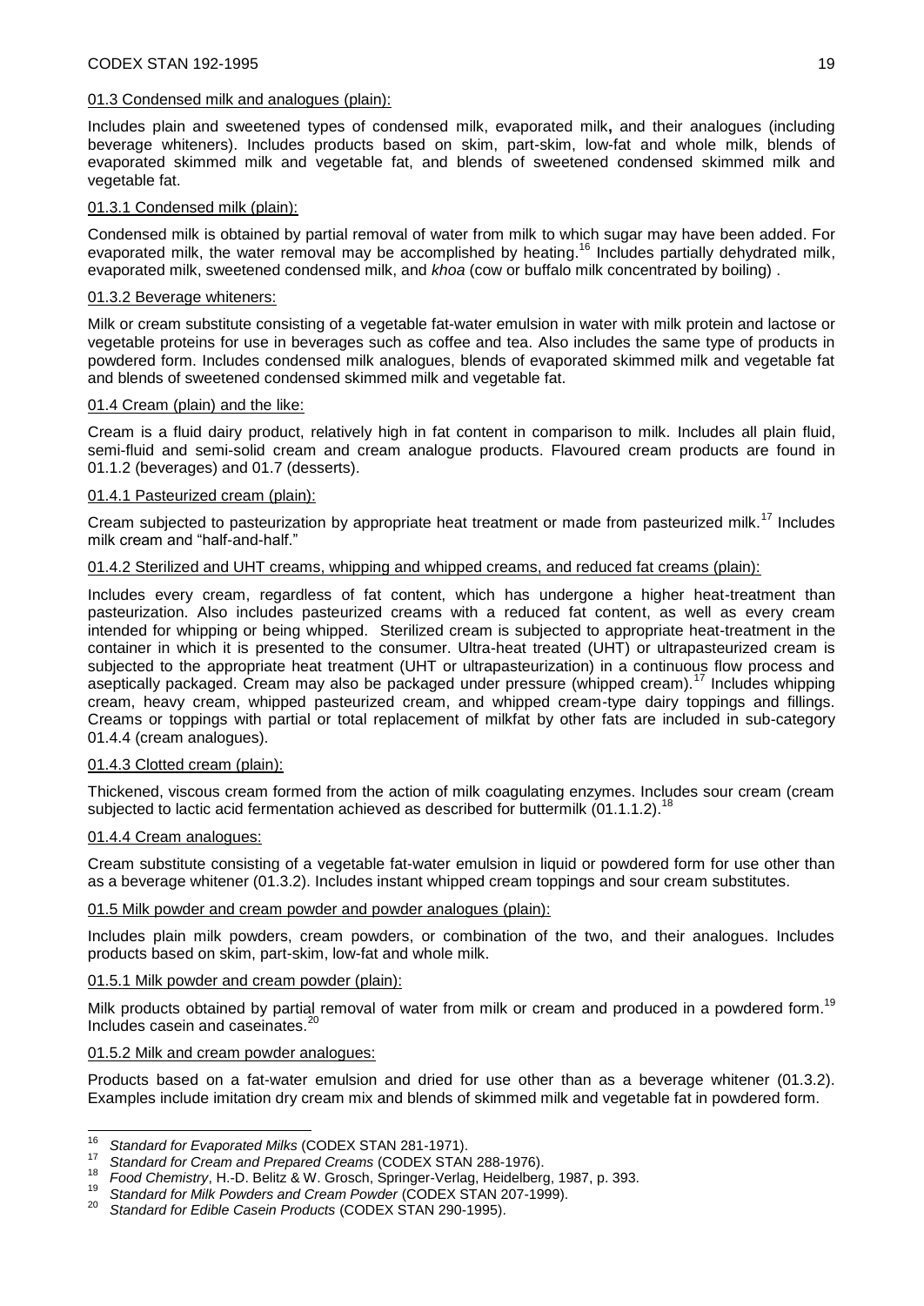01.3 Condensed milk and analogues (plain):

Includes plain and sweetened types of condensed milk, evaporated milk**,** and their analogues (including beverage whiteners). Includes products based on skim, part-skim, low-fat and whole milk, blends of evaporated skimmed milk and vegetable fat, and blends of sweetened condensed skimmed milk and vegetable fat.

01.3.1 Condensed milk (plain):

Condensed milk is obtained by partial removal of water from milk to which sugar may have been added. For evaporated milk, the water removal may be accomplished by heating.[16] Includes partially dehydrated milk, evaporated milk, sweetened condensed milk, and *khoa* (cow or buffalo milk concentrated by boiling) .

01.3.2 Beverage whiteners:

Milk or cream substitute consisting of a vegetable fat-water emulsion in water with milk protein and lactose or vegetable proteins for use in beverages such as coffee and tea. Also includes the same type of products in powdered form. Includes condensed milk analogues, blends of evaporated skimmed milk and vegetable fat and blends of sweetened condensed skimmed milk and vegetable fat.

01.4 Cream (plain) and the like:

Cream is a fluid dairy product, relatively high in fat content in comparison to milk. Includes all plain fluid, semi-fluid and semi-solid cream and cream analogue products. Flavoured cream products are found in 01.1.2 (beverages) and 01.7 (desserts).

01.4.1 Pasteurized cream (plain):

Cream subjected to pasteurization by appropriate heat treatment or made from pasteurized milk.[17] Includes milk cream and "half-and-half."

01.4.2 Sterilized and UHT creams, whipping and whipped creams, and reduced fat creams (plain):

Includes every cream, regardless of fat content, which has undergone a higher heat-treatment than pasteurization. Also includes pasteurized creams with a reduced fat content, as well as every cream intended for whipping or being whipped. Sterilized cream is subjected to appropriate heat-treatment in the container in which it is presented to the consumer. Ultra-heat treated (UHT) or ultrapasteurized cream is subjected to the appropriate heat treatment (UHT or ultrapasteurization) in a continuous flow process and aseptically packaged. Cream may also be packaged under pressure (whipped cream).[17] Includes whipping cream, heavy cream, whipped pasteurized cream, and whipped cream-type dairy toppings and fillings. Creams or toppings with partial or total replacement of milkfat by other fats are included in sub-category 01.4.4 (cream analogues).

01.4.3 Clotted cream (plain):

Thickened, viscous cream formed from the action of milk coagulating enzymes. Includes sour cream (cream subjected to lactic acid fermentation achieved as described for buttermilk (01.1.1.2).[18]

01.4.4 Cream analogues:

Cream substitute consisting of a vegetable fat-water emulsion in liquid or powdered form for use other than as a beverage whitener (01.3.2). Includes instant whipped cream toppings and sour cream substitutes.

01.5 Milk powder and cream powder and powder analogues (plain):

Includes plain milk powders, cream powders, or combination of the two, and their analogues. Includes products based on skim, part-skim, low-fat and whole milk.

01.5.1 Milk powder and cream powder (plain):

Milk products obtained by partial removal of water from milk or cream and produced in a powdered form.[19] Includes casein and caseinates.[20]

01.5.2 Milk and cream powder analogues:

Products based on a fat-water emulsion and dried for use other than as a beverage whitener (01.3.2). Examples include imitation dry cream mix and blends of skimmed milk and vegetable fat in powdered form.

---

[16] *Standard for Evaporated Milks* (CODEX STAN 281-1971).

[17] *Standard for Cream and Prepared Creams* (CODEX STAN 288-1976).

[18] *Food Chemistry*, H.-D. Belitz & W. Grosch, Springer-Verlag, Heidelberg, 1987, p. 393.

[19] *Standard for Milk Powders and Cream Powder* (CODEX STAN 207-1999).

[20] *Standard for Edible Casein Products* (CODEX STAN 290-1995).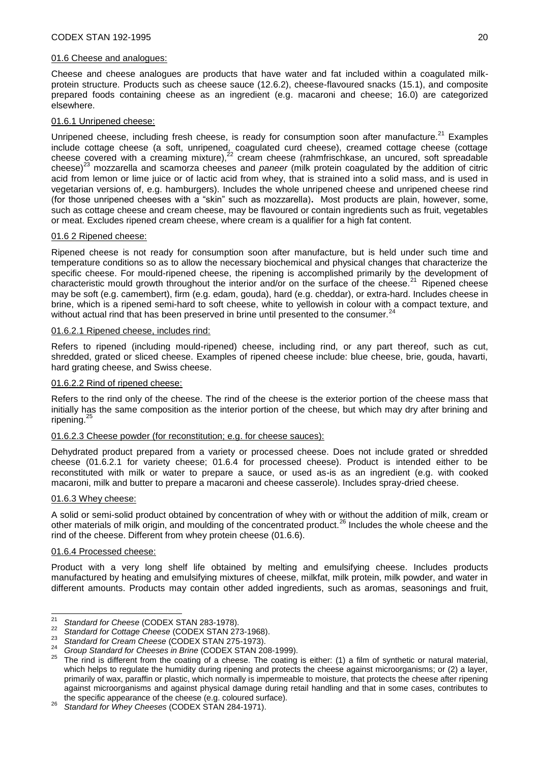01.6 Cheese and analogues:

Cheese and cheese analogues are products that have water and fat included within a coagulated milk-protein structure. Products such as cheese sauce (12.6.2), cheese-flavoured snacks (15.1), and composite prepared foods containing cheese as an ingredient (e.g. macaroni and cheese; 16.0) are categorized elsewhere.

01.6.1 Unripened cheese:

Unripened cheese, including fresh cheese, is ready for consumption soon after manufacture.[21] Examples include cottage cheese (a soft, unripened, coagulated curd cheese), creamed cottage cheese (cottage cheese covered with a creaming mixture),[22] cream cheese (rahmfrischkase, an uncured, soft spreadable cheese)[23] mozzarella and scamorza cheeses and *paneer* (milk protein coagulated by the addition of citric acid from lemon or lime juice or of lactic acid from whey, that is strained into a solid mass, and is used in vegetarian versions of, e.g. hamburgers). Includes the whole unripened cheese and unripened cheese rind (for those unripened cheeses with a "skin" such as mozzarella). Most products are plain, however, some, such as cottage cheese and cream cheese, may be flavoured or contain ingredients such as fruit, vegetables or meat. Excludes ripened cream cheese, where cream is a qualifier for a high fat content.

01.6 2 Ripened cheese:

Ripened cheese is not ready for consumption soon after manufacture, but is held under such time and temperature conditions so as to allow the necessary biochemical and physical changes that characterize the specific cheese. For mould-ripened cheese, the ripening is accomplished primarily by the development of characteristic mould growth throughout the interior and/or on the surface of the cheese.[21] Ripened cheese may be soft (e.g. camembert), firm (e.g. edam, gouda), hard (e.g. cheddar), or extra-hard. Includes cheese in brine, which is a ripened semi-hard to soft cheese, white to yellowish in colour with a compact texture, and without actual rind that has been preserved in brine until presented to the consumer.[24]

01.6.2.1 Ripened cheese, includes rind:

Refers to ripened (including mould-ripened) cheese, including rind, or any part thereof, such as cut, shredded, grated or sliced cheese. Examples of ripened cheese include: blue cheese, brie, gouda, havarti, hard grating cheese, and Swiss cheese.

01.6.2.2 Rind of ripened cheese:

Refers to the rind only of the cheese. The rind of the cheese is the exterior portion of the cheese mass that initially has the same composition as the interior portion of the cheese, but which may dry after brining and ripening.[25]

01.6.2.3 Cheese powder (for reconstitution; e.g. for cheese sauces):

Dehydrated product prepared from a variety or processed cheese. Does not include grated or shredded cheese (01.6.2.1 for variety cheese; 01.6.4 for processed cheese). Product is intended either to be reconstituted with milk or water to prepare a sauce, or used as-is as an ingredient (e.g. with cooked macaroni, milk and butter to prepare a macaroni and cheese casserole). Includes spray-dried cheese.

01.6.3 Whey cheese:

A solid or semi-solid product obtained by concentration of whey with or without the addition of milk, cream or other materials of milk origin, and moulding of the concentrated product.[26] Includes the whole cheese and the rind of the cheese. Different from whey protein cheese (01.6.6).

01.6.4 Processed cheese:

Product with a very long shelf life obtained by melting and emulsifying cheese. Includes products manufactured by heating and emulsifying mixtures of cheese, milkfat, milk protein, milk powder, and water in different amounts. Products may contain other added ingredients, such as aromas, seasonings and fruit,

---

[21] *Standard for Cheese* (CODEX STAN 283-1978).

[22] *Standard for Cottage Cheese* (CODEX STAN 273-1968).

[23] *Standard for Cream Cheese* (CODEX STAN 275-1973).

[24] *Group Standard for Cheeses in Brine* (CODEX STAN 208-1999).

[25] The rind is different from the coating of a cheese. The coating is either: (1) a film of synthetic or natural material, which helps to regulate the humidity during ripening and protects the cheese against microorganisms; or (2) a layer, primarily of wax, paraffin or plastic, which normally is impermeable to moisture, that protects the cheese after ripening against microorganisms and against physical damage during retail handling and that in some cases, contributes to the specific appearance of the cheese (e.g. coloured surface).

[26] *Standard for Whey Cheeses* (CODEX STAN 284-1971).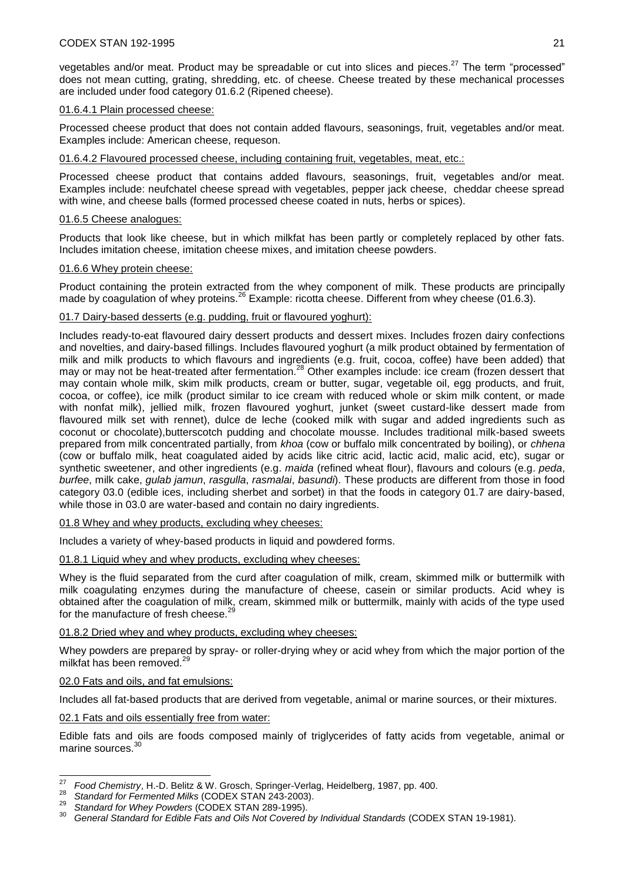vegetables and/or meat. Product may be spreadable or cut into slices and pieces.[27] The term "processed" does not mean cutting, grating, shredding, etc. of cheese. Cheese treated by these mechanical processes are included under food category 01.6.2 (Ripened cheese).

01.6.4.1 Plain processed cheese:

Processed cheese product that does not contain added flavours, seasonings, fruit, vegetables and/or meat. Examples include: American cheese, requeson.

01.6.4.2 Flavoured processed cheese, including containing fruit, vegetables, meat, etc.:

Processed cheese product that contains added flavours, seasonings, fruit, vegetables and/or meat. Examples include: neufchatel cheese spread with vegetables, pepper jack cheese, cheddar cheese spread with wine, and cheese balls (formed processed cheese coated in nuts, herbs or spices).

01.6.5 Cheese analogues:

Products that look like cheese, but in which milkfat has been partly or completely replaced by other fats. Includes imitation cheese, imitation cheese mixes, and imitation cheese powders.

01.6.6 Whey protein cheese:

Product containing the protein extracted from the whey component of milk. These products are principally made by coagulation of whey proteins.[26] Example: ricotta cheese. Different from whey cheese (01.6.3).

01.7 Dairy-based desserts (e.g. pudding, fruit or flavoured yoghurt):

Includes ready-to-eat flavoured dairy dessert products and dessert mixes. Includes frozen dairy confections and novelties, and dairy-based fillings. Includes flavoured yoghurt (a milk product obtained by fermentation of milk and milk products to which flavours and ingredients (e.g. fruit, cocoa, coffee) have been added) that may or may not be heat-treated after fermentation.[28] Other examples include: ice cream (frozen dessert that may contain whole milk, skim milk products, cream or butter, sugar, vegetable oil, egg products, and fruit, cocoa, or coffee), ice milk (product similar to ice cream with reduced whole or skim milk content, or made with nonfat milk), jellied milk, frozen flavoured yoghurt, junket (sweet custard-like dessert made from flavoured milk set with rennet), dulce de leche (cooked milk with sugar and added ingredients such as coconut or chocolate),butterscotch pudding and chocolate mousse. Includes traditional milk-based sweets prepared from milk concentrated partially, from *khoa* (cow or buffalo milk concentrated by boiling), or *chhena* (cow or buffalo milk, heat coagulated aided by acids like citric acid, lactic acid, malic acid, etc), sugar or synthetic sweetener, and other ingredients (e.g. *maida* (refined wheat flour), flavours and colours (e.g. *peda*, *burfee*, milk cake, *gulab jamun*, *rasgulla*, *rasmalai*, *basundi*). These products are different from those in food category 03.0 (edible ices, including sherbet and sorbet) in that the foods in category 01.7 are dairy-based, while those in 03.0 are water-based and contain no dairy ingredients.

01.8 Whey and whey products, excluding whey cheeses:

Includes a variety of whey-based products in liquid and powdered forms.

01.8.1 Liquid whey and whey products, excluding whey cheeses:

Whey is the fluid separated from the curd after coagulation of milk, cream, skimmed milk or buttermilk with milk coagulating enzymes during the manufacture of cheese, casein or similar products. Acid whey is obtained after the coagulation of milk, cream, skimmed milk or buttermilk, mainly with acids of the type used for the manufacture of fresh cheese.[29]

01.8.2 Dried whey and whey products, excluding whey cheeses:

Whey powders are prepared by spray- or roller-drying whey or acid whey from which the major portion of the milkfat has been removed.[29]

02.0 Fats and oils, and fat emulsions:

Includes all fat-based products that are derived from vegetable, animal or marine sources, or their mixtures.

02.1 Fats and oils essentially free from water:

Edible fats and oils are foods composed mainly of triglycerides of fatty acids from vegetable, animal or marine sources.[30]

---

[27] *Food Chemistry*, H.-D. Belitz & W. Grosch, Springer-Verlag, Heidelberg, 1987, pp. 400.

[28] *Standard for Fermented Milks* (CODEX STAN 243-2003).

[29] *Standard for Whey Powders* (CODEX STAN 289-1995).

[30] *General Standard for Edible Fats and Oils Not Covered by Individual Standards* (CODEX STAN 19-1981).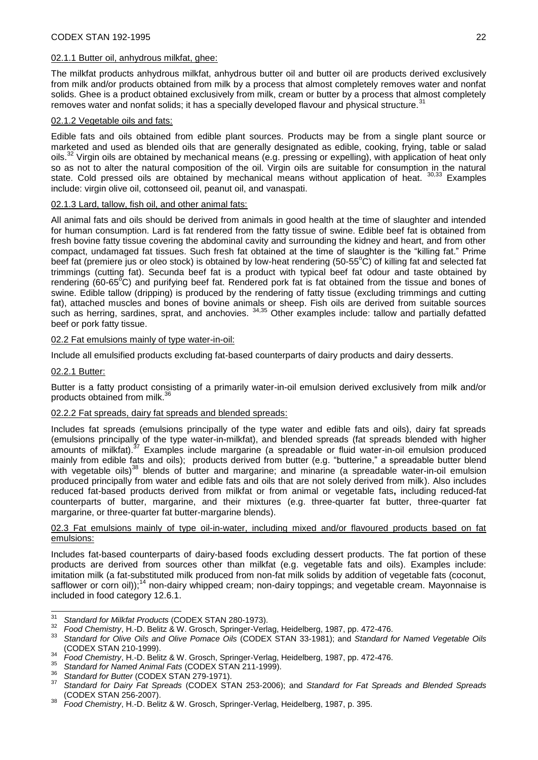02.1.1 Butter oil, anhydrous milkfat, ghee:

The milkfat products anhydrous milkfat, anhydrous butter oil and butter oil are products derived exclusively from milk and/or products obtained from milk by a process that almost completely removes water and nonfat solids. Ghee is a product obtained exclusively from milk, cream or butter by a process that almost completely removes water and nonfat solids; it has a specially developed flavour and physical structure.[31]

02.1.2 Vegetable oils and fats:

Edible fats and oils obtained from edible plant sources. Products may be from a single plant source or marketed and used as blended oils that are generally designated as edible, cooking, frying, table or salad oils.[32] Virgin oils are obtained by mechanical means (e.g. pressing or expelling), with application of heat only so as not to alter the natural composition of the oil. Virgin oils are suitable for consumption in the natural state. Cold pressed oils are obtained by mechanical means without application of heat. [30,33] Examples include: virgin olive oil, cottonseed oil, peanut oil, and vanaspati.

02.1.3 Lard, tallow, fish oil, and other animal fats:

All animal fats and oils should be derived from animals in good health at the time of slaughter and intended for human consumption. Lard is fat rendered from the fatty tissue of swine. Edible beef fat is obtained from fresh bovine fatty tissue covering the abdominal cavity and surrounding the kidney and heart, and from other compact, undamaged fat tissues. Such fresh fat obtained at the time of slaughter is the "killing fat." Prime beef fat (premiere jus or oleo stock) is obtained by low-heat rendering (50-55°C) of killing fat and selected fat trimmings (cutting fat). Secunda beef fat is a product with typical beef fat odour and taste obtained by rendering (60-65°C) and purifying beef fat. Rendered pork fat is fat obtained from the tissue and bones of swine. Edible tallow (dripping) is produced by the rendering of fatty tissue (excluding trimmings and cutting fat), attached muscles and bones of bovine animals or sheep. Fish oils are derived from suitable sources such as herring, sardines, sprat, and anchovies. [34,35] Other examples include: tallow and partially defatted beef or pork fatty tissue.

02.2 Fat emulsions mainly of type water-in-oil:

Include all emulsified products excluding fat-based counterparts of dairy products and dairy desserts.

02.2.1 Butter:

Butter is a fatty product consisting of a primarily water-in-oil emulsion derived exclusively from milk and/or products obtained from milk.[36]

02.2.2 Fat spreads, dairy fat spreads and blended spreads:

Includes fat spreads (emulsions principally of the type water and edible fats and oils), dairy fat spreads (emulsions principally of the type water-in-milkfat), and blended spreads (fat spreads blended with higher amounts of milkfat).[37] Examples include margarine (a spreadable or fluid water-in-oil emulsion produced mainly from edible fats and oils); products derived from butter (e.g. "butterine," a spreadable butter blend with vegetable oils)[38] blends of butter and margarine; and minarine (a spreadable water-in-oil emulsion produced principally from water and edible fats and oils that are not solely derived from milk). Also includes reduced fat-based products derived from milkfat or from animal or vegetable fats**,** including reduced-fat counterparts of butter, margarine, and their mixtures (e.g. three-quarter fat butter, three-quarter fat margarine, or three-quarter fat butter-margarine blends).

02.3 Fat emulsions mainly of type oil-in-water, including mixed and/or flavoured products based on fat emulsions:

Includes fat-based counterparts of dairy-based foods excluding dessert products. The fat portion of these products are derived from sources other than milkfat (e.g. vegetable fats and oils). Examples include: imitation milk (a fat-substituted milk produced from non-fat milk solids by addition of vegetable fats (coconut, safflower or corn oil));[14] non-dairy whipped cream; non-dairy toppings; and vegetable cream. Mayonnaise is included in food category 12.6.1.

---

[31] *Standard for Milkfat Products* (CODEX STAN 280-1973).

[32] *Food Chemistry*, H.-D. Belitz & W. Grosch, Springer-Verlag, Heidelberg, 1987, pp. 472-476.

[33] *Standard for Olive Oils and Olive Pomace Oils* (CODEX STAN 33-1981); and *Standard for Named Vegetable Oils* (CODEX STAN 210-1999).

[34] *Food Chemistry*, H.-D. Belitz & W. Grosch, Springer-Verlag, Heidelberg, 1987, pp. 472-476.

[35] *Standard for Named Animal Fats* (CODEX STAN 211-1999).

[36] *Standard for Butter* (CODEX STAN 279-1971).

[37] *Standard for Dairy Fat Spreads* (CODEX STAN 253-2006); and *Standard for Fat Spreads and Blended Spreads* (CODEX STAN 256-2007).

[38] *Food Chemistry*, H.-D. Belitz & W. Grosch, Springer-Verlag, Heidelberg, 1987, p. 395.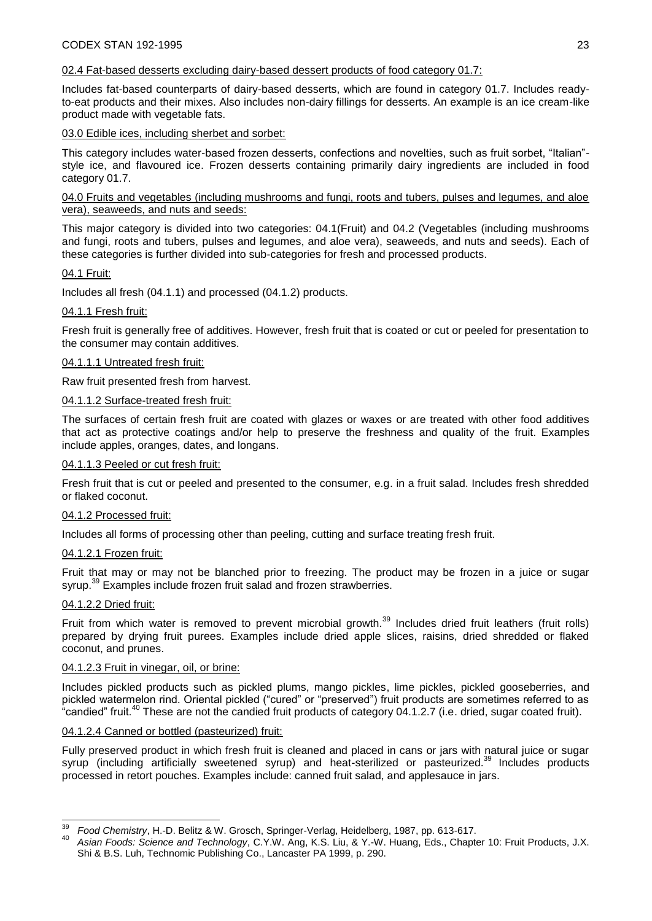02.4 Fat-based desserts excluding dairy-based dessert products of food category 01.7:

Includes fat-based counterparts of dairy-based desserts, which are found in category 01.7. Includes ready-to-eat products and their mixes. Also includes non-dairy fillings for desserts. An example is an ice cream-like product made with vegetable fats.

03.0 Edible ices, including sherbet and sorbet:

This category includes water-based frozen desserts, confections and novelties, such as fruit sorbet, "Italian"-style ice, and flavoured ice. Frozen desserts containing primarily dairy ingredients are included in food category 01.7.

04.0 Fruits and vegetables (including mushrooms and fungi, roots and tubers, pulses and legumes, and aloe vera), seaweeds, and nuts and seeds:

This major category is divided into two categories: 04.1(Fruit) and 04.2 (Vegetables (including mushrooms and fungi, roots and tubers, pulses and legumes, and aloe vera), seaweeds, and nuts and seeds). Each of these categories is further divided into sub-categories for fresh and processed products.

04.1 Fruit:

Includes all fresh (04.1.1) and processed (04.1.2) products.

04.1.1 Fresh fruit:

Fresh fruit is generally free of additives. However, fresh fruit that is coated or cut or peeled for presentation to the consumer may contain additives.

04.1.1.1 Untreated fresh fruit:

Raw fruit presented fresh from harvest.

04.1.1.2 Surface-treated fresh fruit:

The surfaces of certain fresh fruit are coated with glazes or waxes or are treated with other food additives that act as protective coatings and/or help to preserve the freshness and quality of the fruit. Examples include apples, oranges, dates, and longans.

04.1.1.3 Peeled or cut fresh fruit:

Fresh fruit that is cut or peeled and presented to the consumer, e.g. in a fruit salad. Includes fresh shredded or flaked coconut.

04.1.2 Processed fruit:

Includes all forms of processing other than peeling, cutting and surface treating fresh fruit.

04.1.2.1 Frozen fruit:

Fruit that may or may not be blanched prior to freezing. The product may be frozen in a juice or sugar syrup.[39] Examples include frozen fruit salad and frozen strawberries.

04.1.2.2 Dried fruit:

Fruit from which water is removed to prevent microbial growth.[39] Includes dried fruit leathers (fruit rolls) prepared by drying fruit purees. Examples include dried apple slices, raisins, dried shredded or flaked coconut, and prunes.

04.1.2.3 Fruit in vinegar, oil, or brine:

Includes pickled products such as pickled plums, mango pickles, lime pickles, pickled gooseberries, and pickled watermelon rind. Oriental pickled ("cured" or "preserved") fruit products are sometimes referred to as "candied" fruit.[40] These are not the candied fruit products of category 04.1.2.7 (i.e. dried, sugar coated fruit).

04.1.2.4 Canned or bottled (pasteurized) fruit:

Fully preserved product in which fresh fruit is cleaned and placed in cans or jars with natural juice or sugar syrup (including artificially sweetened syrup) and heat-sterilized or pasteurized.[39] Includes products processed in retort pouches. Examples include: canned fruit salad, and applesauce in jars.

---

[39] *Food Chemistry*, H.-D. Belitz & W. Grosch, Springer-Verlag, Heidelberg, 1987, pp. 613-617.

[40] *Asian Foods: Science and Technology*, C.Y.W. Ang, K.S. Liu, & Y.-W. Huang, Eds., Chapter 10: Fruit Products, J.X. Shi & B.S. Luh, Technomic Publishing Co., Lancaster PA 1999, p. 290.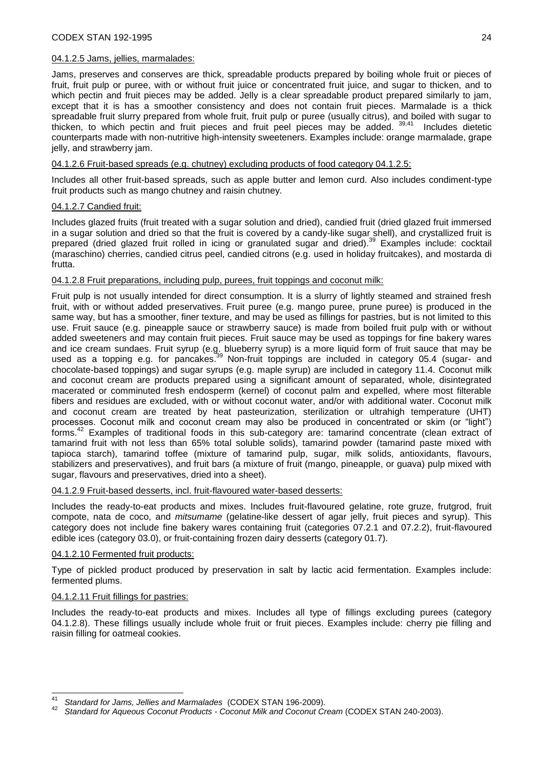04.1.2.5 Jams, jellies, marmalades:

Jams, preserves and conserves are thick, spreadable products prepared by boiling whole fruit or pieces of fruit, fruit pulp or puree, with or without fruit juice or concentrated fruit juice, and sugar to thicken, and to which pectin and fruit pieces may be added. Jelly is a clear spreadable product prepared similarly to jam, except that it is has a smoother consistency and does not contain fruit pieces. Marmalade is a thick spreadable fruit slurry prepared from whole fruit, fruit pulp or puree (usually citrus), and boiled with sugar to thicken, to which pectin and fruit pieces and fruit peel pieces may be added. [39,41] Includes dietetic counterparts made with non-nutritive high-intensity sweeteners. Examples include: orange marmalade, grape jelly, and strawberry jam.

04.1.2.6 Fruit-based spreads (e.g. chutney) excluding products of food category 04.1.2.5:

Includes all other fruit-based spreads, such as apple butter and lemon curd. Also includes condiment-type fruit products such as mango chutney and raisin chutney.

04.1.2.7 Candied fruit:

Includes glazed fruits (fruit treated with a sugar solution and dried), candied fruit (dried glazed fruit immersed in a sugar solution and dried so that the fruit is covered by a candy-like sugar shell), and crystallized fruit is prepared (dried glazed fruit rolled in icing or granulated sugar and dried).[39] Examples include: cocktail (maraschino) cherries, candied citrus peel, candied citrons (e.g. used in holiday fruitcakes), and mostarda di frutta.

04.1.2.8 Fruit preparations, including pulp, purees, fruit toppings and coconut milk:

Fruit pulp is not usually intended for direct consumption. It is a slurry of lightly steamed and strained fresh fruit, with or without added preservatives. Fruit puree (e.g. mango puree, prune puree) is produced in the same way, but has a smoother, finer texture, and may be used as fillings for pastries, but is not limited to this use. Fruit sauce (e.g. pineapple sauce or strawberry sauce) is made from boiled fruit pulp with or without added sweeteners and may contain fruit pieces. Fruit sauce may be used as toppings for fine bakery wares and ice cream sundaes. Fruit syrup (e.g. blueberry syrup) is a more liquid form of fruit sauce that may be used as a topping e.g. for pancakes.[39] Non-fruit toppings are included in category 05.4 (sugar- and chocolate-based toppings) and sugar syrups (e.g. maple syrup) are included in category 11.4. Coconut milk and coconut cream are products prepared using a significant amount of separated, whole, disintegrated macerated or comminuted fresh endosperm (kernel) of coconut palm and expelled, where most filterable fibers and residues are excluded, with or without coconut water, and/or with additional water. Coconut milk and coconut cream are treated by heat pasteurization, sterilization or ultrahigh temperature (UHT) processes. Coconut milk and coconut cream may also be produced in concentrated or skim (or "light") forms.[42] Examples of traditional foods in this sub-category are: tamarind concentrate (clean extract of tamarind fruit with not less than 65% total soluble solids), tamarind powder (tamarind paste mixed with tapioca starch), tamarind toffee (mixture of tamarind pulp, sugar, milk solids, antioxidants, flavours, stabilizers and preservatives), and fruit bars (a mixture of fruit (mango, pineapple, or guava) pulp mixed with sugar, flavours and preservatives, dried into a sheet).

04.1.2.9 Fruit-based desserts, incl. fruit-flavoured water-based desserts:

Includes the ready-to-eat products and mixes. Includes fruit-flavoured gelatine, rote gruze, frutgrod, fruit compote, nata de coco, and *mitsumame* (gelatine-like dessert of agar jelly, fruit pieces and syrup). This category does not include fine bakery wares containing fruit (categories 07.2.1 and 07.2.2), fruit-flavoured edible ices (category 03.0), or fruit-containing frozen dairy desserts (category 01.7).

04.1.2.10 Fermented fruit products:

Type of pickled product produced by preservation in salt by lactic acid fermentation. Examples include: fermented plums.

04.1.2.11 Fruit fillings for pastries:

Includes the ready-to-eat products and mixes. Includes all type of fillings excluding purees (category 04.1.2.8). These fillings usually include whole fruit or fruit pieces. Examples include: cherry pie filling and raisin filling for oatmeal cookies.

---

[41] *Standard for Jams, Jellies and Marmalades* (CODEX STAN 196-2009).

[42] *Standard for Aqueous Coconut Products - Coconut Milk and Coconut Cream* (CODEX STAN 240-2003).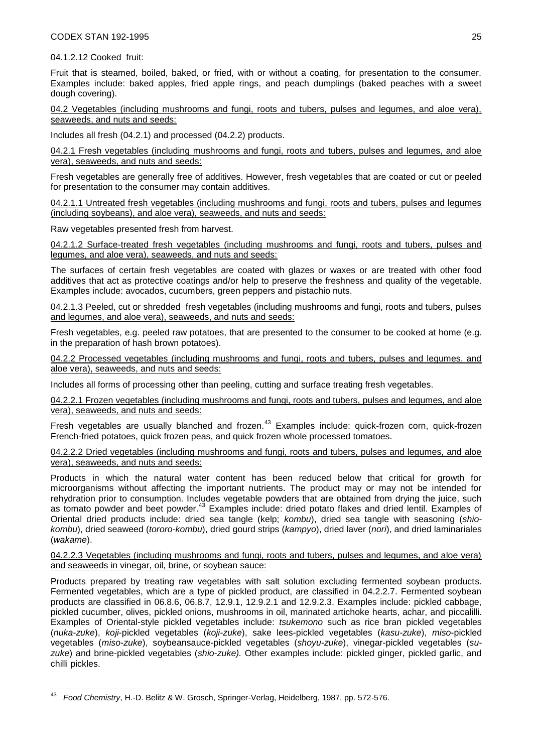04.1.2.12 Cooked fruit:

Fruit that is steamed, boiled, baked, or fried, with or without a coating, for presentation to the consumer. Examples include: baked apples, fried apple rings, and peach dumplings (baked peaches with a sweet dough covering).

04.2 Vegetables (including mushrooms and fungi, roots and tubers, pulses and legumes, and aloe vera), seaweeds, and nuts and seeds:

Includes all fresh (04.2.1) and processed (04.2.2) products.

04.2.1 Fresh vegetables (including mushrooms and fungi, roots and tubers, pulses and legumes, and aloe vera), seaweeds, and nuts and seeds:

Fresh vegetables are generally free of additives. However, fresh vegetables that are coated or cut or peeled for presentation to the consumer may contain additives.

04.2.1.1 Untreated fresh vegetables (including mushrooms and fungi, roots and tubers, pulses and legumes (including soybeans), and aloe vera), seaweeds, and nuts and seeds:

Raw vegetables presented fresh from harvest.

04.2.1.2 Surface-treated fresh vegetables (including mushrooms and fungi, roots and tubers, pulses and legumes, and aloe vera), seaweeds, and nuts and seeds:

The surfaces of certain fresh vegetables are coated with glazes or waxes or are treated with other food additives that act as protective coatings and/or help to preserve the freshness and quality of the vegetable. Examples include: avocados, cucumbers, green peppers and pistachio nuts.

04.2.1.3 Peeled, cut or shredded fresh vegetables (including mushrooms and fungi, roots and tubers, pulses and legumes, and aloe vera), seaweeds, and nuts and seeds:

Fresh vegetables, e.g. peeled raw potatoes, that are presented to the consumer to be cooked at home (e.g. in the preparation of hash brown potatoes).

04.2.2 Processed vegetables (including mushrooms and fungi, roots and tubers, pulses and legumes, and aloe vera), seaweeds, and nuts and seeds:

Includes all forms of processing other than peeling, cutting and surface treating fresh vegetables.

04.2.2.1 Frozen vegetables (including mushrooms and fungi, roots and tubers, pulses and legumes, and aloe vera), seaweeds, and nuts and seeds:

Fresh vegetables are usually blanched and frozen.[43] Examples include: quick-frozen corn, quick-frozen French-fried potatoes, quick frozen peas, and quick frozen whole processed tomatoes.

04.2.2.2 Dried vegetables (including mushrooms and fungi, roots and tubers, pulses and legumes, and aloe vera), seaweeds, and nuts and seeds:

Products in which the natural water content has been reduced below that critical for growth for microorganisms without affecting the important nutrients. The product may or may not be intended for rehydration prior to consumption. Includes vegetable powders that are obtained from drying the juice, such as tomato powder and beet powder.[43] Examples include: dried potato flakes and dried lentil. Examples of Oriental dried products include: dried sea tangle (kelp; *kombu*), dried sea tangle with seasoning (*shio-kombu*), dried seaweed (*tororo-kombu*), dried gourd strips (*kampyo*), dried laver (*nori*), and dried laminariales (*wakame*).

04.2.2.3 Vegetables (including mushrooms and fungi, roots and tubers, pulses and legumes, and aloe vera) and seaweeds in vinegar, oil, brine, or soybean sauce:

Products prepared by treating raw vegetables with salt solution excluding fermented soybean products. Fermented vegetables, which are a type of pickled product, are classified in 04.2.2.7. Fermented soybean products are classified in 06.8.6, 06.8.7, 12.9.1, 12.9.2.1 and 12.9.2.3. Examples include: pickled cabbage, pickled cucumber, olives, pickled onions, mushrooms in oil, marinated artichoke hearts, achar, and piccalilli. Examples of Oriental-style pickled vegetables include: *tsukemono* such as rice bran pickled vegetables (*nuka-zuke*), *koji*-pickled vegetables (*koji-zuke*), sake lees-pickled vegetables (*kasu-zuke*), *miso*-pickled vegetables (*miso-zuke*), soybeansauce-pickled vegetables (*shoyu-zuke*), vinegar-pickled vegetables (*su-zuke*) and brine-pickled vegetables (*shio-zuke).* Other examples include: pickled ginger, pickled garlic, and chilli pickles.

---

[43] *Food Chemistry*, H.-D. Belitz & W. Grosch, Springer-Verlag, Heidelberg, 1987, pp. 572-576.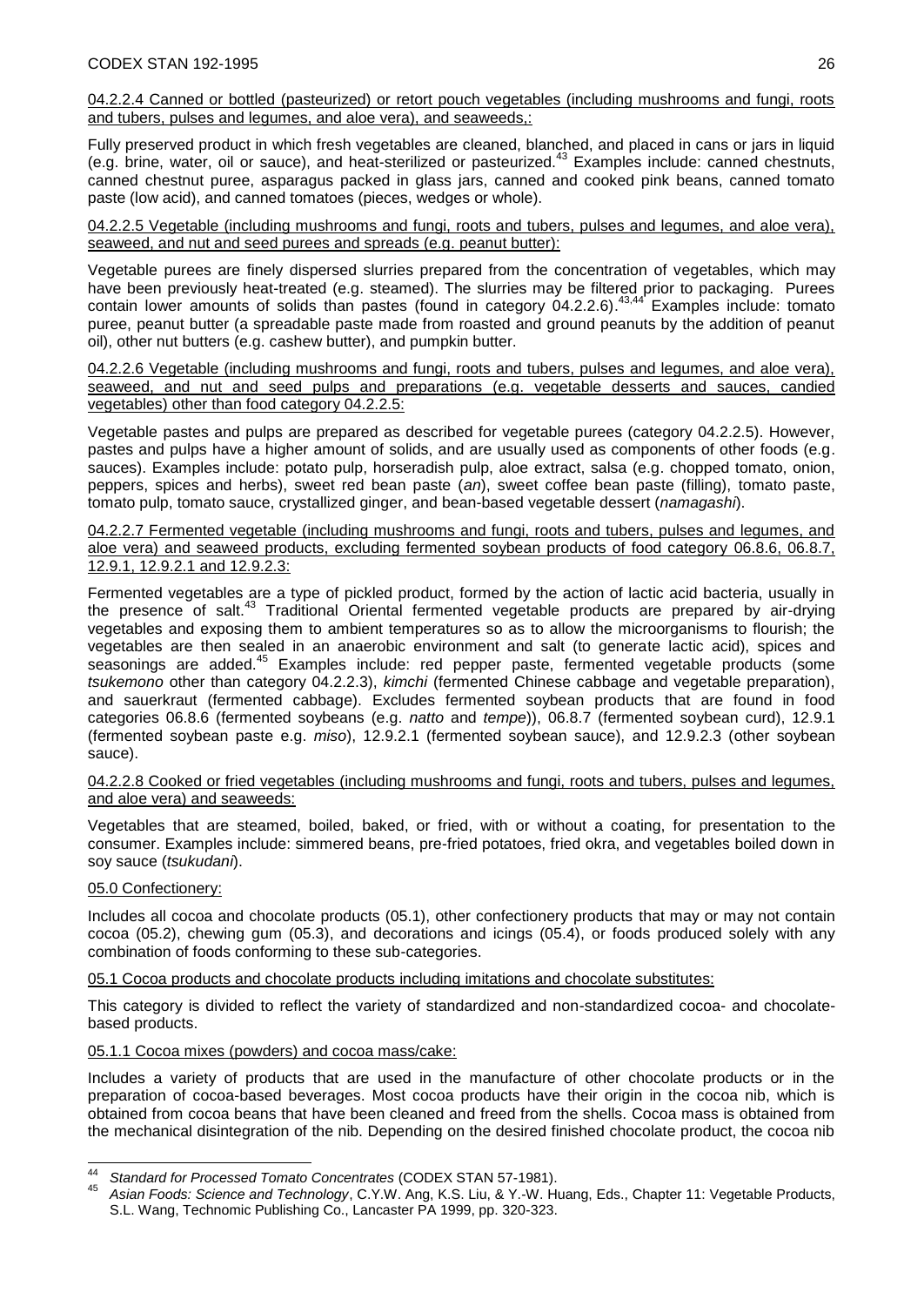04.2.2.4 Canned or bottled (pasteurized) or retort pouch vegetables (including mushrooms and fungi, roots and tubers, pulses and legumes, and aloe vera), and seaweeds,:

Fully preserved product in which fresh vegetables are cleaned, blanched, and placed in cans or jars in liquid (e.g. brine, water, oil or sauce), and heat-sterilized or pasteurized.[43] Examples include: canned chestnuts, canned chestnut puree, asparagus packed in glass jars, canned and cooked pink beans, canned tomato paste (low acid), and canned tomatoes (pieces, wedges or whole).

04.2.2.5 Vegetable (including mushrooms and fungi, roots and tubers, pulses and legumes, and aloe vera), seaweed, and nut and seed purees and spreads (e.g. peanut butter):

Vegetable purees are finely dispersed slurries prepared from the concentration of vegetables, which may have been previously heat-treated (e.g. steamed). The slurries may be filtered prior to packaging. Purees contain lower amounts of solids than pastes (found in category 04.2.2.6).[43,44] Examples include: tomato puree, peanut butter (a spreadable paste made from roasted and ground peanuts by the addition of peanut oil), other nut butters (e.g. cashew butter), and pumpkin butter.

04.2.2.6 Vegetable (including mushrooms and fungi, roots and tubers, pulses and legumes, and aloe vera), seaweed, and nut and seed pulps and preparations (e.g. vegetable desserts and sauces, candied vegetables) other than food category 04.2.2.5:

Vegetable pastes and pulps are prepared as described for vegetable purees (category 04.2.2.5). However, pastes and pulps have a higher amount of solids, and are usually used as components of other foods (e.g. sauces). Examples include: potato pulp, horseradish pulp, aloe extract, salsa (e.g. chopped tomato, onion, peppers, spices and herbs), sweet red bean paste (*an*), sweet coffee bean paste (filling), tomato paste, tomato pulp, tomato sauce, crystallized ginger, and bean-based vegetable dessert (*namagashi*).

04.2.2.7 Fermented vegetable (including mushrooms and fungi, roots and tubers, pulses and legumes, and aloe vera) and seaweed products, excluding fermented soybean products of food category 06.8.6, 06.8.7, 12.9.1, 12.9.2.1 and 12.9.2.3:

Fermented vegetables are a type of pickled product, formed by the action of lactic acid bacteria, usually in the presence of salt.[43] Traditional Oriental fermented vegetable products are prepared by air-drying vegetables and exposing them to ambient temperatures so as to allow the microorganisms to flourish; the vegetables are then sealed in an anaerobic environment and salt (to generate lactic acid), spices and seasonings are added.[45] Examples include: red pepper paste, fermented vegetable products (some *tsukemono* other than category 04.2.2.3), *kimchi* (fermented Chinese cabbage and vegetable preparation), and sauerkraut (fermented cabbage). Excludes fermented soybean products that are found in food categories 06.8.6 (fermented soybeans (e.g. *natto* and *tempe*)), 06.8.7 (fermented soybean curd), 12.9.1 (fermented soybean paste e.g. *miso*), 12.9.2.1 (fermented soybean sauce), and 12.9.2.3 (other soybean sauce).

04.2.2.8 Cooked or fried vegetables (including mushrooms and fungi, roots and tubers, pulses and legumes, and aloe vera) and seaweeds:

Vegetables that are steamed, boiled, baked, or fried, with or without a coating, for presentation to the consumer. Examples include: simmered beans, pre-fried potatoes, fried okra, and vegetables boiled down in soy sauce (*tsukudani*).

05.0 Confectionery:

Includes all cocoa and chocolate products (05.1), other confectionery products that may or may not contain cocoa (05.2), chewing gum (05.3), and decorations and icings (05.4), or foods produced solely with any combination of foods conforming to these sub-categories.

05.1 Cocoa products and chocolate products including imitations and chocolate substitutes:

This category is divided to reflect the variety of standardized and non-standardized cocoa- and chocolate-based products.

05.1.1 Cocoa mixes (powders) and cocoa mass/cake:

Includes a variety of products that are used in the manufacture of other chocolate products or in the preparation of cocoa-based beverages. Most cocoa products have their origin in the cocoa nib, which is obtained from cocoa beans that have been cleaned and freed from the shells. Cocoa mass is obtained from the mechanical disintegration of the nib. Depending on the desired finished chocolate product, the cocoa nib

---

[44] *Standard for Processed Tomato Concentrates* (CODEX STAN 57-1981).

[45] *Asian Foods: Science and Technology*, C.Y.W. Ang, K.S. Liu, & Y.-W. Huang, Eds., Chapter 11: Vegetable Products, S.L. Wang, Technomic Publishing Co., Lancaster PA 1999, pp. 320-323.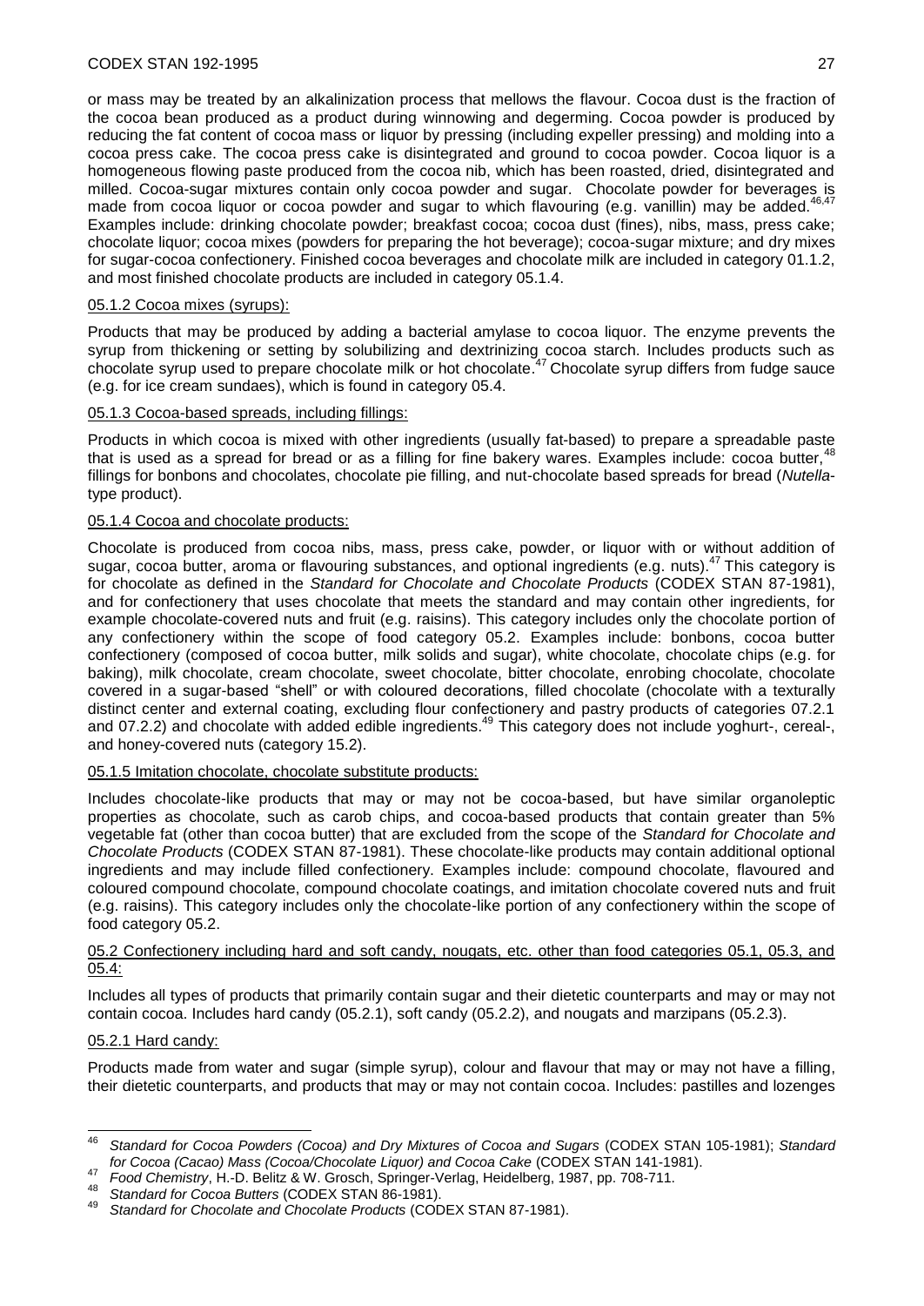or mass may be treated by an alkalinization process that mellows the flavour. Cocoa dust is the fraction of the cocoa bean produced as a product during winnowing and degerming. Cocoa powder is produced by reducing the fat content of cocoa mass or liquor by pressing (including expeller pressing) and molding into a cocoa press cake. The cocoa press cake is disintegrated and ground to cocoa powder. Cocoa liquor is a homogeneous flowing paste produced from the cocoa nib, which has been roasted, dried, disintegrated and milled. Cocoa-sugar mixtures contain only cocoa powder and sugar. Chocolate powder for beverages is made from cocoa liquor or cocoa powder and sugar to which flavouring (e.g. vanillin) may be added.[46,47] Examples include: drinking chocolate powder; breakfast cocoa; cocoa dust (fines), nibs, mass, press cake; chocolate liquor; cocoa mixes (powders for preparing the hot beverage); cocoa-sugar mixture; and dry mixes for sugar-cocoa confectionery. Finished cocoa beverages and chocolate milk are included in category 01.1.2, and most finished chocolate products are included in category 05.1.4.

#### 05.1.2 Cocoa mixes (syrups):

Products that may be produced by adding a bacterial amylase to cocoa liquor. The enzyme prevents the syrup from thickening or setting by solubilizing and dextrinizing cocoa starch. Includes products such as chocolate syrup used to prepare chocolate milk or hot chocolate.[47] Chocolate syrup differs from fudge sauce (e.g. for ice cream sundaes), which is found in category 05.4.

#### 05.1.3 Cocoa-based spreads, including fillings:

Products in which cocoa is mixed with other ingredients (usually fat-based) to prepare a spreadable paste that is used as a spread for bread or as a filling for fine bakery wares. Examples include: cocoa butter,[48] fillings for bonbons and chocolates, chocolate pie filling, and nut-chocolate based spreads for bread (*Nutella*-type product).

#### 05.1.4 Cocoa and chocolate products:

Chocolate is produced from cocoa nibs, mass, press cake, powder, or liquor with or without addition of sugar, cocoa butter, aroma or flavouring substances, and optional ingredients (e.g. nuts).[47] This category is for chocolate as defined in the *Standard for Chocolate and Chocolate Products* (CODEX STAN 87-1981), and for confectionery that uses chocolate that meets the standard and may contain other ingredients, for example chocolate-covered nuts and fruit (e.g. raisins). This category includes only the chocolate portion of any confectionery within the scope of food category 05.2. Examples include: bonbons, cocoa butter confectionery (composed of cocoa butter, milk solids and sugar), white chocolate, chocolate chips (e.g. for baking), milk chocolate, cream chocolate, sweet chocolate, bitter chocolate, enrobing chocolate, chocolate covered in a sugar-based "shell" or with coloured decorations, filled chocolate (chocolate with a texturally distinct center and external coating, excluding flour confectionery and pastry products of categories 07.2.1 and 07.2.2) and chocolate with added edible ingredients.[49] This category does not include yoghurt-, cereal-, and honey-covered nuts (category 15.2).

#### 05.1.5 Imitation chocolate, chocolate substitute products:

Includes chocolate-like products that may or may not be cocoa-based, but have similar organoleptic properties as chocolate, such as carob chips, and cocoa-based products that contain greater than 5% vegetable fat (other than cocoa butter) that are excluded from the scope of the *Standard for Chocolate and Chocolate Products* (CODEX STAN 87-1981). These chocolate-like products may contain additional optional ingredients and may include filled confectionery. Examples include: compound chocolate, flavoured and coloured compound chocolate, compound chocolate coatings, and imitation chocolate covered nuts and fruit (e.g. raisins). This category includes only the chocolate-like portion of any confectionery within the scope of food category 05.2.

### 05.2 Confectionery including hard and soft candy, nougats, etc. other than food categories 05.1, 05.3, and 05.4:

Includes all types of products that primarily contain sugar and their dietetic counterparts and may or may not contain cocoa. Includes hard candy (05.2.1), soft candy (05.2.2), and nougats and marzipans (05.2.3).

#### 05.2.1 Hard candy:

Products made from water and sugar (simple syrup), colour and flavour that may or may not have a filling, their dietetic counterparts, and products that may or may not contain cocoa. Includes: pastilles and lozenges

---

[46] *Standard for Cocoa Powders (Cocoa) and Dry Mixtures of Cocoa and Sugars* (CODEX STAN 105-1981); *Standard for Cocoa (Cacao) Mass (Cocoa/Chocolate Liquor) and Cocoa Cake* (CODEX STAN 141-1981).

[47] *Food Chemistry*, H.-D. Belitz & W. Grosch, Springer-Verlag, Heidelberg, 1987, pp. 708-711.

[48] *Standard for Cocoa Butters* (CODEX STAN 86-1981).

[49] *Standard for Chocolate and Chocolate Products* (CODEX STAN 87-1981).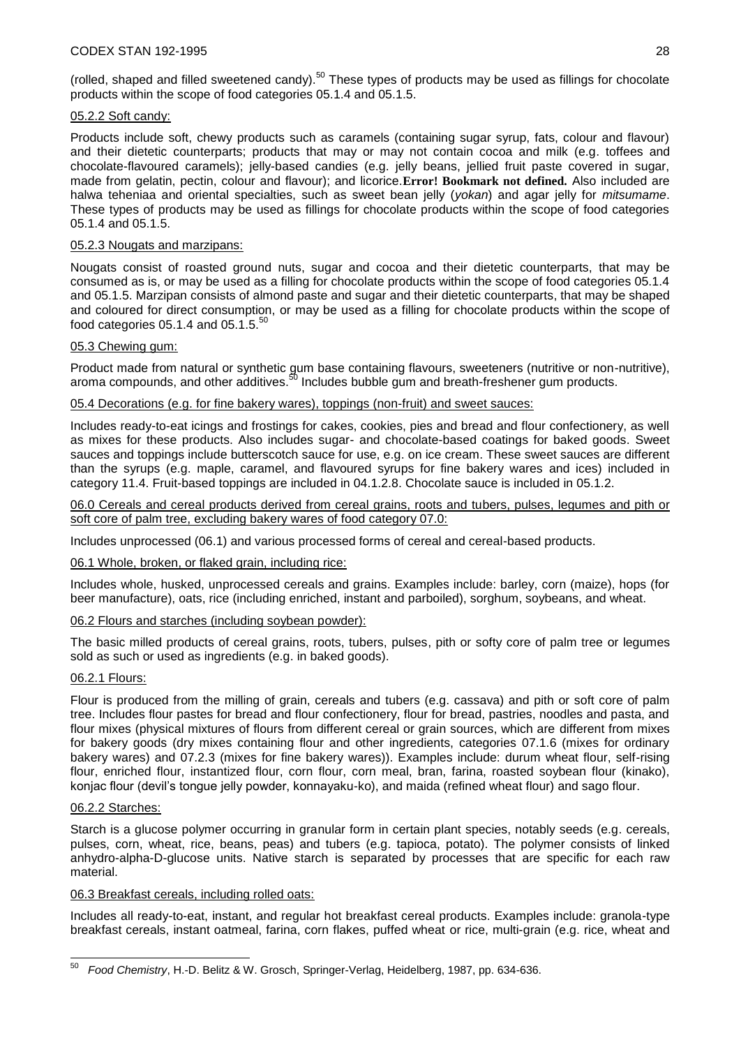(rolled, shaped and filled sweetened candy).[50] These types of products may be used as fillings for chocolate products within the scope of food categories 05.1.4 and 05.1.5.

05.2.2 Soft candy:

Products include soft, chewy products such as caramels (containing sugar syrup, fats, colour and flavour) and their dietetic counterparts; products that may or may not contain cocoa and milk (e.g. toffees and chocolate-flavoured caramels); jelly-based candies (e.g. jelly beans, jellied fruit paste covered in sugar, made from gelatin, pectin, colour and flavour); and licorice.**Error! Bookmark not defined.** Also included are halwa teheniaa and oriental specialties, such as sweet bean jelly (*yokan*) and agar jelly for *mitsumame*. These types of products may be used as fillings for chocolate products within the scope of food categories 05.1.4 and 05.1.5.

05.2.3 Nougats and marzipans:

Nougats consist of roasted ground nuts, sugar and cocoa and their dietetic counterparts, that may be consumed as is, or may be used as a filling for chocolate products within the scope of food categories 05.1.4 and 05.1.5. Marzipan consists of almond paste and sugar and their dietetic counterparts, that may be shaped and coloured for direct consumption, or may be used as a filling for chocolate products within the scope of food categories 05.1.4 and 05.1.5.[50]

05.3 Chewing gum:

Product made from natural or synthetic gum base containing flavours, sweeteners (nutritive or non-nutritive), aroma compounds, and other additives.[50] Includes bubble gum and breath-freshener gum products.

05.4 Decorations (e.g. for fine bakery wares), toppings (non-fruit) and sweet sauces:

Includes ready-to-eat icings and frostings for cakes, cookies, pies and bread and flour confectionery, as well as mixes for these products. Also includes sugar- and chocolate-based coatings for baked goods. Sweet sauces and toppings include butterscotch sauce for use, e.g. on ice cream. These sweet sauces are different than the syrups (e.g. maple, caramel, and flavoured syrups for fine bakery wares and ices) included in category 11.4. Fruit-based toppings are included in 04.1.2.8. Chocolate sauce is included in 05.1.2.

06.0 Cereals and cereal products derived from cereal grains, roots and tubers, pulses, legumes and pith or soft core of palm tree, excluding bakery wares of food category 07.0:

Includes unprocessed (06.1) and various processed forms of cereal and cereal-based products.

06.1 Whole, broken, or flaked grain, including rice:

Includes whole, husked, unprocessed cereals and grains. Examples include: barley, corn (maize), hops (for beer manufacture), oats, rice (including enriched, instant and parboiled), sorghum, soybeans, and wheat.

06.2 Flours and starches (including soybean powder):

The basic milled products of cereal grains, roots, tubers, pulses, pith or softy core of palm tree or legumes sold as such or used as ingredients (e.g. in baked goods).

06.2.1 Flours:

Flour is produced from the milling of grain, cereals and tubers (e.g. cassava) and pith or soft core of palm tree. Includes flour pastes for bread and flour confectionery, flour for bread, pastries, noodles and pasta, and flour mixes (physical mixtures of flours from different cereal or grain sources, which are different from mixes for bakery goods (dry mixes containing flour and other ingredients, categories 07.1.6 (mixes for ordinary bakery wares) and 07.2.3 (mixes for fine bakery wares)). Examples include: durum wheat flour, self-rising flour, enriched flour, instantized flour, corn flour, corn meal, bran, farina, roasted soybean flour (kinako), konjac flour (devil's tongue jelly powder, konnayaku-ko), and maida (refined wheat flour) and sago flour.

06.2.2 Starches:

Starch is a glucose polymer occurring in granular form in certain plant species, notably seeds (e.g. cereals, pulses, corn, wheat, rice, beans, peas) and tubers (e.g. tapioca, potato). The polymer consists of linked anhydro-alpha-D-glucose units. Native starch is separated by processes that are specific for each raw material.

06.3 Breakfast cereals, including rolled oats:

Includes all ready-to-eat, instant, and regular hot breakfast cereal products. Examples include: granola-type breakfast cereals, instant oatmeal, farina, corn flakes, puffed wheat or rice, multi-grain (e.g. rice, wheat and

---

[50] *Food Chemistry*, H.-D. Belitz & W. Grosch, Springer-Verlag, Heidelberg, 1987, pp. 634-636.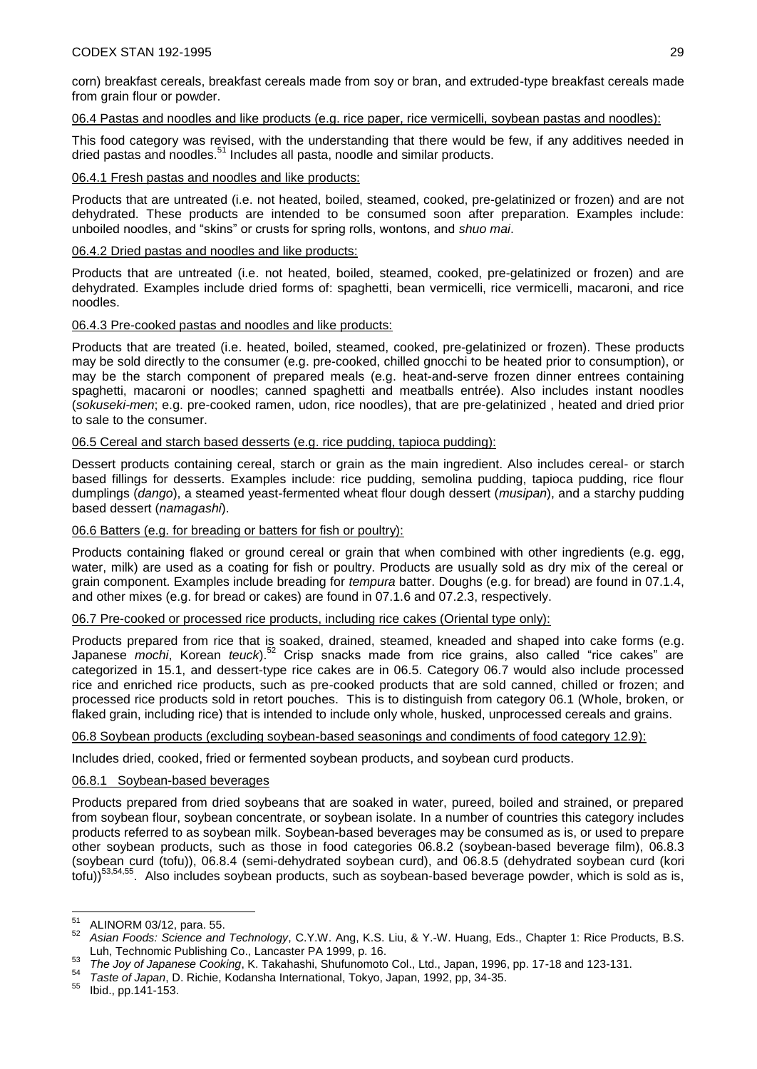corn) breakfast cereals, breakfast cereals made from soy or bran, and extruded-type breakfast cereals made from grain flour or powder.

06.4 Pastas and noodles and like products (e.g. rice paper, rice vermicelli, soybean pastas and noodles):

This food category was revised, with the understanding that there would be few, if any additives needed in dried pastas and noodles.[51] Includes all pasta, noodle and similar products.

06.4.1 Fresh pastas and noodles and like products:

Products that are untreated (i.e. not heated, boiled, steamed, cooked, pre-gelatinized or frozen) and are not dehydrated. These products are intended to be consumed soon after preparation. Examples include: unboiled noodles, and "skins" or crusts for spring rolls, wontons, and *shuo mai*.

06.4.2 Dried pastas and noodles and like products:

Products that are untreated (i.e. not heated, boiled, steamed, cooked, pre-gelatinized or frozen) and are dehydrated. Examples include dried forms of: spaghetti, bean vermicelli, rice vermicelli, macaroni, and rice noodles.

06.4.3 Pre-cooked pastas and noodles and like products:

Products that are treated (i.e. heated, boiled, steamed, cooked, pre-gelatinized or frozen). These products may be sold directly to the consumer (e.g. pre-cooked, chilled gnocchi to be heated prior to consumption), or may be the starch component of prepared meals (e.g. heat-and-serve frozen dinner entrees containing spaghetti, macaroni or noodles; canned spaghetti and meatballs entrée). Also includes instant noodles (*sokuseki-men*; e.g. pre-cooked ramen, udon, rice noodles), that are pre-gelatinized , heated and dried prior to sale to the consumer.

06.5 Cereal and starch based desserts (e.g. rice pudding, tapioca pudding):

Dessert products containing cereal, starch or grain as the main ingredient. Also includes cereal- or starch based fillings for desserts. Examples include: rice pudding, semolina pudding, tapioca pudding, rice flour dumplings (*dango*), a steamed yeast-fermented wheat flour dough dessert (*musipan*), and a starchy pudding based dessert (*namagashi*).

06.6 Batters (e.g. for breading or batters for fish or poultry):

Products containing flaked or ground cereal or grain that when combined with other ingredients (e.g. egg, water, milk) are used as a coating for fish or poultry. Products are usually sold as dry mix of the cereal or grain component. Examples include breading for *tempura* batter. Doughs (e.g. for bread) are found in 07.1.4, and other mixes (e.g. for bread or cakes) are found in 07.1.6 and 07.2.3, respectively.

06.7 Pre-cooked or processed rice products, including rice cakes (Oriental type only):

Products prepared from rice that is soaked, drained, steamed, kneaded and shaped into cake forms (e.g. Japanese *mochi*, Korean *teuck*).[52] Crisp snacks made from rice grains, also called "rice cakes" are categorized in 15.1, and dessert-type rice cakes are in 06.5. Category 06.7 would also include processed rice and enriched rice products, such as pre-cooked products that are sold canned, chilled or frozen; and processed rice products sold in retort pouches. This is to distinguish from category 06.1 (Whole, broken, or flaked grain, including rice) that is intended to include only whole, husked, unprocessed cereals and grains.

06.8 Soybean products (excluding soybean-based seasonings and condiments of food category 12.9):

Includes dried, cooked, fried or fermented soybean products, and soybean curd products.

06.8.1 Soybean-based beverages

Products prepared from dried soybeans that are soaked in water, pureed, boiled and strained, or prepared from soybean flour, soybean concentrate, or soybean isolate. In a number of countries this category includes products referred to as soybean milk. Soybean-based beverages may be consumed as is, or used to prepare other soybean products, such as those in food categories 06.8.2 (soybean-based beverage film), 06.8.3 (soybean curd (tofu)), 06.8.4 (semi-dehydrated soybean curd), and 06.8.5 (dehydrated soybean curd (kori tofu))[53,54,55]. Also includes soybean products, such as soybean-based beverage powder, which is sold as is,

---

[51] ALINORM 03/12, para. 55.

[52] *Asian Foods: Science and Technology*, C.Y.W. Ang, K.S. Liu, & Y.-W. Huang, Eds., Chapter 1: Rice Products, B.S. Luh, Technomic Publishing Co., Lancaster PA 1999, p. 16.

[53] *The Joy of Japanese Cooking*, K. Takahashi, Shufunomoto Col., Ltd., Japan, 1996, pp. 17-18 and 123-131.

[54] *Taste of Japan*, D. Richie, Kodansha International, Tokyo, Japan, 1992, pp, 34-35.

[55] Ibid., pp.141-153.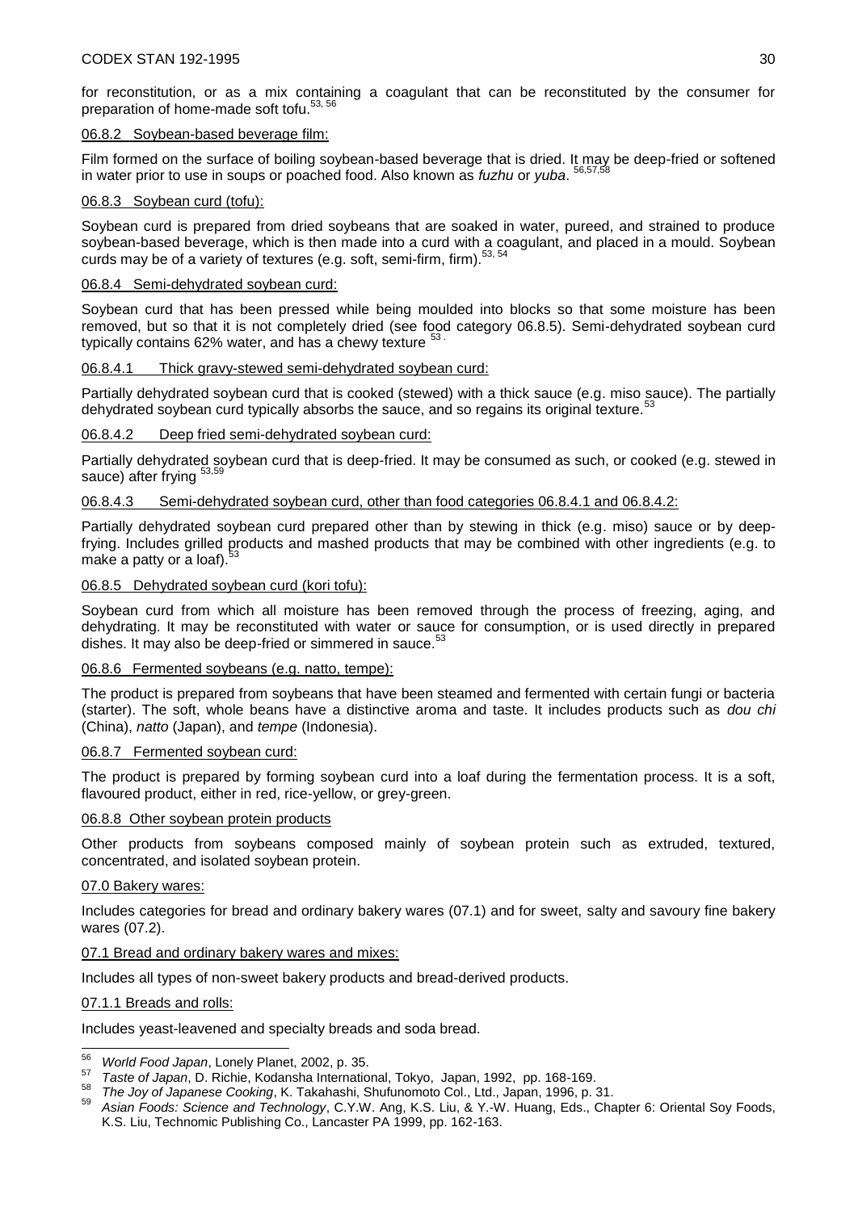for reconstitution, or as a mix containing a coagulant that can be reconstituted by the consumer for preparation of home-made soft tofu.[53, 56]

06.8.2 Soybean-based beverage film:

Film formed on the surface of boiling soybean-based beverage that is dried. It may be deep-fried or softened in water prior to use in soups or poached food. Also known as *fuzhu* or *yuba*. [56,57,58]

06.8.3 Soybean curd (tofu):

Soybean curd is prepared from dried soybeans that are soaked in water, pureed, and strained to produce soybean-based beverage, which is then made into a curd with a coagulant, and placed in a mould. Soybean curds may be of a variety of textures (e.g. soft, semi-firm, firm).[53, 54]

06.8.4 Semi-dehydrated soybean curd:

Soybean curd that has been pressed while being moulded into blocks so that some moisture has been removed, but so that it is not completely dried (see food category 06.8.5). Semi-dehydrated soybean curd typically contains 62% water, and has a chewy texture [53].

06.8.4.1 Thick gravy-stewed semi-dehydrated soybean curd:

Partially dehydrated soybean curd that is cooked (stewed) with a thick sauce (e.g. miso sauce). The partially dehydrated soybean curd typically absorbs the sauce, and so regains its original texture.[53]

06.8.4.2 Deep fried semi-dehydrated soybean curd:

Partially dehydrated soybean curd that is deep-fried. It may be consumed as such, or cooked (e.g. stewed in sauce) after frying [53,59]

06.8.4.3 Semi-dehydrated soybean curd, other than food categories 06.8.4.1 and 06.8.4.2:

Partially dehydrated soybean curd prepared other than by stewing in thick (e.g. miso) sauce or by deep-frying. Includes grilled products and mashed products that may be combined with other ingredients (e.g. to make a patty or a loaf).[53]

06.8.5 Dehydrated soybean curd (kori tofu):

Soybean curd from which all moisture has been removed through the process of freezing, aging, and dehydrating. It may be reconstituted with water or sauce for consumption, or is used directly in prepared dishes. It may also be deep-fried or simmered in sauce.[53]

06.8.6 Fermented soybeans (e.g. natto, tempe):

The product is prepared from soybeans that have been steamed and fermented with certain fungi or bacteria (starter). The soft, whole beans have a distinctive aroma and taste. It includes products such as *dou chi* (China), *natto* (Japan), and *tempe* (Indonesia).

06.8.7 Fermented soybean curd:

The product is prepared by forming soybean curd into a loaf during the fermentation process. It is a soft, flavoured product, either in red, rice-yellow, or grey-green.

06.8.8 Other soybean protein products

Other products from soybeans composed mainly of soybean protein such as extruded, textured, concentrated, and isolated soybean protein.

07.0 Bakery wares:

Includes categories for bread and ordinary bakery wares (07.1) and for sweet, salty and savoury fine bakery wares (07.2).

07.1 Bread and ordinary bakery wares and mixes:

Includes all types of non-sweet bakery products and bread-derived products.

07.1.1 Breads and rolls:

Includes yeast-leavened and specialty breads and soda bread.

---

[56] *World Food Japan*, Lonely Planet, 2002, p. 35.

[57] *Taste of Japan*, D. Richie, Kodansha International, Tokyo, Japan, 1992, pp. 168-169.

[58] *The Joy of Japanese Cooking*, K. Takahashi, Shufunomoto Col., Ltd., Japan, 1996, p. 31.

[59] *Asian Foods: Science and Technology*, C.Y.W. Ang, K.S. Liu, & Y.-W. Huang, Eds., Chapter 6: Oriental Soy Foods, K.S. Liu, Technomic Publishing Co., Lancaster PA 1999, pp. 162-163.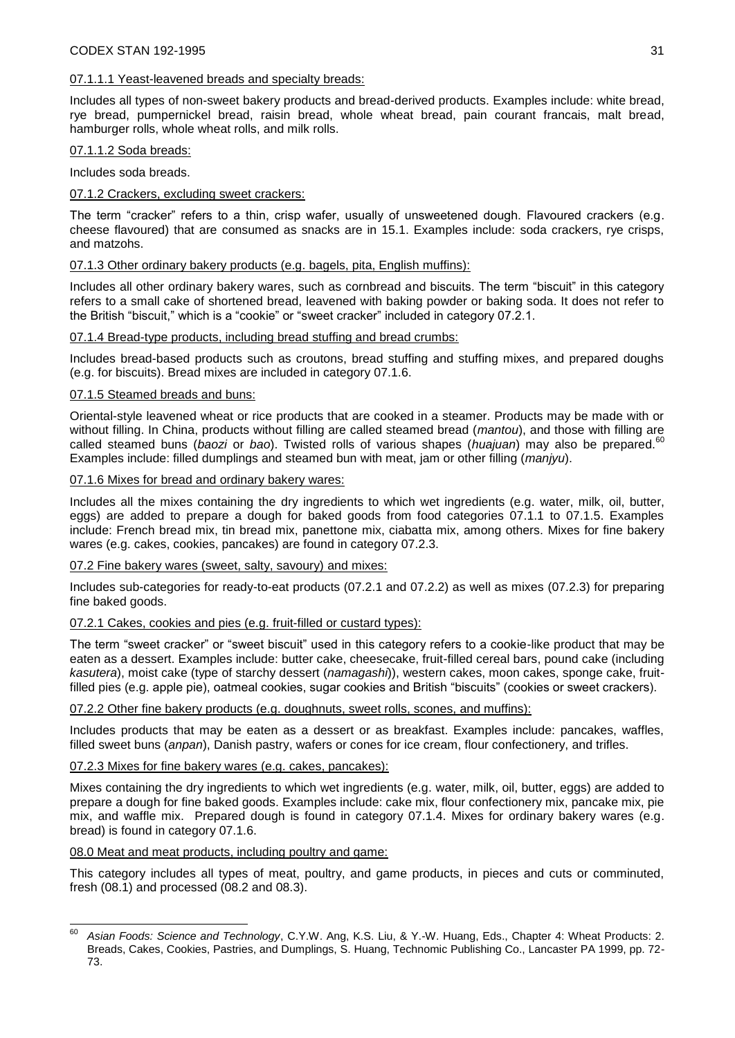07.1.1.1 Yeast-leavened breads and specialty breads:

Includes all types of non-sweet bakery products and bread-derived products. Examples include: white bread, rye bread, pumpernickel bread, raisin bread, whole wheat bread, pain courant francais, malt bread, hamburger rolls, whole wheat rolls, and milk rolls.

07.1.1.2 Soda breads:

Includes soda breads.

07.1.2 Crackers, excluding sweet crackers:

The term "cracker" refers to a thin, crisp wafer, usually of unsweetened dough. Flavoured crackers (e.g. cheese flavoured) that are consumed as snacks are in 15.1. Examples include: soda crackers, rye crisps, and matzohs.

07.1.3 Other ordinary bakery products (e.g. bagels, pita, English muffins):

Includes all other ordinary bakery wares, such as cornbread and biscuits. The term "biscuit" in this category refers to a small cake of shortened bread, leavened with baking powder or baking soda. It does not refer to the British "biscuit," which is a "cookie" or "sweet cracker" included in category 07.2.1.

07.1.4 Bread-type products, including bread stuffing and bread crumbs:

Includes bread-based products such as croutons, bread stuffing and stuffing mixes, and prepared doughs (e.g. for biscuits). Bread mixes are included in category 07.1.6.

07.1.5 Steamed breads and buns:

Oriental-style leavened wheat or rice products that are cooked in a steamer. Products may be made with or without filling. In China, products without filling are called steamed bread (*mantou*), and those with filling are called steamed buns (*baozi* or *bao*). Twisted rolls of various shapes (*huajuan*) may also be prepared.[60] Examples include: filled dumplings and steamed bun with meat, jam or other filling (*manjyu*).

07.1.6 Mixes for bread and ordinary bakery wares:

Includes all the mixes containing the dry ingredients to which wet ingredients (e.g. water, milk, oil, butter, eggs) are added to prepare a dough for baked goods from food categories 07.1.1 to 07.1.5. Examples include: French bread mix, tin bread mix, panettone mix, ciabatta mix, among others. Mixes for fine bakery wares (e.g. cakes, cookies, pancakes) are found in category 07.2.3.

07.2 Fine bakery wares (sweet, salty, savoury) and mixes:

Includes sub-categories for ready-to-eat products (07.2.1 and 07.2.2) as well as mixes (07.2.3) for preparing fine baked goods.

07.2.1 Cakes, cookies and pies (e.g. fruit-filled or custard types):

The term "sweet cracker" or "sweet biscuit" used in this category refers to a cookie-like product that may be eaten as a dessert. Examples include: butter cake, cheesecake, fruit-filled cereal bars, pound cake (including *kasutera*), moist cake (type of starchy dessert (*namagashi*)), western cakes, moon cakes, sponge cake, fruit-filled pies (e.g. apple pie), oatmeal cookies, sugar cookies and British "biscuits" (cookies or sweet crackers).

07.2.2 Other fine bakery products (e.g. doughnuts, sweet rolls, scones, and muffins):

Includes products that may be eaten as a dessert or as breakfast. Examples include: pancakes, waffles, filled sweet buns (*anpan*), Danish pastry, wafers or cones for ice cream, flour confectionery, and trifles.

07.2.3 Mixes for fine bakery wares (e.g. cakes, pancakes):

Mixes containing the dry ingredients to which wet ingredients (e.g. water, milk, oil, butter, eggs) are added to prepare a dough for fine baked goods. Examples include: cake mix, flour confectionery mix, pancake mix, pie mix, and waffle mix. Prepared dough is found in category 07.1.4. Mixes for ordinary bakery wares (e.g. bread) is found in category 07.1.6.

08.0 Meat and meat products, including poultry and game:

This category includes all types of meat, poultry, and game products, in pieces and cuts or comminuted, fresh (08.1) and processed (08.2 and 08.3).

---

[60] *Asian Foods: Science and Technology*, C.Y.W. Ang, K.S. Liu, & Y.-W. Huang, Eds., Chapter 4: Wheat Products: 2. Breads, Cakes, Cookies, Pastries, and Dumplings, S. Huang, Technomic Publishing Co., Lancaster PA 1999, pp. 72-73.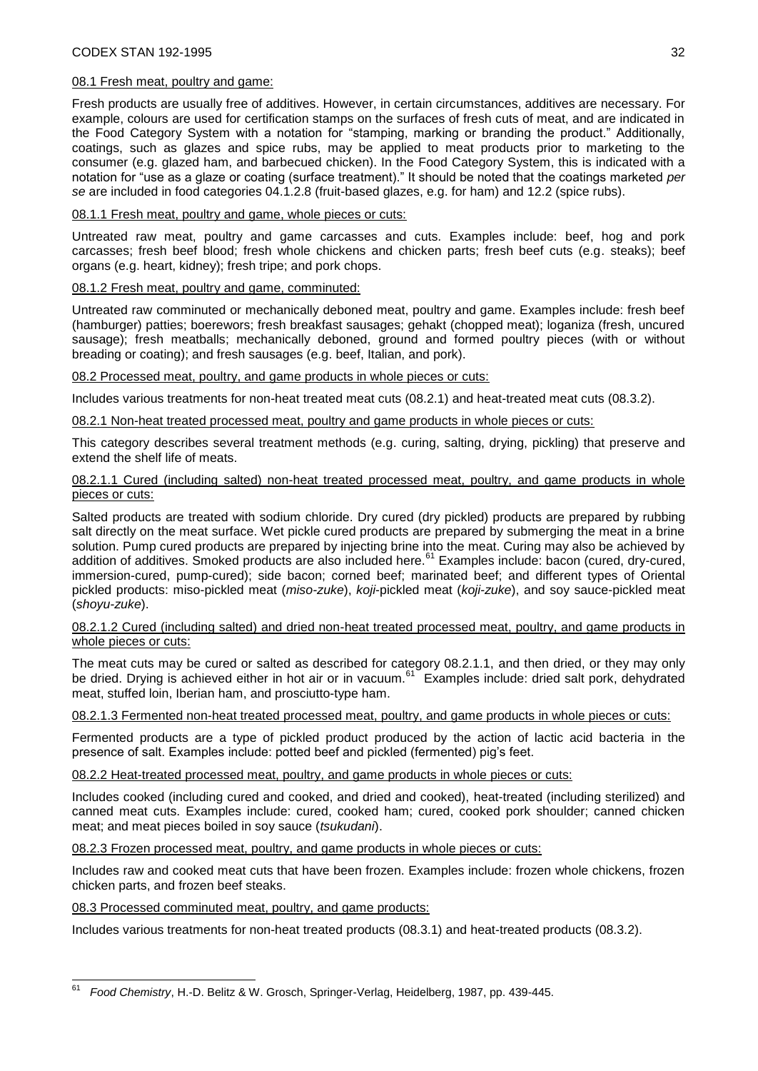08.1 Fresh meat, poultry and game:

Fresh products are usually free of additives. However, in certain circumstances, additives are necessary. For example, colours are used for certification stamps on the surfaces of fresh cuts of meat, and are indicated in the Food Category System with a notation for "stamping, marking or branding the product." Additionally, coatings, such as glazes and spice rubs, may be applied to meat products prior to marketing to the consumer (e.g. glazed ham, and barbecued chicken). In the Food Category System, this is indicated with a notation for "use as a glaze or coating (surface treatment)." It should be noted that the coatings marketed *per se* are included in food categories 04.1.2.8 (fruit-based glazes, e.g. for ham) and 12.2 (spice rubs).

08.1.1 Fresh meat, poultry and game, whole pieces or cuts:

Untreated raw meat, poultry and game carcasses and cuts. Examples include: beef, hog and pork carcasses; fresh beef blood; fresh whole chickens and chicken parts; fresh beef cuts (e.g. steaks); beef organs (e.g. heart, kidney); fresh tripe; and pork chops.

08.1.2 Fresh meat, poultry and game, comminuted:

Untreated raw comminuted or mechanically deboned meat, poultry and game. Examples include: fresh beef (hamburger) patties; boerewors; fresh breakfast sausages; gehakt (chopped meat); loganiza (fresh, uncured sausage); fresh meatballs; mechanically deboned, ground and formed poultry pieces (with or without breading or coating); and fresh sausages (e.g. beef, Italian, and pork).

08.2 Processed meat, poultry, and game products in whole pieces or cuts:

Includes various treatments for non-heat treated meat cuts (08.2.1) and heat-treated meat cuts (08.3.2).

08.2.1 Non-heat treated processed meat, poultry and game products in whole pieces or cuts:

This category describes several treatment methods (e.g. curing, salting, drying, pickling) that preserve and extend the shelf life of meats.

08.2.1.1 Cured (including salted) non-heat treated processed meat, poultry, and game products in whole pieces or cuts:

Salted products are treated with sodium chloride. Dry cured (dry pickled) products are prepared by rubbing salt directly on the meat surface. Wet pickle cured products are prepared by submerging the meat in a brine solution. Pump cured products are prepared by injecting brine into the meat. Curing may also be achieved by addition of additives. Smoked products are also included here.[61] Examples include: bacon (cured, dry-cured, immersion-cured, pump-cured); side bacon; corned beef; marinated beef; and different types of Oriental pickled products: miso-pickled meat (*miso-zuke*), *koji*-pickled meat (*koji-zuke*), and soy sauce-pickled meat (*shoyu-zuke*).

08.2.1.2 Cured (including salted) and dried non-heat treated processed meat, poultry, and game products in whole pieces or cuts:

The meat cuts may be cured or salted as described for category 08.2.1.1, and then dried, or they may only be dried. Drying is achieved either in hot air or in vacuum.[61] Examples include: dried salt pork, dehydrated meat, stuffed loin, Iberian ham, and prosciutto-type ham.

08.2.1.3 Fermented non-heat treated processed meat, poultry, and game products in whole pieces or cuts:

Fermented products are a type of pickled product produced by the action of lactic acid bacteria in the presence of salt. Examples include: potted beef and pickled (fermented) pig's feet.

08.2.2 Heat-treated processed meat, poultry, and game products in whole pieces or cuts:

Includes cooked (including cured and cooked, and dried and cooked), heat-treated (including sterilized) and canned meat cuts. Examples include: cured, cooked ham; cured, cooked pork shoulder; canned chicken meat; and meat pieces boiled in soy sauce (*tsukudani*).

08.2.3 Frozen processed meat, poultry, and game products in whole pieces or cuts:

Includes raw and cooked meat cuts that have been frozen. Examples include: frozen whole chickens, frozen chicken parts, and frozen beef steaks.

08.3 Processed comminuted meat, poultry, and game products:

Includes various treatments for non-heat treated products (08.3.1) and heat-treated products (08.3.2).

---

[61] *Food Chemistry*, H.-D. Belitz & W. Grosch, Springer-Verlag, Heidelberg, 1987, pp. 439-445.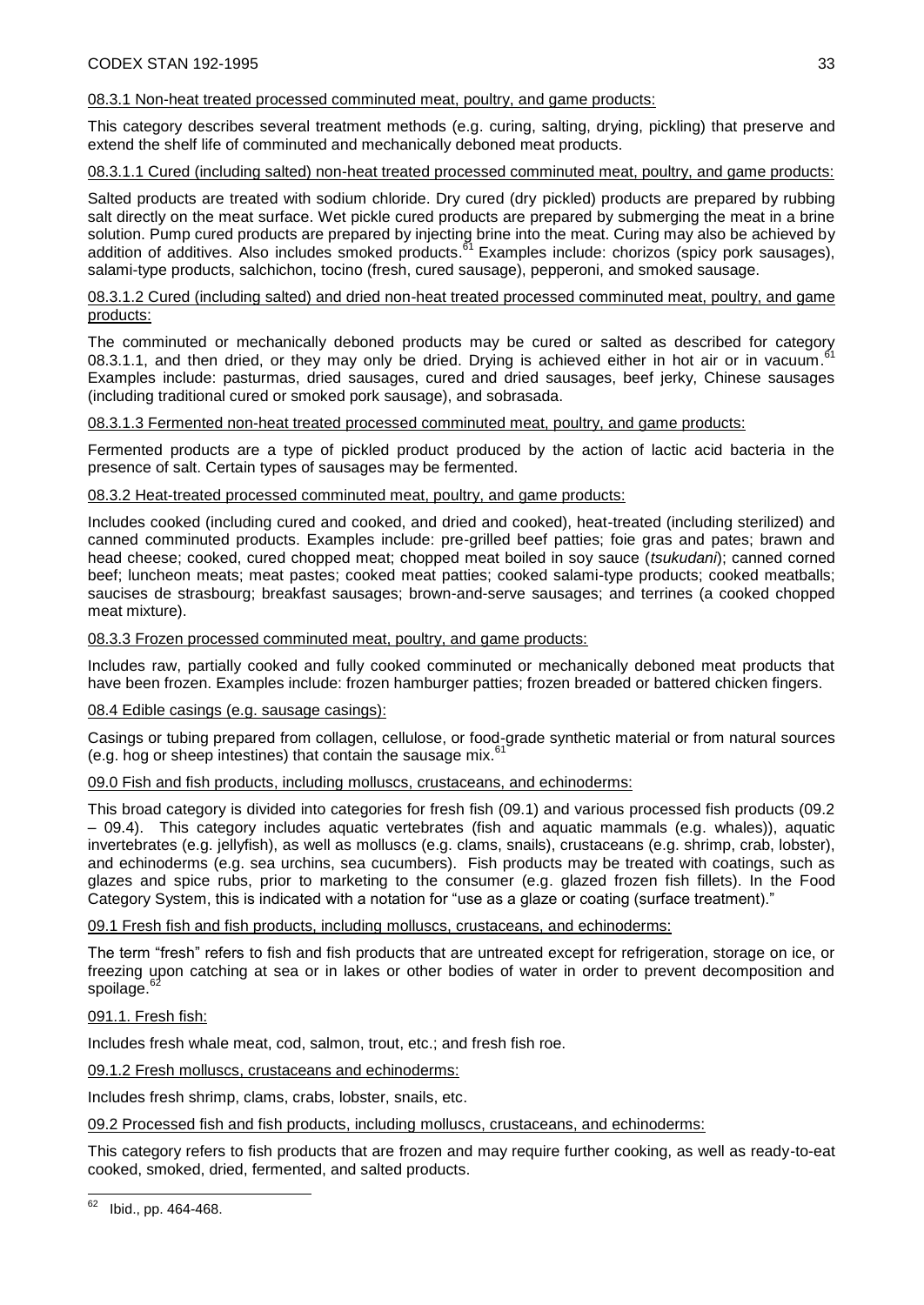08.3.1 Non-heat treated processed comminuted meat, poultry, and game products:

This category describes several treatment methods (e.g. curing, salting, drying, pickling) that preserve and extend the shelf life of comminuted and mechanically deboned meat products.

08.3.1.1 Cured (including salted) non-heat treated processed comminuted meat, poultry, and game products:

Salted products are treated with sodium chloride. Dry cured (dry pickled) products are prepared by rubbing salt directly on the meat surface. Wet pickle cured products are prepared by submerging the meat in a brine solution. Pump cured products are prepared by injecting brine into the meat. Curing may also be achieved by addition of additives. Also includes smoked products.[61] Examples include: chorizos (spicy pork sausages), salami-type products, salchichon, tocino (fresh, cured sausage), pepperoni, and smoked sausage.

08.3.1.2 Cured (including salted) and dried non-heat treated processed comminuted meat, poultry, and game products:

The comminuted or mechanically deboned products may be cured or salted as described for category 08.3.1.1, and then dried, or they may only be dried. Drying is achieved either in hot air or in vacuum.[61] Examples include: pasturmas, dried sausages, cured and dried sausages, beef jerky, Chinese sausages (including traditional cured or smoked pork sausage), and sobrasada.

08.3.1.3 Fermented non-heat treated processed comminuted meat, poultry, and game products:

Fermented products are a type of pickled product produced by the action of lactic acid bacteria in the presence of salt. Certain types of sausages may be fermented.

08.3.2 Heat-treated processed comminuted meat, poultry, and game products:

Includes cooked (including cured and cooked, and dried and cooked), heat-treated (including sterilized) and canned comminuted products. Examples include: pre-grilled beef patties; foie gras and pates; brawn and head cheese; cooked, cured chopped meat; chopped meat boiled in soy sauce (*tsukudani*); canned corned beef; luncheon meats; meat pastes; cooked meat patties; cooked salami-type products; cooked meatballs; saucises de strasbourg; breakfast sausages; brown-and-serve sausages; and terrines (a cooked chopped meat mixture).

08.3.3 Frozen processed comminuted meat, poultry, and game products:

Includes raw, partially cooked and fully cooked comminuted or mechanically deboned meat products that have been frozen. Examples include: frozen hamburger patties; frozen breaded or battered chicken fingers.

08.4 Edible casings (e.g. sausage casings):

Casings or tubing prepared from collagen, cellulose, or food-grade synthetic material or from natural sources (e.g. hog or sheep intestines) that contain the sausage mix.[61]

09.0 Fish and fish products, including molluscs, crustaceans, and echinoderms:

This broad category is divided into categories for fresh fish (09.1) and various processed fish products (09.2 – 09.4). This category includes aquatic vertebrates (fish and aquatic mammals (e.g. whales)), aquatic invertebrates (e.g. jellyfish), as well as molluscs (e.g. clams, snails), crustaceans (e.g. shrimp, crab, lobster), and echinoderms (e.g. sea urchins, sea cucumbers). Fish products may be treated with coatings, such as glazes and spice rubs, prior to marketing to the consumer (e.g. glazed frozen fish fillets). In the Food Category System, this is indicated with a notation for "use as a glaze or coating (surface treatment)."

09.1 Fresh fish and fish products, including molluscs, crustaceans, and echinoderms:

The term "fresh" refers to fish and fish products that are untreated except for refrigeration, storage on ice, or freezing upon catching at sea or in lakes or other bodies of water in order to prevent decomposition and spoilage.[62]

091.1. Fresh fish:

Includes fresh whale meat, cod, salmon, trout, etc.; and fresh fish roe.

09.1.2 Fresh molluscs, crustaceans and echinoderms:

Includes fresh shrimp, clams, crabs, lobster, snails, etc.

09.2 Processed fish and fish products, including molluscs, crustaceans, and echinoderms:

This category refers to fish products that are frozen and may require further cooking, as well as ready-to-eat cooked, smoked, dried, fermented, and salted products.

---

[62] Ibid., pp. 464-468.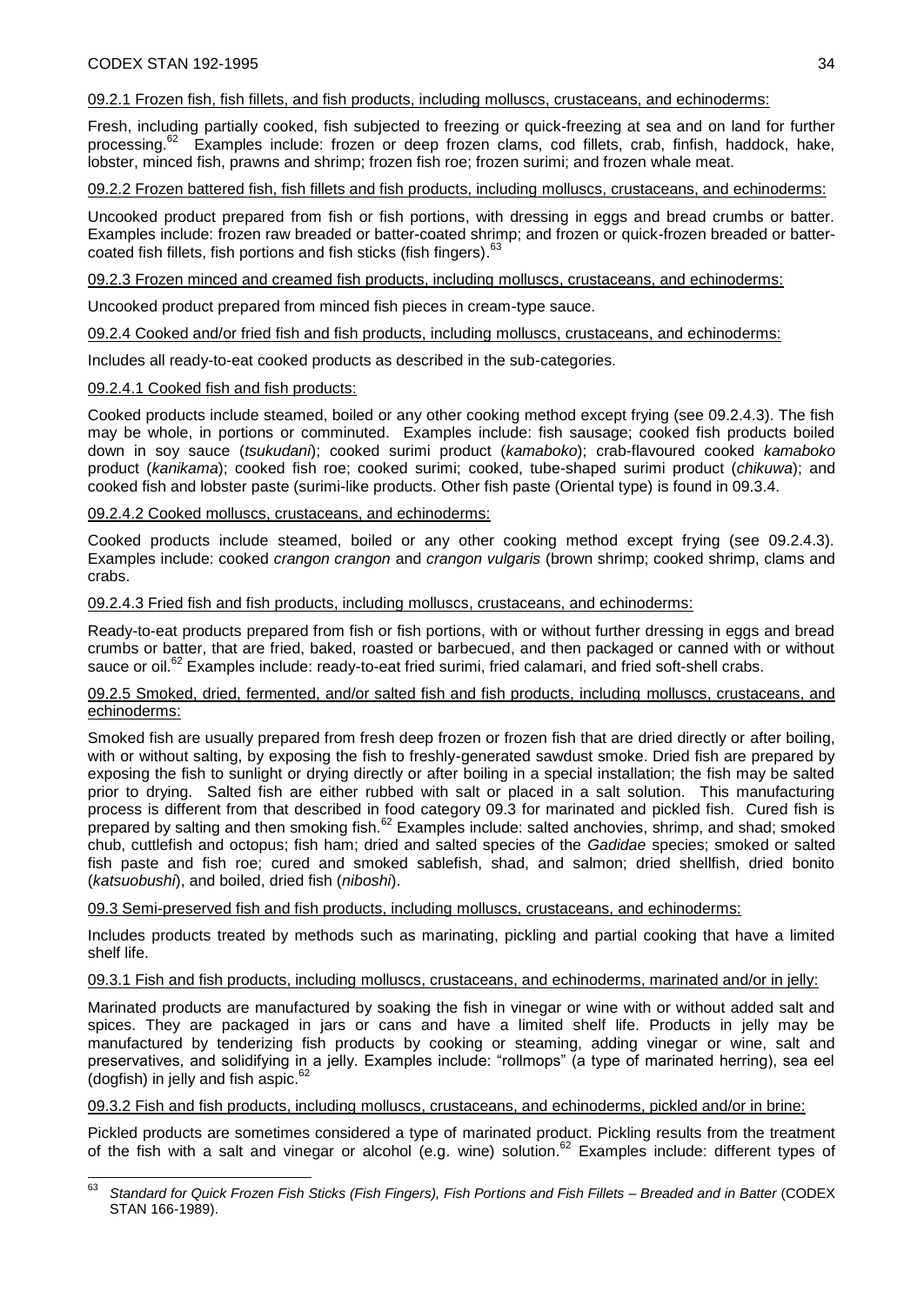09.2.1 Frozen fish, fish fillets, and fish products, including molluscs, crustaceans, and echinoderms:

Fresh, including partially cooked, fish subjected to freezing or quick-freezing at sea and on land for further processing.[62] Examples include: frozen or deep frozen clams, cod fillets, crab, finfish, haddock, hake, lobster, minced fish, prawns and shrimp; frozen fish roe; frozen surimi; and frozen whale meat.

09.2.2 Frozen battered fish, fish fillets and fish products, including molluscs, crustaceans, and echinoderms:

Uncooked product prepared from fish or fish portions, with dressing in eggs and bread crumbs or batter. Examples include: frozen raw breaded or batter-coated shrimp; and frozen or quick-frozen breaded or batter-coated fish fillets, fish portions and fish sticks (fish fingers).[63]

09.2.3 Frozen minced and creamed fish products, including molluscs, crustaceans, and echinoderms:

Uncooked product prepared from minced fish pieces in cream-type sauce.

09.2.4 Cooked and/or fried fish and fish products, including molluscs, crustaceans, and echinoderms:

Includes all ready-to-eat cooked products as described in the sub-categories.

09.2.4.1 Cooked fish and fish products:

Cooked products include steamed, boiled or any other cooking method except frying (see 09.2.4.3). The fish may be whole, in portions or comminuted. Examples include: fish sausage; cooked fish products boiled down in soy sauce (*tsukudani*); cooked surimi product (*kamaboko*); crab-flavoured cooked *kamaboko* product (*kanikama*); cooked fish roe; cooked surimi; cooked, tube-shaped surimi product (*chikuwa*); and cooked fish and lobster paste (surimi-like products. Other fish paste (Oriental type) is found in 09.3.4.

09.2.4.2 Cooked molluscs, crustaceans, and echinoderms:

Cooked products include steamed, boiled or any other cooking method except frying (see 09.2.4.3). Examples include: cooked *crangon crangon* and *crangon vulgaris* (brown shrimp; cooked shrimp, clams and crabs.

09.2.4.3 Fried fish and fish products, including molluscs, crustaceans, and echinoderms:

Ready-to-eat products prepared from fish or fish portions, with or without further dressing in eggs and bread crumbs or batter, that are fried, baked, roasted or barbecued, and then packaged or canned with or without sauce or oil.[62] Examples include: ready-to-eat fried surimi, fried calamari, and fried soft-shell crabs.

09.2.5 Smoked, dried, fermented, and/or salted fish and fish products, including molluscs, crustaceans, and echinoderms:

Smoked fish are usually prepared from fresh deep frozen or frozen fish that are dried directly or after boiling, with or without salting, by exposing the fish to freshly-generated sawdust smoke. Dried fish are prepared by exposing the fish to sunlight or drying directly or after boiling in a special installation; the fish may be salted prior to drying. Salted fish are either rubbed with salt or placed in a salt solution. This manufacturing process is different from that described in food category 09.3 for marinated and pickled fish. Cured fish is prepared by salting and then smoking fish.[62] Examples include: salted anchovies, shrimp, and shad; smoked chub, cuttlefish and octopus; fish ham; dried and salted species of the *Gadidae* species; smoked or salted fish paste and fish roe; cured and smoked sablefish, shad, and salmon; dried shellfish, dried bonito (*katsuobushi*), and boiled, dried fish (*niboshi*).

09.3 Semi-preserved fish and fish products, including molluscs, crustaceans, and echinoderms:

Includes products treated by methods such as marinating, pickling and partial cooking that have a limited shelf life.

09.3.1 Fish and fish products, including molluscs, crustaceans, and echinoderms, marinated and/or in jelly:

Marinated products are manufactured by soaking the fish in vinegar or wine with or without added salt and spices. They are packaged in jars or cans and have a limited shelf life. Products in jelly may be manufactured by tenderizing fish products by cooking or steaming, adding vinegar or wine, salt and preservatives, and solidifying in a jelly. Examples include: "rollmops" (a type of marinated herring), sea eel (dogfish) in jelly and fish aspic.[62]

09.3.2 Fish and fish products, including molluscs, crustaceans, and echinoderms, pickled and/or in brine:

Pickled products are sometimes considered a type of marinated product. Pickling results from the treatment of the fish with a salt and vinegar or alcohol (e.g. wine) solution.[62] Examples include: different types of

---

[63] *Standard for Quick Frozen Fish Sticks (Fish Fingers), Fish Portions and Fish Fillets – Breaded and in Batter* (CODEX STAN 166-1989).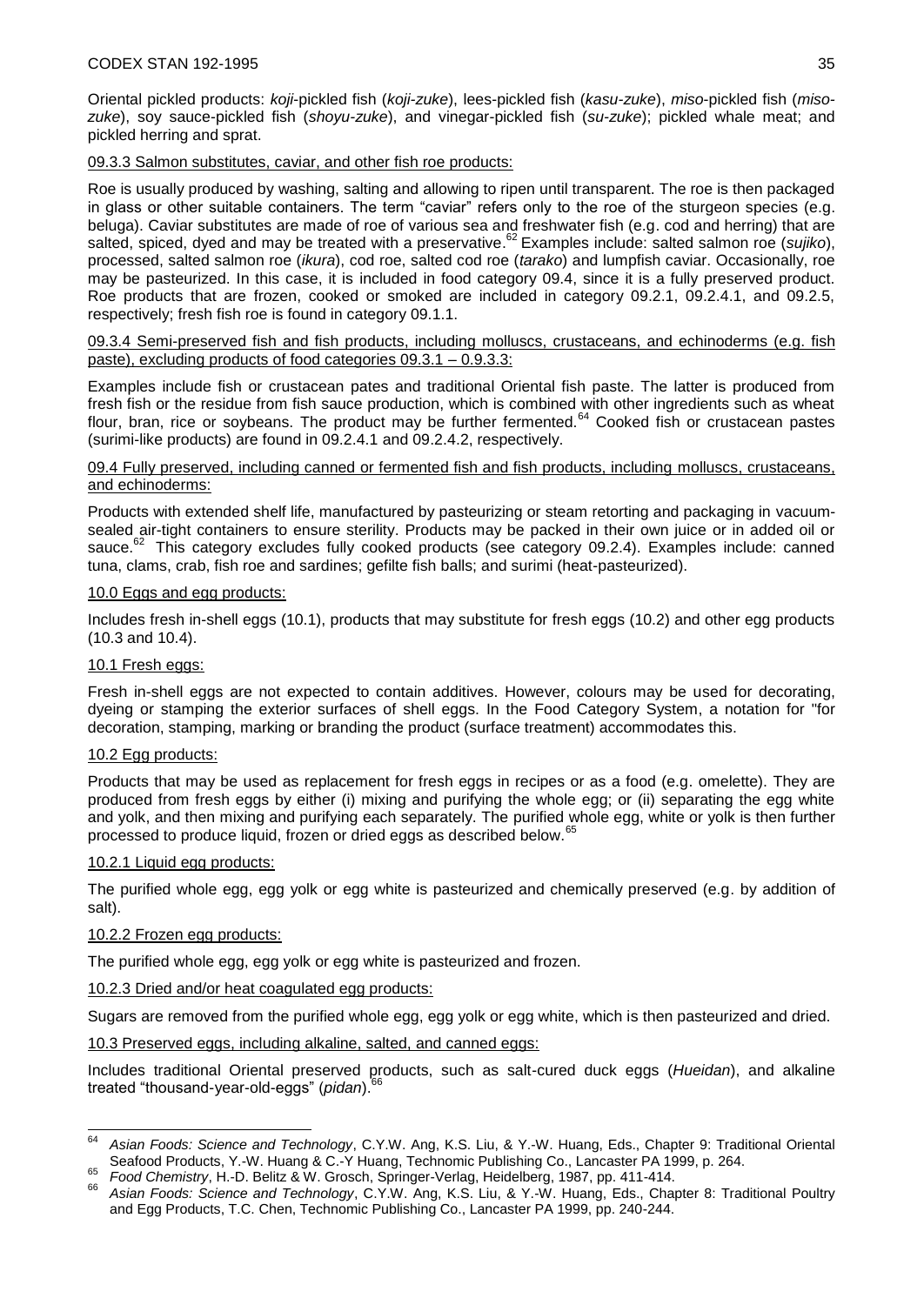Oriental pickled products: *koji*-pickled fish (*koji-zuke*), lees-pickled fish (*kasu-zuke*), *miso*-pickled fish (*miso-zuke*), soy sauce-pickled fish (*shoyu-zuke*), and vinegar-pickled fish (*su-zuke*); pickled whale meat; and pickled herring and sprat.

<u>09.3.3 Salmon substitutes, caviar, and other fish roe products:</u>

Roe is usually produced by washing, salting and allowing to ripen until transparent. The roe is then packaged in glass or other suitable containers. The term "caviar" refers only to the roe of the sturgeon species (e.g. beluga). Caviar substitutes are made of roe of various sea and freshwater fish (e.g. cod and herring) that are salted, spiced, dyed and may be treated with a preservative.[62] Examples include: salted salmon roe (*sujiko*), processed, salted salmon roe (*ikura*), cod roe, salted cod roe (*tarako*) and lumpfish caviar. Occasionally, roe may be pasteurized. In this case, it is included in food category 09.4, since it is a fully preserved product. Roe products that are frozen, cooked or smoked are included in category 09.2.1, 09.2.4.1, and 09.2.5, respectively; fresh fish roe is found in category 09.1.1.

<u>09.3.4 Semi-preserved fish and fish products, including molluscs, crustaceans, and echinoderms (e.g. fish paste), excluding products of food categories 09.3.1 – 0.9.3.3:</u>

Examples include fish or crustacean pates and traditional Oriental fish paste. The latter is produced from fresh fish or the residue from fish sauce production, which is combined with other ingredients such as wheat flour, bran, rice or soybeans. The product may be further fermented.[64] Cooked fish or crustacean pastes (surimi-like products) are found in 09.2.4.1 and 09.2.4.2, respectively.

<u>09.4 Fully preserved, including canned or fermented fish and fish products, including molluscs, crustaceans, and echinoderms:</u>

Products with extended shelf life, manufactured by pasteurizing or steam retorting and packaging in vacuum-sealed air-tight containers to ensure sterility. Products may be packed in their own juice or in added oil or sauce.[62] This category excludes fully cooked products (see category 09.2.4). Examples include: canned tuna, clams, crab, fish roe and sardines; gefilte fish balls; and surimi (heat-pasteurized).

<u>10.0 Eggs and egg products:</u>

Includes fresh in-shell eggs (10.1), products that may substitute for fresh eggs (10.2) and other egg products (10.3 and 10.4).

<u>10.1 Fresh eggs:</u>

Fresh in-shell eggs are not expected to contain additives. However, colours may be used for decorating, dyeing or stamping the exterior surfaces of shell eggs. In the Food Category System, a notation for "for decoration, stamping, marking or branding the product (surface treatment) accommodates this.

<u>10.2 Egg products:</u>

Products that may be used as replacement for fresh eggs in recipes or as a food (e.g. omelette). They are produced from fresh eggs by either (i) mixing and purifying the whole egg; or (ii) separating the egg white and yolk, and then mixing and purifying each separately. The purified whole egg, white or yolk is then further processed to produce liquid, frozen or dried eggs as described below.[65]

<u>10.2.1 Liquid egg products:</u>

The purified whole egg, egg yolk or egg white is pasteurized and chemically preserved (e.g. by addition of salt).

<u>10.2.2 Frozen egg products:</u>

The purified whole egg, egg yolk or egg white is pasteurized and frozen.

<u>10.2.3 Dried and/or heat coagulated egg products:</u>

Sugars are removed from the purified whole egg, egg yolk or egg white, which is then pasteurized and dried.

<u>10.3 Preserved eggs, including alkaline, salted, and canned eggs:</u>

Includes traditional Oriental preserved products, such as salt-cured duck eggs (*Hueidan*), and alkaline treated "thousand-year-old-eggs" (*pidan*).[66]

---

[64] *Asian Foods: Science and Technology*, C.Y.W. Ang, K.S. Liu, & Y.-W. Huang, Eds., Chapter 9: Traditional Oriental Seafood Products, Y.-W. Huang & C.-Y Huang, Technomic Publishing Co., Lancaster PA 1999, p. 264.

[65] *Food Chemistry*, H.-D. Belitz & W. Grosch, Springer-Verlag, Heidelberg, 1987, pp. 411-414.

[66] *Asian Foods: Science and Technology*, C.Y.W. Ang, K.S. Liu, & Y.-W. Huang, Eds., Chapter 8: Traditional Poultry and Egg Products, T.C. Chen, Technomic Publishing Co., Lancaster PA 1999, pp. 240-244.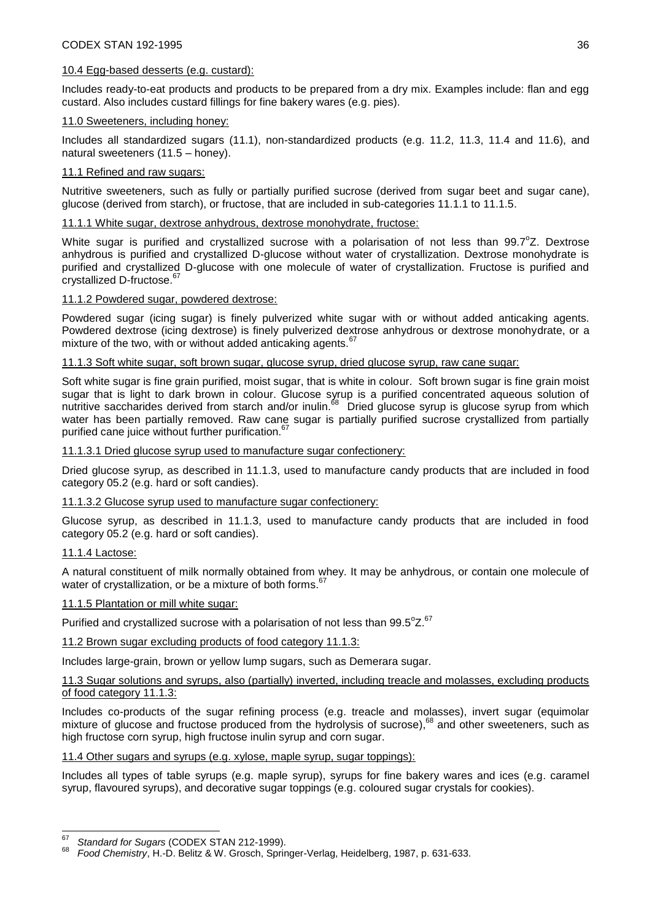10.4 Egg-based desserts (e.g. custard):

Includes ready-to-eat products and products to be prepared from a dry mix. Examples include: flan and egg custard. Also includes custard fillings for fine bakery wares (e.g. pies).

11.0 Sweeteners, including honey:

Includes all standardized sugars (11.1), non-standardized products (e.g. 11.2, 11.3, 11.4 and 11.6), and natural sweeteners (11.5 – honey).

11.1 Refined and raw sugars:

Nutritive sweeteners, such as fully or partially purified sucrose (derived from sugar beet and sugar cane), glucose (derived from starch), or fructose, that are included in sub-categories 11.1.1 to 11.1.5.

11.1.1 White sugar, dextrose anhydrous, dextrose monohydrate, fructose:

White sugar is purified and crystallized sucrose with a polarisation of not less than 99.7°Z. Dextrose anhydrous is purified and crystallized D-glucose without water of crystallization. Dextrose monohydrate is purified and crystallized D-glucose with one molecule of water of crystallization. Fructose is purified and crystallized D-fructose.[67]

11.1.2 Powdered sugar, powdered dextrose:

Powdered sugar (icing sugar) is finely pulverized white sugar with or without added anticaking agents. Powdered dextrose (icing dextrose) is finely pulverized dextrose anhydrous or dextrose monohydrate, or a mixture of the two, with or without added anticaking agents.[67]

11.1.3 Soft white sugar, soft brown sugar, glucose syrup, dried glucose syrup, raw cane sugar:

Soft white sugar is fine grain purified, moist sugar, that is white in colour. Soft brown sugar is fine grain moist sugar that is light to dark brown in colour. Glucose syrup is a purified concentrated aqueous solution of nutritive saccharides derived from starch and/or inulin.[68] Dried glucose syrup is glucose syrup from which water has been partially removed. Raw cane sugar is partially purified sucrose crystallized from partially purified cane juice without further purification.[67]

11.1.3.1 Dried glucose syrup used to manufacture sugar confectionery:

Dried glucose syrup, as described in 11.1.3, used to manufacture candy products that are included in food category 05.2 (e.g. hard or soft candies).

11.1.3.2 Glucose syrup used to manufacture sugar confectionery:

Glucose syrup, as described in 11.1.3, used to manufacture candy products that are included in food category 05.2 (e.g. hard or soft candies).

11.1.4 Lactose:

A natural constituent of milk normally obtained from whey. It may be anhydrous, or contain one molecule of water of crystallization, or be a mixture of both forms.[67]

11.1.5 Plantation or mill white sugar:

Purified and crystallized sucrose with a polarisation of not less than 99.5°Z.[67]

11.2 Brown sugar excluding products of food category 11.1.3:

Includes large-grain, brown or yellow lump sugars, such as Demerara sugar.

11.3 Sugar solutions and syrups, also (partially) inverted, including treacle and molasses, excluding products of food category 11.1.3:

Includes co-products of the sugar refining process (e.g. treacle and molasses), invert sugar (equimolar mixture of glucose and fructose produced from the hydrolysis of sucrose),[68] and other sweeteners, such as high fructose corn syrup, high fructose inulin syrup and corn sugar.

11.4 Other sugars and syrups (e.g. xylose, maple syrup, sugar toppings):

Includes all types of table syrups (e.g. maple syrup), syrups for fine bakery wares and ices (e.g. caramel syrup, flavoured syrups), and decorative sugar toppings (e.g. coloured sugar crystals for cookies).

---

[67] *Standard for Sugars* (CODEX STAN 212-1999).

[68] *Food Chemistry*, H.-D. Belitz & W. Grosch, Springer-Verlag, Heidelberg, 1987, p. 631-633.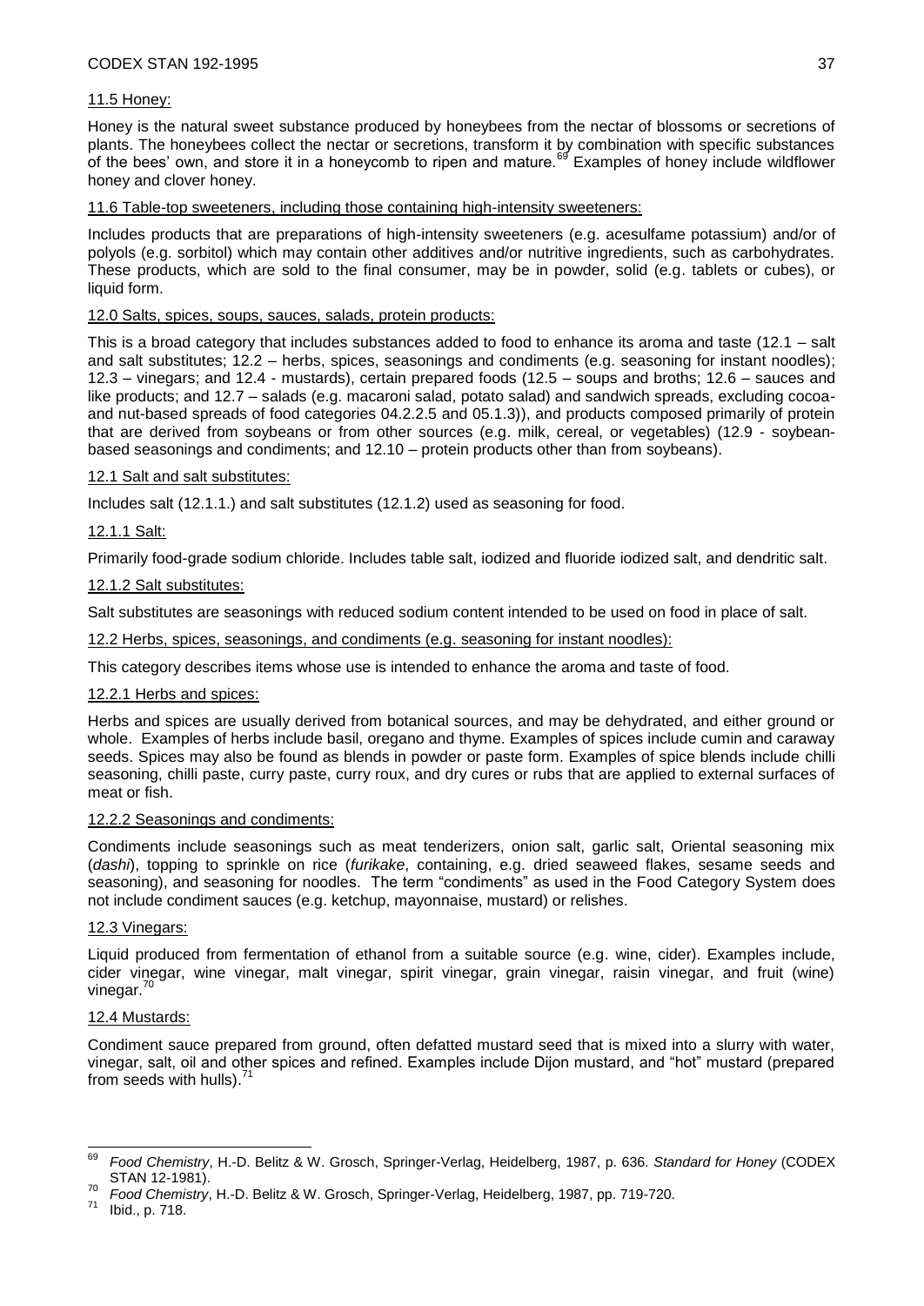11.5 Honey:

Honey is the natural sweet substance produced by honeybees from the nectar of blossoms or secretions of plants. The honeybees collect the nectar or secretions, transform it by combination with specific substances of the bees' own, and store it in a honeycomb to ripen and mature.[69] Examples of honey include wildflower honey and clover honey.

11.6 Table-top sweeteners, including those containing high-intensity sweeteners:

Includes products that are preparations of high-intensity sweeteners (e.g. acesulfame potassium) and/or of polyols (e.g. sorbitol) which may contain other additives and/or nutritive ingredients, such as carbohydrates. These products, which are sold to the final consumer, may be in powder, solid (e.g. tablets or cubes), or liquid form.

12.0 Salts, spices, soups, sauces, salads, protein products:

This is a broad category that includes substances added to food to enhance its aroma and taste (12.1 – salt and salt substitutes; 12.2 – herbs, spices, seasonings and condiments (e.g. seasoning for instant noodles); 12.3 – vinegars; and 12.4 - mustards), certain prepared foods (12.5 – soups and broths; 12.6 – sauces and like products; and 12.7 – salads (e.g. macaroni salad, potato salad) and sandwich spreads, excluding cocoa- and nut-based spreads of food categories 04.2.2.5 and 05.1.3)), and products composed primarily of protein that are derived from soybeans or from other sources (e.g. milk, cereal, or vegetables) (12.9 - soybean-based seasonings and condiments; and 12.10 – protein products other than from soybeans).

12.1 Salt and salt substitutes:

Includes salt (12.1.1.) and salt substitutes (12.1.2) used as seasoning for food.

12.1.1 Salt:

Primarily food-grade sodium chloride. Includes table salt, iodized and fluoride iodized salt, and dendritic salt.

12.1.2 Salt substitutes:

Salt substitutes are seasonings with reduced sodium content intended to be used on food in place of salt.

12.2 Herbs, spices, seasonings, and condiments (e.g. seasoning for instant noodles):

This category describes items whose use is intended to enhance the aroma and taste of food.

12.2.1 Herbs and spices:

Herbs and spices are usually derived from botanical sources, and may be dehydrated, and either ground or whole. Examples of herbs include basil, oregano and thyme. Examples of spices include cumin and caraway seeds. Spices may also be found as blends in powder or paste form. Examples of spice blends include chilli seasoning, chilli paste, curry paste, curry roux, and dry cures or rubs that are applied to external surfaces of meat or fish.

12.2.2 Seasonings and condiments:

Condiments include seasonings such as meat tenderizers, onion salt, garlic salt, Oriental seasoning mix (*dashi*), topping to sprinkle on rice (*furikake*, containing, e.g. dried seaweed flakes, sesame seeds and seasoning), and seasoning for noodles. The term "condiments" as used in the Food Category System does not include condiment sauces (e.g. ketchup, mayonnaise, mustard) or relishes.

12.3 Vinegars:

Liquid produced from fermentation of ethanol from a suitable source (e.g. wine, cider). Examples include, cider vinegar, wine vinegar, malt vinegar, spirit vinegar, grain vinegar, raisin vinegar, and fruit (wine) vinegar.[70]

12.4 Mustards:

Condiment sauce prepared from ground, often defatted mustard seed that is mixed into a slurry with water, vinegar, salt, oil and other spices and refined. Examples include Dijon mustard, and "hot" mustard (prepared from seeds with hulls).[71]

---

[69] *Food Chemistry*, H.-D. Belitz & W. Grosch, Springer-Verlag, Heidelberg, 1987, p. 636. *Standard for Honey* (CODEX STAN 12-1981).

[70] *Food Chemistry*, H.-D. Belitz & W. Grosch, Springer-Verlag, Heidelberg, 1987, pp. 719-720.

[71] Ibid., p. 718.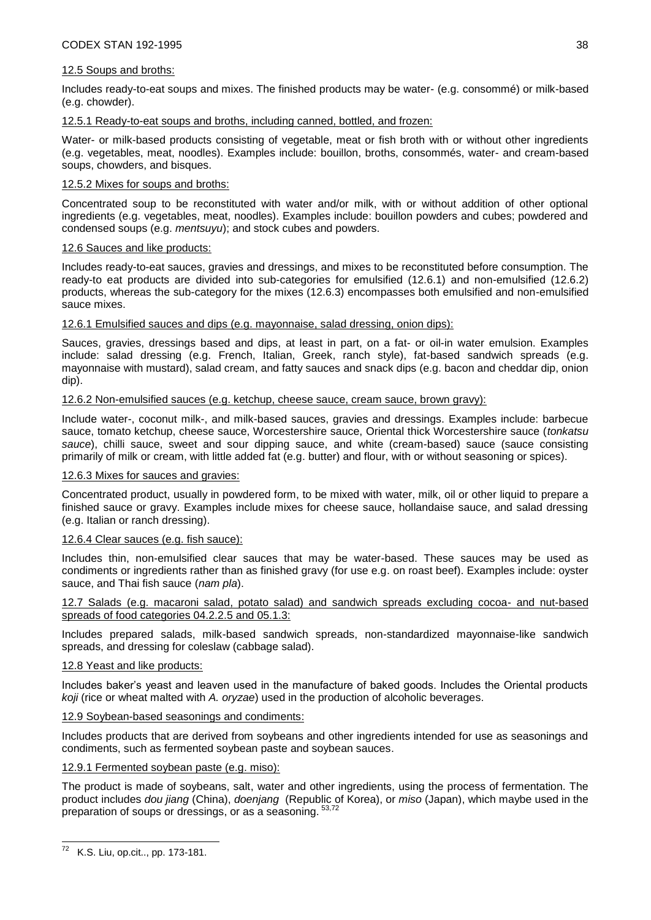12.5 Soups and broths:

Includes ready-to-eat soups and mixes. The finished products may be water- (e.g. consommé) or milk-based (e.g. chowder).

12.5.1 Ready-to-eat soups and broths, including canned, bottled, and frozen:

Water- or milk-based products consisting of vegetable, meat or fish broth with or without other ingredients (e.g. vegetables, meat, noodles). Examples include: bouillon, broths, consommés, water- and cream-based soups, chowders, and bisques.

12.5.2 Mixes for soups and broths:

Concentrated soup to be reconstituted with water and/or milk, with or without addition of other optional ingredients (e.g. vegetables, meat, noodles). Examples include: bouillon powders and cubes; powdered and condensed soups (e.g. *mentsuyu*); and stock cubes and powders.

12.6 Sauces and like products:

Includes ready-to-eat sauces, gravies and dressings, and mixes to be reconstituted before consumption. The ready-to eat products are divided into sub-categories for emulsified (12.6.1) and non-emulsified (12.6.2) products, whereas the sub-category for the mixes (12.6.3) encompasses both emulsified and non-emulsified sauce mixes.

12.6.1 Emulsified sauces and dips (e.g. mayonnaise, salad dressing, onion dips):

Sauces, gravies, dressings based and dips, at least in part, on a fat- or oil-in water emulsion. Examples include: salad dressing (e.g. French, Italian, Greek, ranch style), fat-based sandwich spreads (e.g. mayonnaise with mustard), salad cream, and fatty sauces and snack dips (e.g. bacon and cheddar dip, onion dip).

12.6.2 Non-emulsified sauces (e.g. ketchup, cheese sauce, cream sauce, brown gravy):

Include water-, coconut milk-, and milk-based sauces, gravies and dressings. Examples include: barbecue sauce, tomato ketchup, cheese sauce, Worcestershire sauce, Oriental thick Worcestershire sauce (*tonkatsu sauce*), chilli sauce, sweet and sour dipping sauce, and white (cream-based) sauce (sauce consisting primarily of milk or cream, with little added fat (e.g. butter) and flour, with or without seasoning or spices).

12.6.3 Mixes for sauces and gravies:

Concentrated product, usually in powdered form, to be mixed with water, milk, oil or other liquid to prepare a finished sauce or gravy. Examples include mixes for cheese sauce, hollandaise sauce, and salad dressing (e.g. Italian or ranch dressing).

12.6.4 Clear sauces (e.g. fish sauce):

Includes thin, non-emulsified clear sauces that may be water-based. These sauces may be used as condiments or ingredients rather than as finished gravy (for use e.g. on roast beef). Examples include: oyster sauce, and Thai fish sauce (*nam pla*).

12.7 Salads (e.g. macaroni salad, potato salad) and sandwich spreads excluding cocoa- and nut-based spreads of food categories 04.2.2.5 and 05.1.3:

Includes prepared salads, milk-based sandwich spreads, non-standardized mayonnaise-like sandwich spreads, and dressing for coleslaw (cabbage salad).

12.8 Yeast and like products:

Includes baker's yeast and leaven used in the manufacture of baked goods. Includes the Oriental products *koji* (rice or wheat malted with *A. oryzae*) used in the production of alcoholic beverages.

12.9 Soybean-based seasonings and condiments:

Includes products that are derived from soybeans and other ingredients intended for use as seasonings and condiments, such as fermented soybean paste and soybean sauces.

12.9.1 Fermented soybean paste (e.g. miso):

The product is made of soybeans, salt, water and other ingredients, using the process of fermentation. The product includes *dou jiang* (China), *doenjang* (Republic of Korea), or *miso* (Japan), which maybe used in the preparation of soups or dressings, or as a seasoning. [53,72]

---

[72] K.S. Liu, op.cit.., pp. 173-181.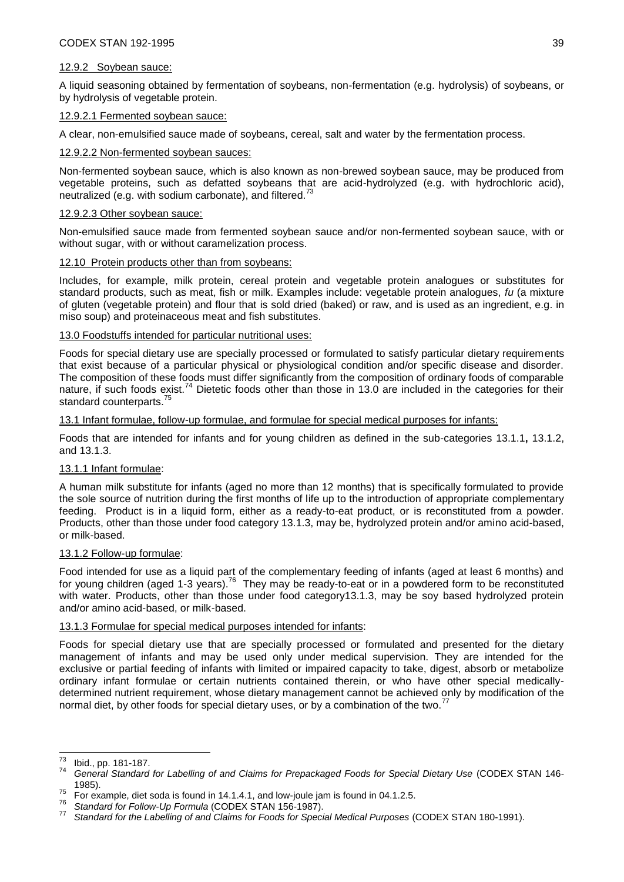12.9.2 Soybean sauce:

A liquid seasoning obtained by fermentation of soybeans, non-fermentation (e.g. hydrolysis) of soybeans, or by hydrolysis of vegetable protein.

12.9.2.1 Fermented soybean sauce:

A clear, non-emulsified sauce made of soybeans, cereal, salt and water by the fermentation process.

12.9.2.2 Non-fermented soybean sauces:

Non-fermented soybean sauce, which is also known as non-brewed soybean sauce, may be produced from vegetable proteins, such as defatted soybeans that are acid-hydrolyzed (e.g. with hydrochloric acid), neutralized (e.g. with sodium carbonate), and filtered.[73]

12.9.2.3 Other soybean sauce:

Non-emulsified sauce made from fermented soybean sauce and/or non-fermented soybean sauce, with or without sugar, with or without caramelization process.

12.10 Protein products other than from soybeans:

Includes, for example, milk protein, cereal protein and vegetable protein analogues or substitutes for standard products, such as meat, fish or milk. Examples include: vegetable protein analogues, *fu* (a mixture of gluten (vegetable protein) and flour that is sold dried (baked) or raw, and is used as an ingredient, e.g. in miso soup) and proteinaceous meat and fish substitutes.

13.0 Foodstuffs intended for particular nutritional uses:

Foods for special dietary use are specially processed or formulated to satisfy particular dietary requirements that exist because of a particular physical or physiological condition and/or specific disease and disorder. The composition of these foods must differ significantly from the composition of ordinary foods of comparable nature, if such foods exist.[74] Dietetic foods other than those in 13.0 are included in the categories for their standard counterparts.[75]

13.1 Infant formulae, follow-up formulae, and formulae for special medical purposes for infants:

Foods that are intended for infants and for young children as defined in the sub-categories 13.1.1**,** 13.1.2, and 13.1.3.

13.1.1 Infant formulae:

A human milk substitute for infants (aged no more than 12 months) that is specifically formulated to provide the sole source of nutrition during the first months of life up to the introduction of appropriate complementary feeding. Product is in a liquid form, either as a ready-to-eat product, or is reconstituted from a powder. Products, other than those under food category 13.1.3, may be, hydrolyzed protein and/or amino acid-based, or milk-based.

13.1.2 Follow-up formulae:

Food intended for use as a liquid part of the complementary feeding of infants (aged at least 6 months) and for young children (aged 1-3 years).[76] They may be ready-to-eat or in a powdered form to be reconstituted with water. Products, other than those under food category13.1.3, may be soy based hydrolyzed protein and/or amino acid-based, or milk-based.

13.1.3 Formulae for special medical purposes intended for infants:

Foods for special dietary use that are specially processed or formulated and presented for the dietary management of infants and may be used only under medical supervision. They are intended for the exclusive or partial feeding of infants with limited or impaired capacity to take, digest, absorb or metabolize ordinary infant formulae or certain nutrients contained therein, or who have other special medically-determined nutrient requirement, whose dietary management cannot be achieved only by modification of the normal diet, by other foods for special dietary uses, or by a combination of the two.[77]

---

[73] Ibid., pp. 181-187.

[74] *General Standard for Labelling of and Claims for Prepackaged Foods for Special Dietary Use* (CODEX STAN 146-1985).

[75] For example, diet soda is found in 14.1.4.1, and low-joule jam is found in 04.1.2.5.

[76] *Standard for Follow-Up Formula* (CODEX STAN 156-1987).

[77] *Standard for the Labelling of and Claims for Foods for Special Medical Purposes* (CODEX STAN 180-1991).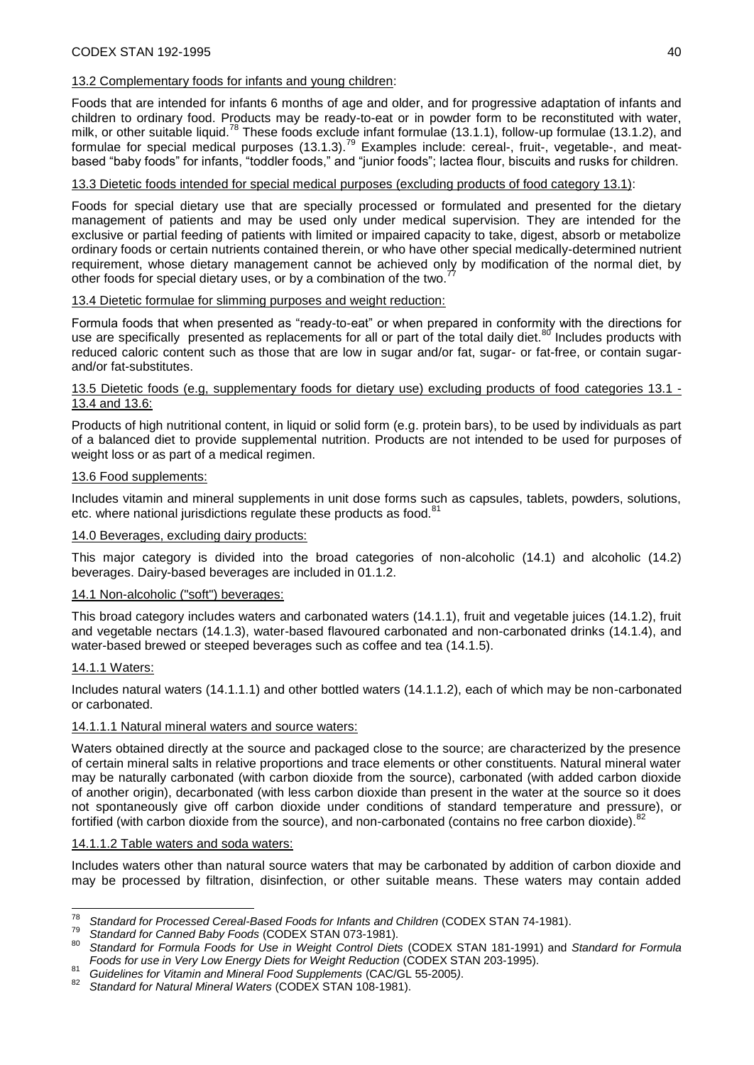13.2 Complementary foods for infants and young children:

Foods that are intended for infants 6 months of age and older, and for progressive adaptation of infants and children to ordinary food. Products may be ready-to-eat or in powder form to be reconstituted with water, milk, or other suitable liquid.[78] These foods exclude infant formulae (13.1.1), follow-up formulae (13.1.2), and formulae for special medical purposes (13.1.3).[79] Examples include: cereal-, fruit-, vegetable-, and meat-based "baby foods" for infants, "toddler foods," and "junior foods"; lactea flour, biscuits and rusks for children.

13.3 Dietetic foods intended for special medical purposes (excluding products of food category 13.1):

Foods for special dietary use that are specially processed or formulated and presented for the dietary management of patients and may be used only under medical supervision. They are intended for the exclusive or partial feeding of patients with limited or impaired capacity to take, digest, absorb or metabolize ordinary foods or certain nutrients contained therein, or who have other special medically-determined nutrient requirement, whose dietary management cannot be achieved only by modification of the normal diet, by other foods for special dietary uses, or by a combination of the two.[77]

13.4 Dietetic formulae for slimming purposes and weight reduction:

Formula foods that when presented as "ready-to-eat" or when prepared in conformity with the directions for use are specifically presented as replacements for all or part of the total daily diet.[80] Includes products with reduced caloric content such as those that are low in sugar and/or fat, sugar- or fat-free, or contain sugar- and/or fat-substitutes.

13.5 Dietetic foods (e.g, supplementary foods for dietary use) excluding products of food categories 13.1 - 13.4 and 13.6:

Products of high nutritional content, in liquid or solid form (e.g. protein bars), to be used by individuals as part of a balanced diet to provide supplemental nutrition. Products are not intended to be used for purposes of weight loss or as part of a medical regimen.

13.6 Food supplements:

Includes vitamin and mineral supplements in unit dose forms such as capsules, tablets, powders, solutions, etc. where national jurisdictions regulate these products as food.[81]

14.0 Beverages, excluding dairy products:

This major category is divided into the broad categories of non-alcoholic (14.1) and alcoholic (14.2) beverages. Dairy-based beverages are included in 01.1.2.

14.1 Non-alcoholic ("soft") beverages:

This broad category includes waters and carbonated waters (14.1.1), fruit and vegetable juices (14.1.2), fruit and vegetable nectars (14.1.3), water-based flavoured carbonated and non-carbonated drinks (14.1.4), and water-based brewed or steeped beverages such as coffee and tea (14.1.5).

14.1.1 Waters:

Includes natural waters (14.1.1.1) and other bottled waters (14.1.1.2), each of which may be non-carbonated or carbonated.

14.1.1.1 Natural mineral waters and source waters:

Waters obtained directly at the source and packaged close to the source; are characterized by the presence of certain mineral salts in relative proportions and trace elements or other constituents. Natural mineral water may be naturally carbonated (with carbon dioxide from the source), carbonated (with added carbon dioxide of another origin), decarbonated (with less carbon dioxide than present in the water at the source so it does not spontaneously give off carbon dioxide under conditions of standard temperature and pressure), or fortified (with carbon dioxide from the source), and non-carbonated (contains no free carbon dioxide).[82]

14.1.1.2 Table waters and soda waters:

Includes waters other than natural source waters that may be carbonated by addition of carbon dioxide and may be processed by filtration, disinfection, or other suitable means. These waters may contain added

---

[78] *Standard for Processed Cereal-Based Foods for Infants and Children* (CODEX STAN 74-1981).

[79] *Standard for Canned Baby Foods* (CODEX STAN 073-1981).

[80] *Standard for Formula Foods for Use in Weight Control Diets* (CODEX STAN 181-1991) and *Standard for Formula Foods for use in Very Low Energy Diets for Weight Reduction* (CODEX STAN 203-1995).

[81] *Guidelines for Vitamin and Mineral Food Supplements* (CAC/GL 55-2005).

[82] *Standard for Natural Mineral Waters* (CODEX STAN 108-1981).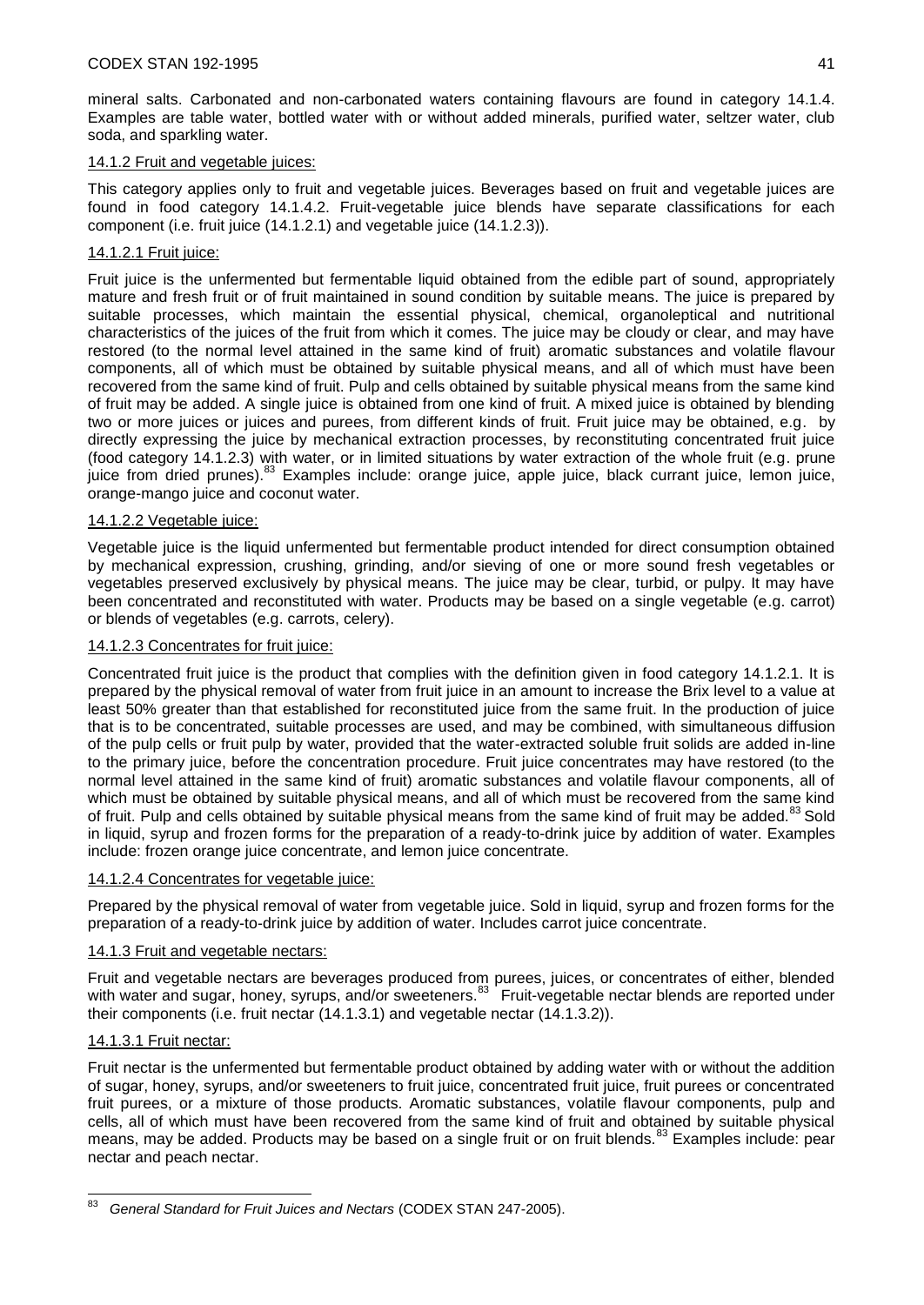mineral salts. Carbonated and non-carbonated waters containing flavours are found in category 14.1.4. Examples are table water, bottled water with or without added minerals, purified water, seltzer water, club soda, and sparkling water.

### 14.1.2 Fruit and vegetable juices:

This category applies only to fruit and vegetable juices. Beverages based on fruit and vegetable juices are found in food category 14.1.4.2. Fruit-vegetable juice blends have separate classifications for each component (i.e. fruit juice (14.1.2.1) and vegetable juice (14.1.2.3)).

### 14.1.2.1 Fruit juice:

Fruit juice is the unfermented but fermentable liquid obtained from the edible part of sound, appropriately mature and fresh fruit or of fruit maintained in sound condition by suitable means. The juice is prepared by suitable processes, which maintain the essential physical, chemical, organoleptical and nutritional characteristics of the juices of the fruit from which it comes. The juice may be cloudy or clear, and may have restored (to the normal level attained in the same kind of fruit) aromatic substances and volatile flavour components, all of which must be obtained by suitable physical means, and all of which must have been recovered from the same kind of fruit. Pulp and cells obtained by suitable physical means from the same kind of fruit may be added. A single juice is obtained from one kind of fruit. A mixed juice is obtained by blending two or more juices or juices and purees, from different kinds of fruit. Fruit juice may be obtained, e.g. by directly expressing the juice by mechanical extraction processes, by reconstituting concentrated fruit juice (food category 14.1.2.3) with water, or in limited situations by water extraction of the whole fruit (e.g. prune juice from dried prunes).[83] Examples include: orange juice, apple juice, black currant juice, lemon juice, orange-mango juice and coconut water.

### 14.1.2.2 Vegetable juice:

Vegetable juice is the liquid unfermented but fermentable product intended for direct consumption obtained by mechanical expression, crushing, grinding, and/or sieving of one or more sound fresh vegetables or vegetables preserved exclusively by physical means. The juice may be clear, turbid, or pulpy. It may have been concentrated and reconstituted with water. Products may be based on a single vegetable (e.g. carrot) or blends of vegetables (e.g. carrots, celery).

### 14.1.2.3 Concentrates for fruit juice:

Concentrated fruit juice is the product that complies with the definition given in food category 14.1.2.1. It is prepared by the physical removal of water from fruit juice in an amount to increase the Brix level to a value at least 50% greater than that established for reconstituted juice from the same fruit. In the production of juice that is to be concentrated, suitable processes are used, and may be combined, with simultaneous diffusion of the pulp cells or fruit pulp by water, provided that the water-extracted soluble fruit solids are added in-line to the primary juice, before the concentration procedure. Fruit juice concentrates may have restored (to the normal level attained in the same kind of fruit) aromatic substances and volatile flavour components, all of which must be obtained by suitable physical means, and all of which must be recovered from the same kind of fruit. Pulp and cells obtained by suitable physical means from the same kind of fruit may be added.[83] Sold in liquid, syrup and frozen forms for the preparation of a ready-to-drink juice by addition of water. Examples include: frozen orange juice concentrate, and lemon juice concentrate.

### 14.1.2.4 Concentrates for vegetable juice:

Prepared by the physical removal of water from vegetable juice. Sold in liquid, syrup and frozen forms for the preparation of a ready-to-drink juice by addition of water. Includes carrot juice concentrate.

### 14.1.3 Fruit and vegetable nectars:

Fruit and vegetable nectars are beverages produced from purees, juices, or concentrates of either, blended with water and sugar, honey, syrups, and/or sweeteners.[83] Fruit-vegetable nectar blends are reported under their components (i.e. fruit nectar (14.1.3.1) and vegetable nectar (14.1.3.2)).

### 14.1.3.1 Fruit nectar:

Fruit nectar is the unfermented but fermentable product obtained by adding water with or without the addition of sugar, honey, syrups, and/or sweeteners to fruit juice, concentrated fruit juice, fruit purees or concentrated fruit purees, or a mixture of those products. Aromatic substances, volatile flavour components, pulp and cells, all of which must have been recovered from the same kind of fruit and obtained by suitable physical means, may be added. Products may be based on a single fruit or on fruit blends.[83] Examples include: pear nectar and peach nectar.

---

[83] *General Standard for Fruit Juices and Nectars* (CODEX STAN 247-2005).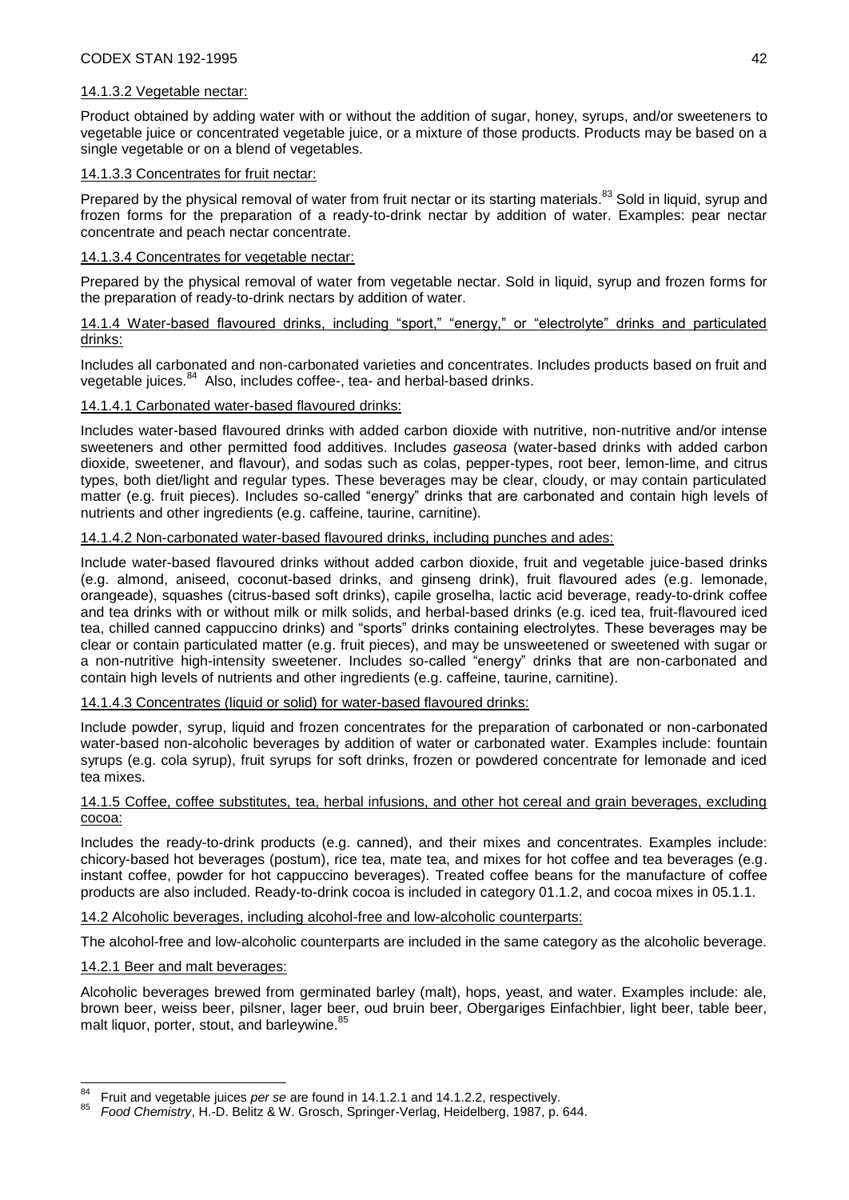14.1.3.2 Vegetable nectar:

Product obtained by adding water with or without the addition of sugar, honey, syrups, and/or sweeteners to vegetable juice or concentrated vegetable juice, or a mixture of those products. Products may be based on a single vegetable or on a blend of vegetables.

14.1.3.3 Concentrates for fruit nectar:

Prepared by the physical removal of water from fruit nectar or its starting materials.[83] Sold in liquid, syrup and frozen forms for the preparation of a ready-to-drink nectar by addition of water. Examples: pear nectar concentrate and peach nectar concentrate.

14.1.3.4 Concentrates for vegetable nectar:

Prepared by the physical removal of water from vegetable nectar. Sold in liquid, syrup and frozen forms for the preparation of ready-to-drink nectars by addition of water.

14.1.4 Water-based flavoured drinks, including "sport," "energy," or "electrolyte" drinks and particulated drinks:

Includes all carbonated and non-carbonated varieties and concentrates. Includes products based on fruit and vegetable juices.[84] Also, includes coffee-, tea- and herbal-based drinks.

14.1.4.1 Carbonated water-based flavoured drinks:

Includes water-based flavoured drinks with added carbon dioxide with nutritive, non-nutritive and/or intense sweeteners and other permitted food additives. Includes *gaseosa* (water-based drinks with added carbon dioxide, sweetener, and flavour), and sodas such as colas, pepper-types, root beer, lemon-lime, and citrus types, both diet/light and regular types. These beverages may be clear, cloudy, or may contain particulated matter (e.g. fruit pieces). Includes so-called "energy" drinks that are carbonated and contain high levels of nutrients and other ingredients (e.g. caffeine, taurine, carnitine).

14.1.4.2 Non-carbonated water-based flavoured drinks, including punches and ades:

Include water-based flavoured drinks without added carbon dioxide, fruit and vegetable juice-based drinks (e.g. almond, aniseed, coconut-based drinks, and ginseng drink), fruit flavoured ades (e.g. lemonade, orangeade), squashes (citrus-based soft drinks), capile groselha, lactic acid beverage, ready-to-drink coffee and tea drinks with or without milk or milk solids, and herbal-based drinks (e.g. iced tea, fruit-flavoured iced tea, chilled canned cappuccino drinks) and "sports" drinks containing electrolytes. These beverages may be clear or contain particulated matter (e.g. fruit pieces), and may be unsweetened or sweetened with sugar or a non-nutritive high-intensity sweetener. Includes so-called "energy" drinks that are non-carbonated and contain high levels of nutrients and other ingredients (e.g. caffeine, taurine, carnitine).

14.1.4.3 Concentrates (liquid or solid) for water-based flavoured drinks:

Include powder, syrup, liquid and frozen concentrates for the preparation of carbonated or non-carbonated water-based non-alcoholic beverages by addition of water or carbonated water. Examples include: fountain syrups (e.g. cola syrup), fruit syrups for soft drinks, frozen or powdered concentrate for lemonade and iced tea mixes.

14.1.5 Coffee, coffee substitutes, tea, herbal infusions, and other hot cereal and grain beverages, excluding cocoa:

Includes the ready-to-drink products (e.g. canned), and their mixes and concentrates. Examples include: chicory-based hot beverages (postum), rice tea, mate tea, and mixes for hot coffee and tea beverages (e.g. instant coffee, powder for hot cappuccino beverages). Treated coffee beans for the manufacture of coffee products are also included. Ready-to-drink cocoa is included in category 01.1.2, and cocoa mixes in 05.1.1.

14.2 Alcoholic beverages, including alcohol-free and low-alcoholic counterparts:

The alcohol-free and low-alcoholic counterparts are included in the same category as the alcoholic beverage.

14.2.1 Beer and malt beverages:

Alcoholic beverages brewed from germinated barley (malt), hops, yeast, and water. Examples include: ale, brown beer, weiss beer, pilsner, lager beer, oud bruin beer, Obergariges Einfachbier, light beer, table beer, malt liquor, porter, stout, and barleywine.[85]

---

[84] Fruit and vegetable juices *per se* are found in 14.1.2.1 and 14.1.2.2, respectively.

[85] *Food Chemistry*, H.-D. Belitz & W. Grosch, Springer-Verlag, Heidelberg, 1987, p. 644.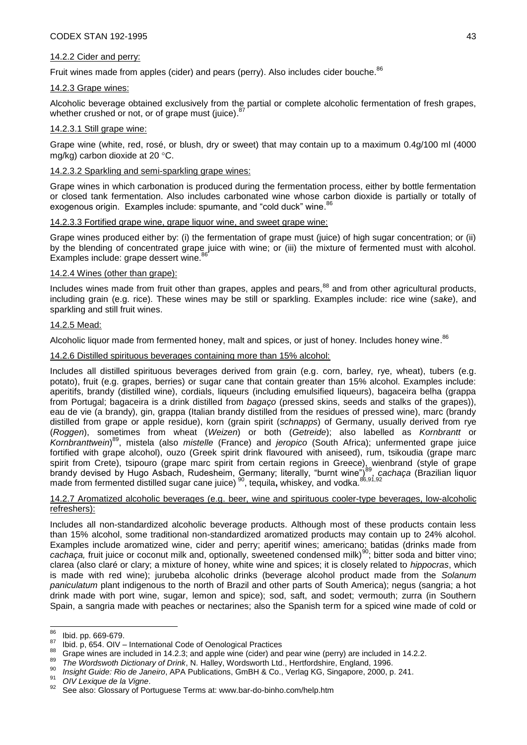14.2.2 Cider and perry:

Fruit wines made from apples (cider) and pears (perry). Also includes cider bouche.[86]

14.2.3 Grape wines:

Alcoholic beverage obtained exclusively from the partial or complete alcoholic fermentation of fresh grapes, whether crushed or not, or of grape must (juice).[87]

14.2.3.1 Still grape wine:

Grape wine (white, red, rosé, or blush, dry or sweet) that may contain up to a maximum 0.4g/100 ml (4000 mg/kg) carbon dioxide at 20 °C.

14.2.3.2 Sparkling and semi-sparkling grape wines:

Grape wines in which carbonation is produced during the fermentation process, either by bottle fermentation or closed tank fermentation. Also includes carbonated wine whose carbon dioxide is partially or totally of exogenous origin. Examples include: spumante, and "cold duck" wine.[86]

14.2.3.3 Fortified grape wine, grape liquor wine, and sweet grape wine:

Grape wines produced either by: (i) the fermentation of grape must (juice) of high sugar concentration; or (ii) by the blending of concentrated grape juice with wine; or (iii) the mixture of fermented must with alcohol. Examples include: grape dessert wine.[86]

14.2.4 Wines (other than grape):

Includes wines made from fruit other than grapes, apples and pears,[88] and from other agricultural products, including grain (e.g. rice). These wines may be still or sparkling. Examples include: rice wine (*sake*), and sparkling and still fruit wines.

14.2.5 Mead:

Alcoholic liquor made from fermented honey, malt and spices, or just of honey. Includes honey wine.[86]

14.2.6 Distilled spirituous beverages containing more than 15% alcohol:

Includes all distilled spirituous beverages derived from grain (e.g. corn, barley, rye, wheat), tubers (e.g. potato), fruit (e.g. grapes, berries) or sugar cane that contain greater than 15% alcohol. Examples include: aperitifs, brandy (distilled wine), cordials, liqueurs (including emulsified liqueurs), bagaceira belha (grappa from Portugal; bagaceira is a drink distilled from *bagaço* (pressed skins, seeds and stalks of the grapes)), eau de vie (a brandy), gin, grappa (Italian brandy distilled from the residues of pressed wine), marc (brandy distilled from grape or apple residue), korn (grain spirit (*schnapps*) of Germany, usually derived from rye (*Roggen*), sometimes from wheat (*Weizen*) or both (*Getreide*); also labelled as *Kornbrantt* or *Kornbranttwein*)[89], mistela (also *mistelle* (France) and *jeropico* (South Africa); unfermented grape juice fortified with grape alcohol), ouzo (Greek spirit drink flavoured with aniseed), rum, tsikoudia (grape marc spirit from Crete), tsipouro (grape marc spirit from certain regions in Greece), wienbrand (style of grape brandy devised by Hugo Asbach, Rudesheim, Germany; literally, "burnt wine")[89], *cachaça* (Brazilian liquor made from fermented distilled sugar cane juice) [90], tequila**,** whiskey, and vodka.[86,91,92]

14.2.7 Aromatized alcoholic beverages (e.g. beer, wine and spirituous cooler-type beverages, low-alcoholic refreshers):

Includes all non-standardized alcoholic beverage products. Although most of these products contain less than 15% alcohol, some traditional non-standardized aromatized products may contain up to 24% alcohol. Examples include aromatized wine, cider and perry; aperitif wines; americano; batidas (drinks made from *cachaça,* fruit juice or coconut milk and, optionally, sweetened condensed milk)[90]; bitter soda and bitter vino; clarea (also claré or clary; a mixture of honey, white wine and spices; it is closely related to *hippocras*, which is made with red wine); jurubeba alcoholic drinks (beverage alcohol product made from the *Solanum paniculatum* plant indigenous to the north of Brazil and other parts of South America); negus (sangria; a hot drink made with port wine, sugar, lemon and spice); sod, saft, and sodet; vermouth; zurra (in Southern Spain, a sangria made with peaches or nectarines; also the Spanish term for a spiced wine made of cold or

---

[86] Ibid. pp. 669-679.

[87] Ibid. p, 654. OIV – International Code of Oenological Practices

[88] Grape wines are included in 14.2.3; and apple wine (cider) and pear wine (perry) are included in 14.2.2.

[89] *The Wordswoth Dictionary of Drink*, N. Halley, Wordsworth Ltd., Hertfordshire, England, 1996.

[90] *Insight Guide: Rio de Janeiro*, APA Publications, GmBH & Co., Verlag KG, Singapore, 2000, p. 241.

[91] *OIV Lexique de la Vigne*.

[92] See also: Glossary of Portuguese Terms at: www.bar-do-binho.com/help.htm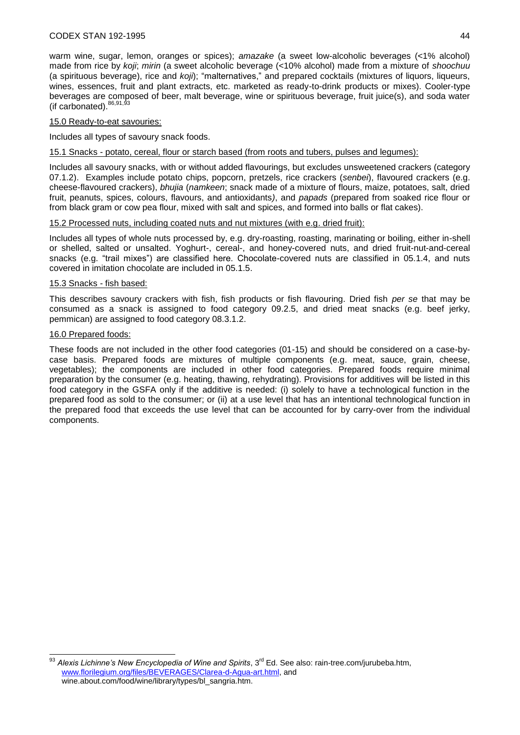warm wine, sugar, lemon, oranges or spices); *amazake* (a sweet low-alcoholic beverages (<1% alcohol) made from rice by *koji*; *mirin* (a sweet alcoholic beverage (<10% alcohol) made from a mixture of *shoochuu* (a spirituous beverage), rice and *koji*); "malternatives," and prepared cocktails (mixtures of liquors, liqueurs, wines, essences, fruit and plant extracts, etc. marketed as ready-to-drink products or mixes). Cooler-type beverages are composed of beer, malt beverage, wine or spirituous beverage, fruit juice(s), and soda water (if carbonated).[86,91,93]

15.0 Ready-to-eat savouries:

Includes all types of savoury snack foods.

15.1 Snacks - potato, cereal, flour or starch based (from roots and tubers, pulses and legumes):

Includes all savoury snacks, with or without added flavourings, but excludes unsweetened crackers (category 07.1.2). Examples include potato chips, popcorn, pretzels, rice crackers (*senbei*), flavoured crackers (e.g. cheese-flavoured crackers), *bhujia* (*namkeen*; snack made of a mixture of flours, maize, potatoes, salt, dried fruit, peanuts, spices, colours, flavours, and antioxidants*)*, and *papads* (prepared from soaked rice flour or from black gram or cow pea flour, mixed with salt and spices, and formed into balls or flat cakes).

15.2 Processed nuts, including coated nuts and nut mixtures (with e.g. dried fruit):

Includes all types of whole nuts processed by, e.g. dry-roasting, roasting, marinating or boiling, either in-shell or shelled, salted or unsalted. Yoghurt-, cereal-, and honey-covered nuts, and dried fruit-nut-and-cereal snacks (e.g. "trail mixes") are classified here. Chocolate-covered nuts are classified in 05.1.4, and nuts covered in imitation chocolate are included in 05.1.5.

15.3 Snacks - fish based:

This describes savoury crackers with fish, fish products or fish flavouring. Dried fish *per se* that may be consumed as a snack is assigned to food category 09.2.5, and dried meat snacks (e.g. beef jerky, pemmican) are assigned to food category 08.3.1.2.

16.0 Prepared foods:

These foods are not included in the other food categories (01-15) and should be considered on a case-by-case basis. Prepared foods are mixtures of multiple components (e.g. meat, sauce, grain, cheese, vegetables); the components are included in other food categories. Prepared foods require minimal preparation by the consumer (e.g. heating, thawing, rehydrating). Provisions for additives will be listed in this food category in the GSFA only if the additive is needed: (i) solely to have a technological function in the prepared food as sold to the consumer; or (ii) at a use level that has an intentional technological function in the prepared food that exceeds the use level that can be accounted for by carry-over from the individual components.

---

[93] *Alexis Lichinne's New Encyclopedia of Wine and Spirits*, 3rd Ed. See also: rain-tree.com/jurubeba.htm, www.florilegium.org/files/BEVERAGES/Clarea-d-Agua-art.html, and wine.about.com/food/wine/library/types/bl_sangria.htm.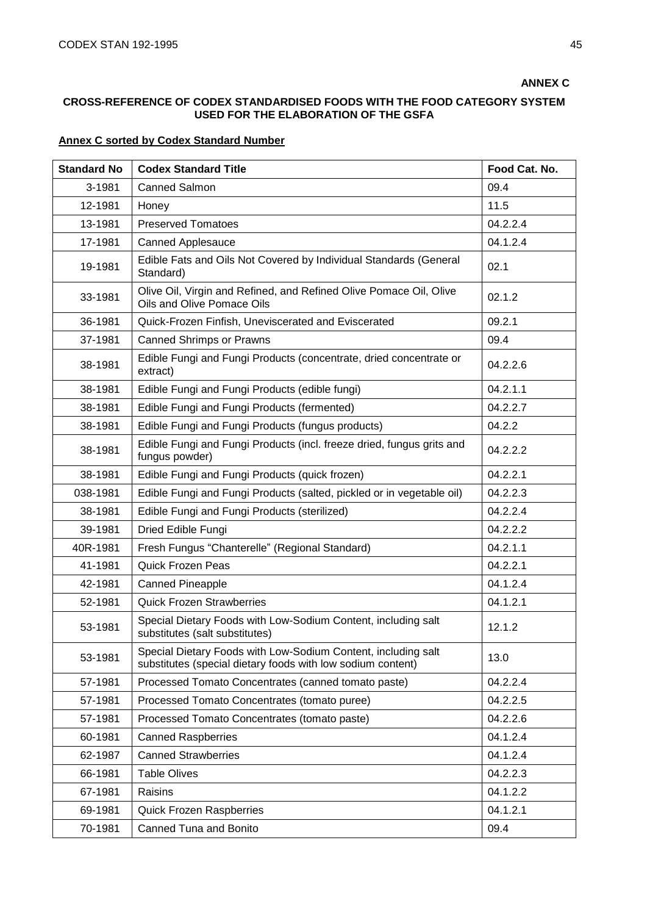**ANNEX C**

**CROSS-REFERENCE OF CODEX STANDARDISED FOODS WITH THE FOOD CATEGORY SYSTEM USED FOR THE ELABORATION OF THE GSFA**

**Annex C sorted by Codex Standard Number**

| Standard No | Codex Standard Title | Food Cat. No. |
|---|---|---|
| 3-1981 | Canned Salmon | 09.4 |
| 12-1981 | Honey | 11.5 |
| 13-1981 | Preserved Tomatoes | 04.2.2.4 |
| 17-1981 | Canned Applesauce | 04.1.2.4 |
| 19-1981 | Edible Fats and Oils Not Covered by Individual Standards (General Standard) | 02.1 |
| 33-1981 | Olive Oil, Virgin and Refined, and Refined Olive Pomace Oil, Olive Oils and Olive Pomace Oils | 02.1.2 |
| 36-1981 | Quick-Frozen Finfish, Uneviscerated and Eviscerated | 09.2.1 |
| 37-1981 | Canned Shrimps or Prawns | 09.4 |
| 38-1981 | Edible Fungi and Fungi Products (concentrate, dried concentrate or extract) | 04.2.2.6 |
| 38-1981 | Edible Fungi and Fungi Products (edible fungi) | 04.2.1.1 |
| 38-1981 | Edible Fungi and Fungi Products (fermented) | 04.2.2.7 |
| 38-1981 | Edible Fungi and Fungi Products (fungus products) | 04.2.2 |
| 38-1981 | Edible Fungi and Fungi Products (incl. freeze dried, fungus grits and fungus powder) | 04.2.2.2 |
| 38-1981 | Edible Fungi and Fungi Products (quick frozen) | 04.2.2.1 |
| 038-1981 | Edible Fungi and Fungi Products (salted, pickled or in vegetable oil) | 04.2.2.3 |
| 38-1981 | Edible Fungi and Fungi Products (sterilized) | 04.2.2.4 |
| 39-1981 | Dried Edible Fungi | 04.2.2.2 |
| 40R-1981 | Fresh Fungus "Chanterelle" (Regional Standard) | 04.2.1.1 |
| 41-1981 | Quick Frozen Peas | 04.2.2.1 |
| 42-1981 | Canned Pineapple | 04.1.2.4 |
| 52-1981 | Quick Frozen Strawberries | 04.1.2.1 |
| 53-1981 | Special Dietary Foods with Low-Sodium Content, including salt substitutes (salt substitutes) | 12.1.2 |
| 53-1981 | Special Dietary Foods with Low-Sodium Content, including salt substitutes (special dietary foods with low sodium content) | 13.0 |
| 57-1981 | Processed Tomato Concentrates (canned tomato paste) | 04.2.2.4 |
| 57-1981 | Processed Tomato Concentrates (tomato puree) | 04.2.2.5 |
| 57-1981 | Processed Tomato Concentrates (tomato paste) | 04.2.2.6 |
| 60-1981 | Canned Raspberries | 04.1.2.4 |
| 62-1987 | Canned Strawberries | 04.1.2.4 |
| 66-1981 | Table Olives | 04.2.2.3 |
| 67-1981 | Raisins | 04.1.2.2 |
| 69-1981 | Quick Frozen Raspberries | 04.1.2.1 |
| 70-1981 | Canned Tuna and Bonito | 09.4 |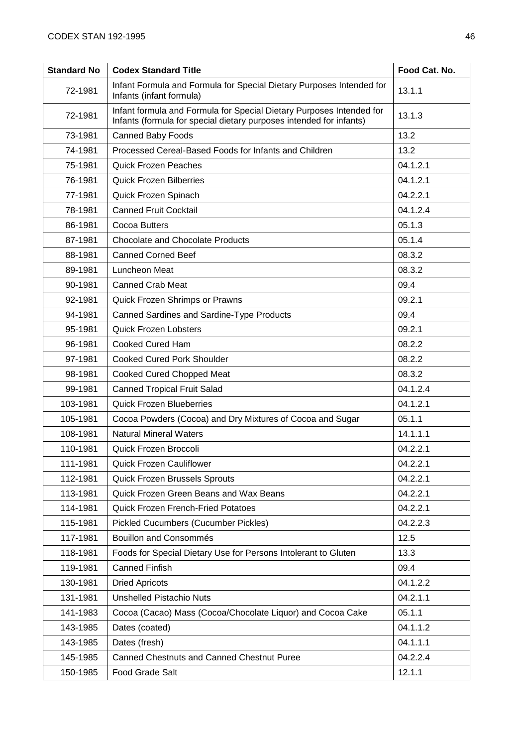| Standard No | Codex Standard Title | Food Cat. No. |
|---|---|---|
| 72-1981 | Infant Formula and Formula for Special Dietary Purposes Intended for Infants (infant formula) | 13.1.1 |
| 72-1981 | Infant formula and Formula for Special Dietary Purposes Intended for Infants (formula for special dietary purposes intended for infants) | 13.1.3 |
| 73-1981 | Canned Baby Foods | 13.2 |
| 74-1981 | Processed Cereal-Based Foods for Infants and Children | 13.2 |
| 75-1981 | Quick Frozen Peaches | 04.1.2.1 |
| 76-1981 | Quick Frozen Bilberries | 04.1.2.1 |
| 77-1981 | Quick Frozen Spinach | 04.2.2.1 |
| 78-1981 | Canned Fruit Cocktail | 04.1.2.4 |
| 86-1981 | Cocoa Butters | 05.1.3 |
| 87-1981 | Chocolate and Chocolate Products | 05.1.4 |
| 88-1981 | Canned Corned Beef | 08.3.2 |
| 89-1981 | Luncheon Meat | 08.3.2 |
| 90-1981 | Canned Crab Meat | 09.4 |
| 92-1981 | Quick Frozen Shrimps or Prawns | 09.2.1 |
| 94-1981 | Canned Sardines and Sardine-Type Products | 09.4 |
| 95-1981 | Quick Frozen Lobsters | 09.2.1 |
| 96-1981 | Cooked Cured Ham | 08.2.2 |
| 97-1981 | Cooked Cured Pork Shoulder | 08.2.2 |
| 98-1981 | Cooked Cured Chopped Meat | 08.3.2 |
| 99-1981 | Canned Tropical Fruit Salad | 04.1.2.4 |
| 103-1981 | Quick Frozen Blueberries | 04.1.2.1 |
| 105-1981 | Cocoa Powders (Cocoa) and Dry Mixtures of Cocoa and Sugar | 05.1.1 |
| 108-1981 | Natural Mineral Waters | 14.1.1.1 |
| 110-1981 | Quick Frozen Broccoli | 04.2.2.1 |
| 111-1981 | Quick Frozen Cauliflower | 04.2.2.1 |
| 112-1981 | Quick Frozen Brussels Sprouts | 04.2.2.1 |
| 113-1981 | Quick Frozen Green Beans and Wax Beans | 04.2.2.1 |
| 114-1981 | Quick Frozen French-Fried Potatoes | 04.2.2.1 |
| 115-1981 | Pickled Cucumbers (Cucumber Pickles) | 04.2.2.3 |
| 117-1981 | Bouillon and Consommés | 12.5 |
| 118-1981 | Foods for Special Dietary Use for Persons Intolerant to Gluten | 13.3 |
| 119-1981 | Canned Finfish | 09.4 |
| 130-1981 | Dried Apricots | 04.1.2.2 |
| 131-1981 | Unshelled Pistachio Nuts | 04.2.1.1 |
| 141-1983 | Cocoa (Cacao) Mass (Cocoa/Chocolate Liquor) and Cocoa Cake | 05.1.1 |
| 143-1985 | Dates (coated) | 04.1.1.2 |
| 143-1985 | Dates (fresh) | 04.1.1.1 |
| 145-1985 | Canned Chestnuts and Canned Chestnut Puree | 04.2.2.4 |
| 150-1985 | Food Grade Salt | 12.1.1 |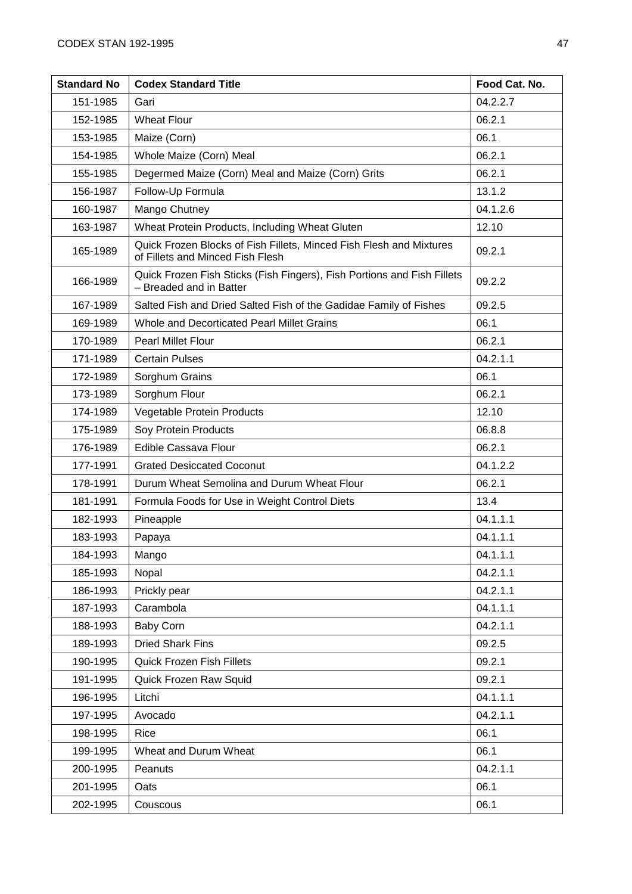| Standard No | Codex Standard Title | Food Cat. No. |
| --- | --- | --- |
| 151-1985 | Gari | 04.2.2.7 |
| 152-1985 | Wheat Flour | 06.2.1 |
| 153-1985 | Maize (Corn) | 06.1 |
| 154-1985 | Whole Maize (Corn) Meal | 06.2.1 |
| 155-1985 | Degermed Maize (Corn) Meal and Maize (Corn) Grits | 06.2.1 |
| 156-1987 | Follow-Up Formula | 13.1.2 |
| 160-1987 | Mango Chutney | 04.1.2.6 |
| 163-1987 | Wheat Protein Products, Including Wheat Gluten | 12.10 |
| 165-1989 | Quick Frozen Blocks of Fish Fillets, Minced Fish Flesh and Mixtures of Fillets and Minced Fish Flesh | 09.2.1 |
| 166-1989 | Quick Frozen Fish Sticks (Fish Fingers), Fish Portions and Fish Fillets – Breaded and in Batter | 09.2.2 |
| 167-1989 | Salted Fish and Dried Salted Fish of the Gadidae Family of Fishes | 09.2.5 |
| 169-1989 | Whole and Decorticated Pearl Millet Grains | 06.1 |
| 170-1989 | Pearl Millet Flour | 06.2.1 |
| 171-1989 | Certain Pulses | 04.2.1.1 |
| 172-1989 | Sorghum Grains | 06.1 |
| 173-1989 | Sorghum Flour | 06.2.1 |
| 174-1989 | Vegetable Protein Products | 12.10 |
| 175-1989 | Soy Protein Products | 06.8.8 |
| 176-1989 | Edible Cassava Flour | 06.2.1 |
| 177-1991 | Grated Desiccated Coconut | 04.1.2.2 |
| 178-1991 | Durum Wheat Semolina and Durum Wheat Flour | 06.2.1 |
| 181-1991 | Formula Foods for Use in Weight Control Diets | 13.4 |
| 182-1993 | Pineapple | 04.1.1.1 |
| 183-1993 | Papaya | 04.1.1.1 |
| 184-1993 | Mango | 04.1.1.1 |
| 185-1993 | Nopal | 04.2.1.1 |
| 186-1993 | Prickly pear | 04.2.1.1 |
| 187-1993 | Carambola | 04.1.1.1 |
| 188-1993 | Baby Corn | 04.2.1.1 |
| 189-1993 | Dried Shark Fins | 09.2.5 |
| 190-1995 | Quick Frozen Fish Fillets | 09.2.1 |
| 191-1995 | Quick Frozen Raw Squid | 09.2.1 |
| 196-1995 | Litchi | 04.1.1.1 |
| 197-1995 | Avocado | 04.2.1.1 |
| 198-1995 | Rice | 06.1 |
| 199-1995 | Wheat and Durum Wheat | 06.1 |
| 200-1995 | Peanuts | 04.2.1.1 |
| 201-1995 | Oats | 06.1 |
| 202-1995 | Couscous | 06.1 |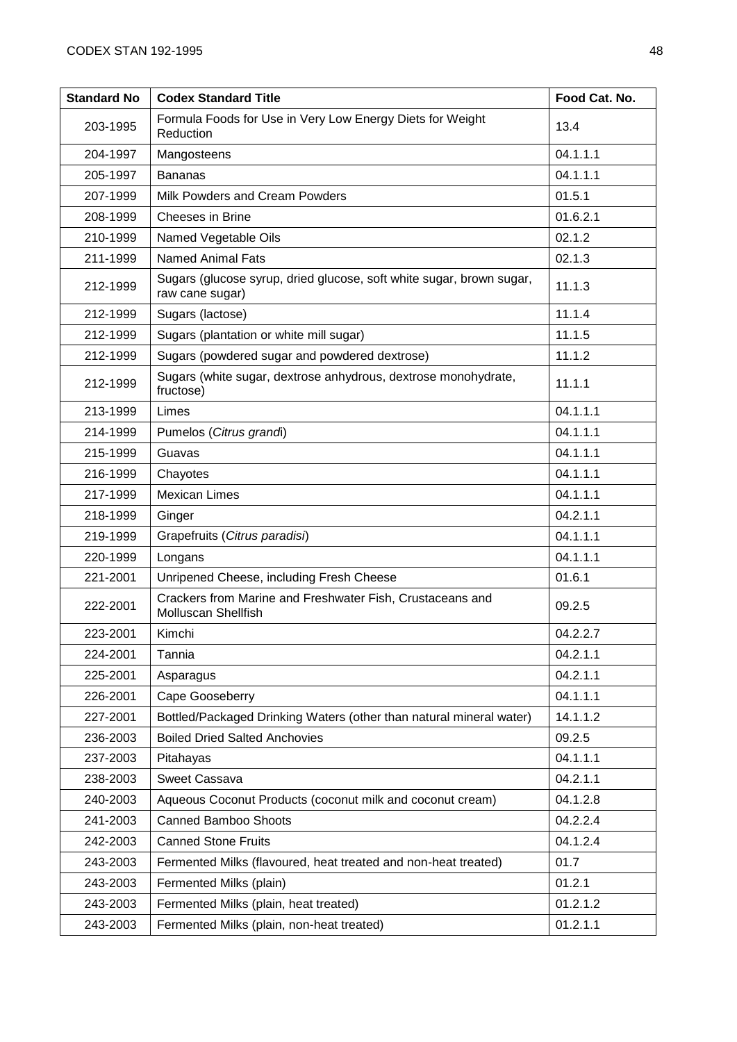| Standard No | Codex Standard Title | Food Cat. No. |
|---|---|---|
| 203-1995 | Formula Foods for Use in Very Low Energy Diets for Weight Reduction | 13.4 |
| 204-1997 | Mangosteens | 04.1.1.1 |
| 205-1997 | Bananas | 04.1.1.1 |
| 207-1999 | Milk Powders and Cream Powders | 01.5.1 |
| 208-1999 | Cheeses in Brine | 01.6.2.1 |
| 210-1999 | Named Vegetable Oils | 02.1.2 |
| 211-1999 | Named Animal Fats | 02.1.3 |
| 212-1999 | Sugars (glucose syrup, dried glucose, soft white sugar, brown sugar, raw cane sugar) | 11.1.3 |
| 212-1999 | Sugars (lactose) | 11.1.4 |
| 212-1999 | Sugars (plantation or white mill sugar) | 11.1.5 |
| 212-1999 | Sugars (powdered sugar and powdered dextrose) | 11.1.2 |
| 212-1999 | Sugars (white sugar, dextrose anhydrous, dextrose monohydrate, fructose) | 11.1.1 |
| 213-1999 | Limes | 04.1.1.1 |
| 214-1999 | Pumelos (*Citrus grandi*) | 04.1.1.1 |
| 215-1999 | Guavas | 04.1.1.1 |
| 216-1999 | Chayotes | 04.1.1.1 |
| 217-1999 | Mexican Limes | 04.1.1.1 |
| 218-1999 | Ginger | 04.2.1.1 |
| 219-1999 | Grapefruits (*Citrus paradisi*) | 04.1.1.1 |
| 220-1999 | Longans | 04.1.1.1 |
| 221-2001 | Unripened Cheese, including Fresh Cheese | 01.6.1 |
| 222-2001 | Crackers from Marine and Freshwater Fish, Crustaceans and Molluscan Shellfish | 09.2.5 |
| 223-2001 | Kimchi | 04.2.2.7 |
| 224-2001 | Tannia | 04.2.1.1 |
| 225-2001 | Asparagus | 04.2.1.1 |
| 226-2001 | Cape Gooseberry | 04.1.1.1 |
| 227-2001 | Bottled/Packaged Drinking Waters (other than natural mineral water) | 14.1.1.2 |
| 236-2003 | Boiled Dried Salted Anchovies | 09.2.5 |
| 237-2003 | Pitahayas | 04.1.1.1 |
| 238-2003 | Sweet Cassava | 04.2.1.1 |
| 240-2003 | Aqueous Coconut Products (coconut milk and coconut cream) | 04.1.2.8 |
| 241-2003 | Canned Bamboo Shoots | 04.2.2.4 |
| 242-2003 | Canned Stone Fruits | 04.1.2.4 |
| 243-2003 | Fermented Milks (flavoured, heat treated and non-heat treated) | 01.7 |
| 243-2003 | Fermented Milks (plain) | 01.2.1 |
| 243-2003 | Fermented Milks (plain, heat treated) | 01.2.1.2 |
| 243-2003 | Fermented Milks (plain, non-heat treated) | 01.2.1.1 |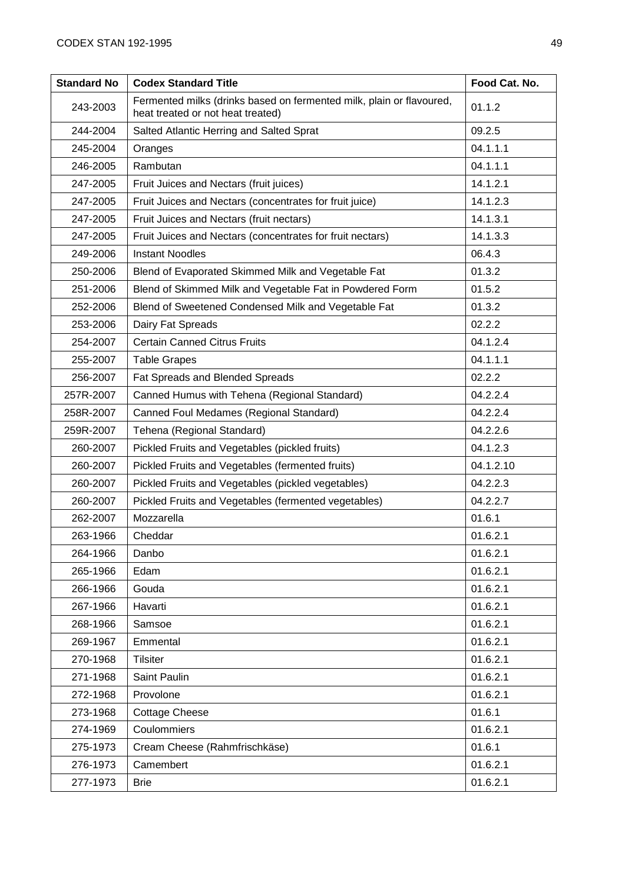| Standard No | Codex Standard Title | Food Cat. No. |
|---|---|---|
| 243-2003 | Fermented milks (drinks based on fermented milk, plain or flavoured, heat treated or not heat treated) | 01.1.2 |
| 244-2004 | Salted Atlantic Herring and Salted Sprat | 09.2.5 |
| 245-2004 | Oranges | 04.1.1.1 |
| 246-2005 | Rambutan | 04.1.1.1 |
| 247-2005 | Fruit Juices and Nectars (fruit juices) | 14.1.2.1 |
| 247-2005 | Fruit Juices and Nectars (concentrates for fruit juice) | 14.1.2.3 |
| 247-2005 | Fruit Juices and Nectars (fruit nectars) | 14.1.3.1 |
| 247-2005 | Fruit Juices and Nectars (concentrates for fruit nectars) | 14.1.3.3 |
| 249-2006 | Instant Noodles | 06.4.3 |
| 250-2006 | Blend of Evaporated Skimmed Milk and Vegetable Fat | 01.3.2 |
| 251-2006 | Blend of Skimmed Milk and Vegetable Fat in Powdered Form | 01.5.2 |
| 252-2006 | Blend of Sweetened Condensed Milk and Vegetable Fat | 01.3.2 |
| 253-2006 | Dairy Fat Spreads | 02.2.2 |
| 254-2007 | Certain Canned Citrus Fruits | 04.1.2.4 |
| 255-2007 | Table Grapes | 04.1.1.1 |
| 256-2007 | Fat Spreads and Blended Spreads | 02.2.2 |
| 257R-2007 | Canned Humus with Tehena (Regional Standard) | 04.2.2.4 |
| 258R-2007 | Canned Foul Medames (Regional Standard) | 04.2.2.4 |
| 259R-2007 | Tehena (Regional Standard) | 04.2.2.6 |
| 260-2007 | Pickled Fruits and Vegetables (pickled fruits) | 04.1.2.3 |
| 260-2007 | Pickled Fruits and Vegetables (fermented fruits) | 04.1.2.10 |
| 260-2007 | Pickled Fruits and Vegetables (pickled vegetables) | 04.2.2.3 |
| 260-2007 | Pickled Fruits and Vegetables (fermented vegetables) | 04.2.2.7 |
| 262-2007 | Mozzarella | 01.6.1 |
| 263-1966 | Cheddar | 01.6.2.1 |
| 264-1966 | Danbo | 01.6.2.1 |
| 265-1966 | Edam | 01.6.2.1 |
| 266-1966 | Gouda | 01.6.2.1 |
| 267-1966 | Havarti | 01.6.2.1 |
| 268-1966 | Samsoe | 01.6.2.1 |
| 269-1967 | Emmental | 01.6.2.1 |
| 270-1968 | Tilsiter | 01.6.2.1 |
| 271-1968 | Saint Paulin | 01.6.2.1 |
| 272-1968 | Provolone | 01.6.2.1 |
| 273-1968 | Cottage Cheese | 01.6.1 |
| 274-1969 | Coulommiers | 01.6.2.1 |
| 275-1973 | Cream Cheese (Rahmfrischkäse) | 01.6.1 |
| 276-1973 | Camembert | 01.6.2.1 |
| 277-1973 | Brie | 01.6.2.1 |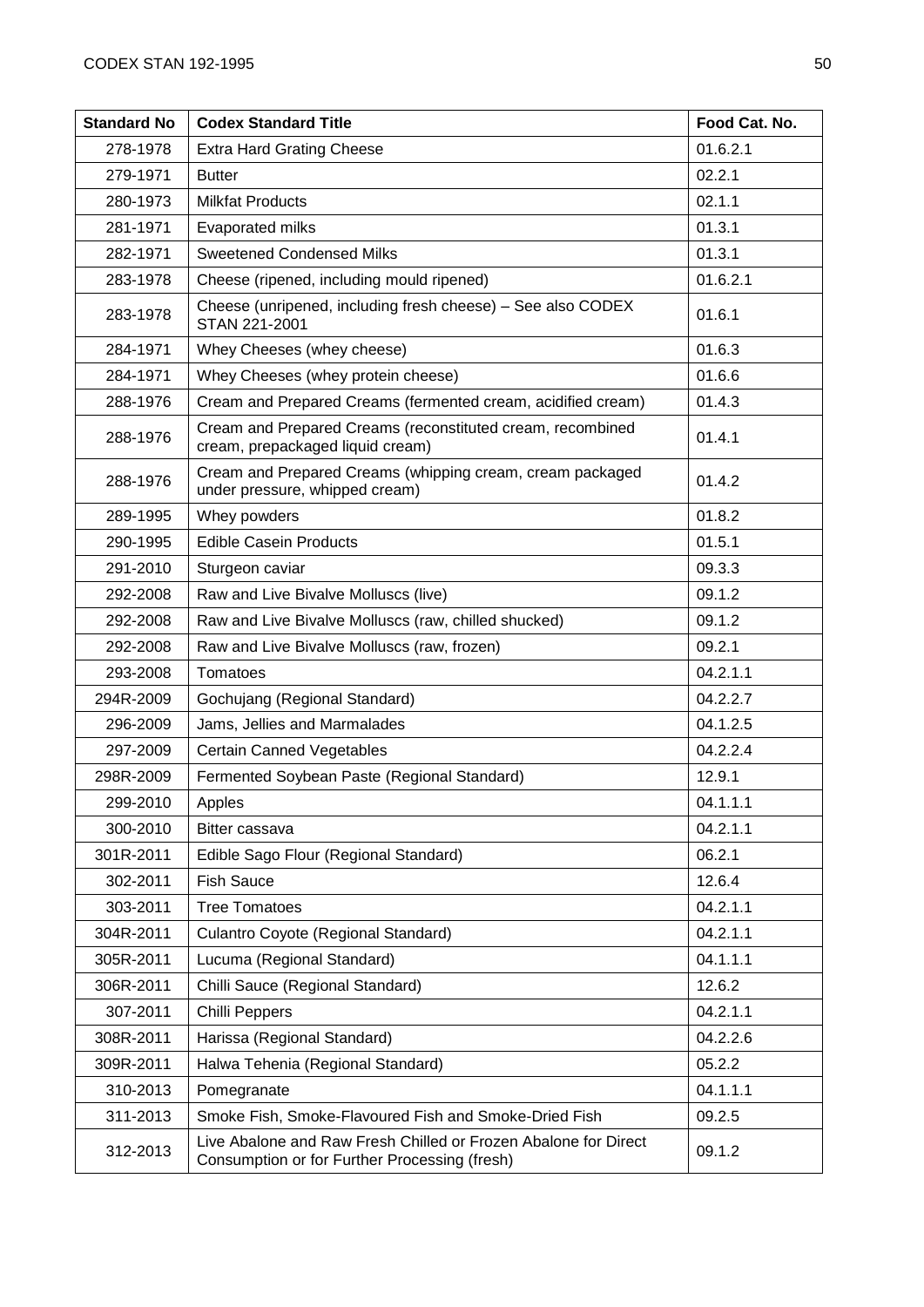| Standard No | Codex Standard Title | Food Cat. No. |
|---|---|---|
| 278-1978 | Extra Hard Grating Cheese | 01.6.2.1 |
| 279-1971 | Butter | 02.2.1 |
| 280-1973 | Milkfat Products | 02.1.1 |
| 281-1971 | Evaporated milks | 01.3.1 |
| 282-1971 | Sweetened Condensed Milks | 01.3.1 |
| 283-1978 | Cheese (ripened, including mould ripened) | 01.6.2.1 |
| 283-1978 | Cheese (unripened, including fresh cheese) – See also CODEX STAN 221-2001 | 01.6.1 |
| 284-1971 | Whey Cheeses (whey cheese) | 01.6.3 |
| 284-1971 | Whey Cheeses (whey protein cheese) | 01.6.6 |
| 288-1976 | Cream and Prepared Creams (fermented cream, acidified cream) | 01.4.3 |
| 288-1976 | Cream and Prepared Creams (reconstituted cream, recombined cream, prepackaged liquid cream) | 01.4.1 |
| 288-1976 | Cream and Prepared Creams (whipping cream, cream packaged under pressure, whipped cream) | 01.4.2 |
| 289-1995 | Whey powders | 01.8.2 |
| 290-1995 | Edible Casein Products | 01.5.1 |
| 291-2010 | Sturgeon caviar | 09.3.3 |
| 292-2008 | Raw and Live Bivalve Molluscs (live) | 09.1.2 |
| 292-2008 | Raw and Live Bivalve Molluscs (raw, chilled shucked) | 09.1.2 |
| 292-2008 | Raw and Live Bivalve Molluscs (raw, frozen) | 09.2.1 |
| 293-2008 | Tomatoes | 04.2.1.1 |
| 294R-2009 | Gochujang (Regional Standard) | 04.2.2.7 |
| 296-2009 | Jams, Jellies and Marmalades | 04.1.2.5 |
| 297-2009 | Certain Canned Vegetables | 04.2.2.4 |
| 298R-2009 | Fermented Soybean Paste (Regional Standard) | 12.9.1 |
| 299-2010 | Apples | 04.1.1.1 |
| 300-2010 | Bitter cassava | 04.2.1.1 |
| 301R-2011 | Edible Sago Flour (Regional Standard) | 06.2.1 |
| 302-2011 | Fish Sauce | 12.6.4 |
| 303-2011 | Tree Tomatoes | 04.2.1.1 |
| 304R-2011 | Culantro Coyote (Regional Standard) | 04.2.1.1 |
| 305R-2011 | Lucuma (Regional Standard) | 04.1.1.1 |
| 306R-2011 | Chilli Sauce (Regional Standard) | 12.6.2 |
| 307-2011 | Chilli Peppers | 04.2.1.1 |
| 308R-2011 | Harissa (Regional Standard) | 04.2.2.6 |
| 309R-2011 | Halwa Tehenia (Regional Standard) | 05.2.2 |
| 310-2013 | Pomegranate | 04.1.1.1 |
| 311-2013 | Smoke Fish, Smoke-Flavoured Fish and Smoke-Dried Fish | 09.2.5 |
| 312-2013 | Live Abalone and Raw Fresh Chilled or Frozen Abalone for Direct Consumption or for Further Processing (fresh) | 09.1.2 |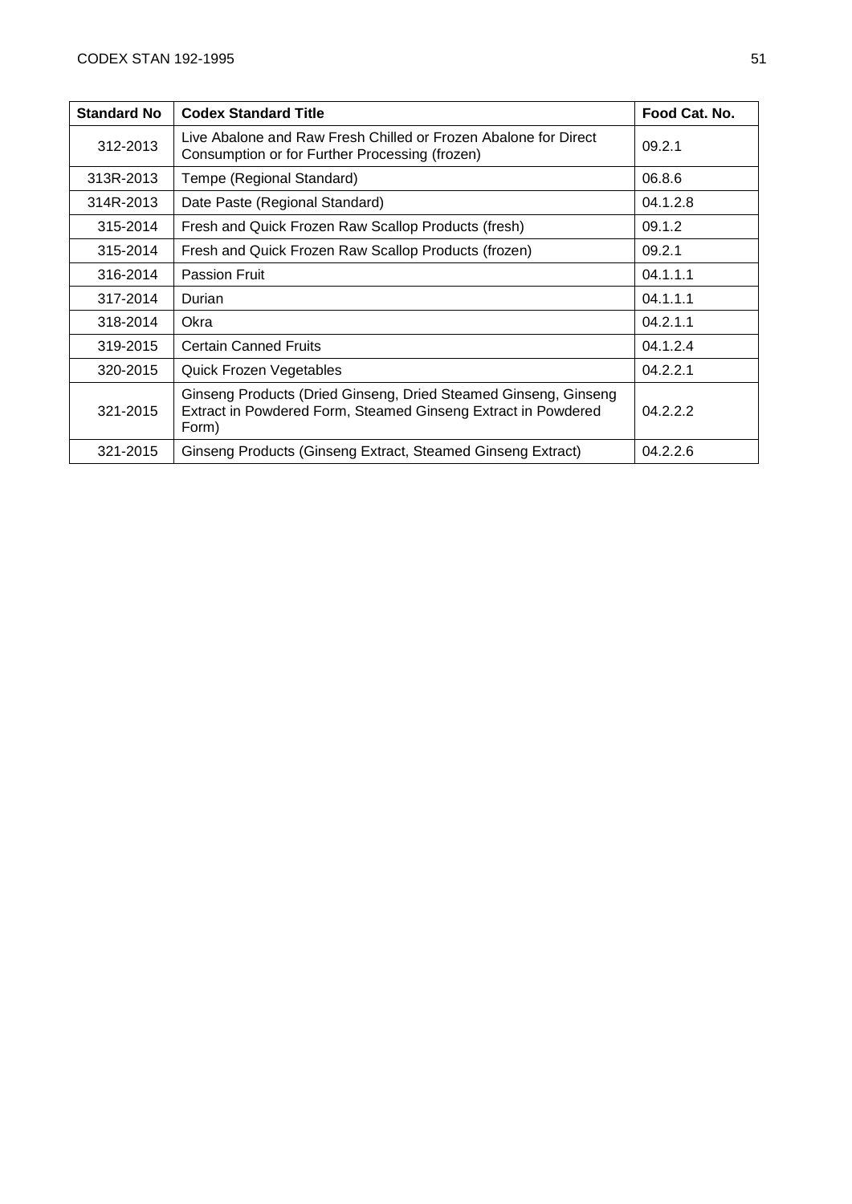| Standard No | Codex Standard Title | Food Cat. No. |
|---|---|---|
| 312-2013 | Live Abalone and Raw Fresh Chilled or Frozen Abalone for Direct Consumption or for Further Processing (frozen) | 09.2.1 |
| 313R-2013 | Tempe (Regional Standard) | 06.8.6 |
| 314R-2013 | Date Paste (Regional Standard) | 04.1.2.8 |
| 315-2014 | Fresh and Quick Frozen Raw Scallop Products (fresh) | 09.1.2 |
| 315-2014 | Fresh and Quick Frozen Raw Scallop Products (frozen) | 09.2.1 |
| 316-2014 | Passion Fruit | 04.1.1.1 |
| 317-2014 | Durian | 04.1.1.1 |
| 318-2014 | Okra | 04.2.1.1 |
| 319-2015 | Certain Canned Fruits | 04.1.2.4 |
| 320-2015 | Quick Frozen Vegetables | 04.2.2.1 |
| 321-2015 | Ginseng Products (Dried Ginseng, Dried Steamed Ginseng, Ginseng Extract in Powdered Form, Steamed Ginseng Extract in Powdered Form) | 04.2.2.2 |
| 321-2015 | Ginseng Products (Ginseng Extract, Steamed Ginseng Extract) | 04.2.2.6 |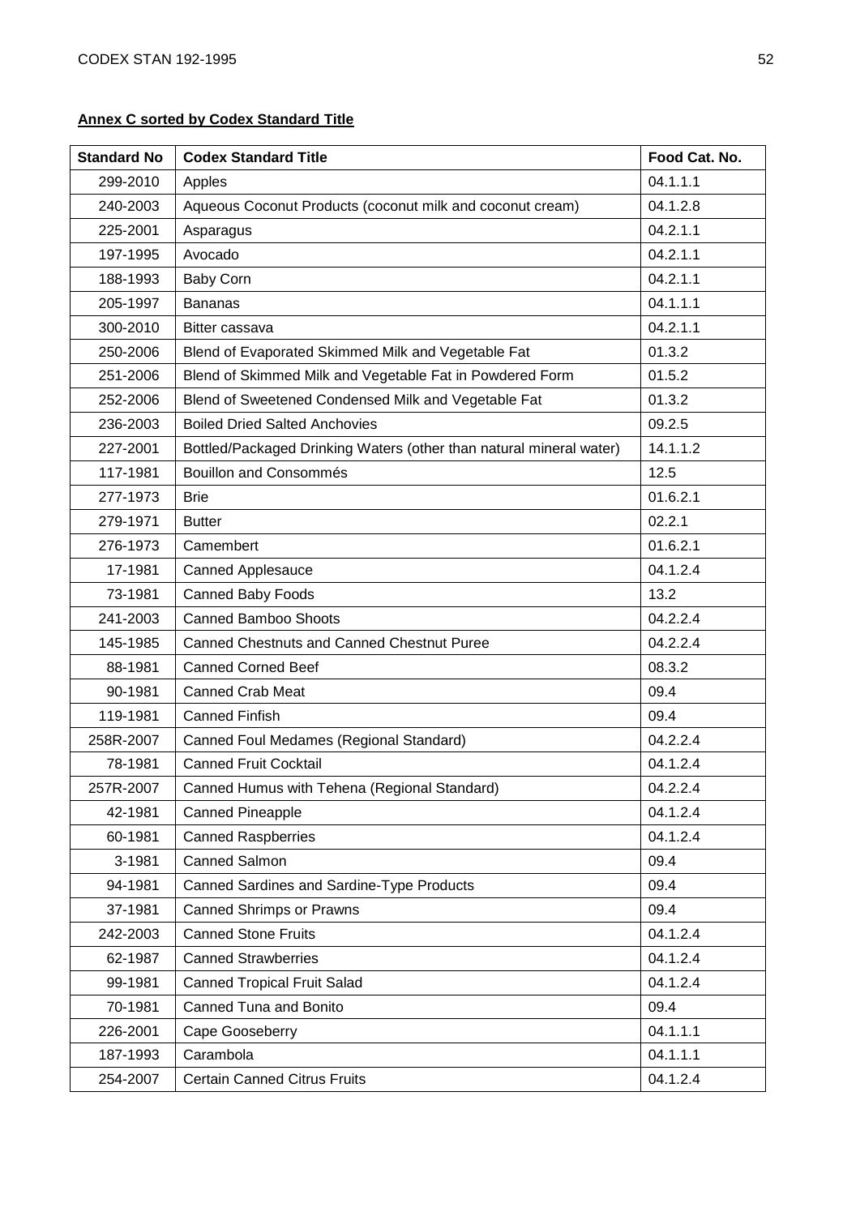**Annex C sorted by Codex Standard Title**

| Standard No | Codex Standard Title | Food Cat. No. |
|---|---|---|
| 299-2010 | Apples | 04.1.1.1 |
| 240-2003 | Aqueous Coconut Products (coconut milk and coconut cream) | 04.1.2.8 |
| 225-2001 | Asparagus | 04.2.1.1 |
| 197-1995 | Avocado | 04.2.1.1 |
| 188-1993 | Baby Corn | 04.2.1.1 |
| 205-1997 | Bananas | 04.1.1.1 |
| 300-2010 | Bitter cassava | 04.2.1.1 |
| 250-2006 | Blend of Evaporated Skimmed Milk and Vegetable Fat | 01.3.2 |
| 251-2006 | Blend of Skimmed Milk and Vegetable Fat in Powdered Form | 01.5.2 |
| 252-2006 | Blend of Sweetened Condensed Milk and Vegetable Fat | 01.3.2 |
| 236-2003 | Boiled Dried Salted Anchovies | 09.2.5 |
| 227-2001 | Bottled/Packaged Drinking Waters (other than natural mineral water) | 14.1.1.2 |
| 117-1981 | Bouillon and Consommés | 12.5 |
| 277-1973 | Brie | 01.6.2.1 |
| 279-1971 | Butter | 02.2.1 |
| 276-1973 | Camembert | 01.6.2.1 |
| 17-1981 | Canned Applesauce | 04.1.2.4 |
| 73-1981 | Canned Baby Foods | 13.2 |
| 241-2003 | Canned Bamboo Shoots | 04.2.2.4 |
| 145-1985 | Canned Chestnuts and Canned Chestnut Puree | 04.2.2.4 |
| 88-1981 | Canned Corned Beef | 08.3.2 |
| 90-1981 | Canned Crab Meat | 09.4 |
| 119-1981 | Canned Finfish | 09.4 |
| 258R-2007 | Canned Foul Medames (Regional Standard) | 04.2.2.4 |
| 78-1981 | Canned Fruit Cocktail | 04.1.2.4 |
| 257R-2007 | Canned Humus with Tehena (Regional Standard) | 04.2.2.4 |
| 42-1981 | Canned Pineapple | 04.1.2.4 |
| 60-1981 | Canned Raspberries | 04.1.2.4 |
| 3-1981 | Canned Salmon | 09.4 |
| 94-1981 | Canned Sardines and Sardine-Type Products | 09.4 |
| 37-1981 | Canned Shrimps or Prawns | 09.4 |
| 242-2003 | Canned Stone Fruits | 04.1.2.4 |
| 62-1987 | Canned Strawberries | 04.1.2.4 |
| 99-1981 | Canned Tropical Fruit Salad | 04.1.2.4 |
| 70-1981 | Canned Tuna and Bonito | 09.4 |
| 226-2001 | Cape Gooseberry | 04.1.1.1 |
| 187-1993 | Carambola | 04.1.1.1 |
| 254-2007 | Certain Canned Citrus Fruits | 04.1.2.4 |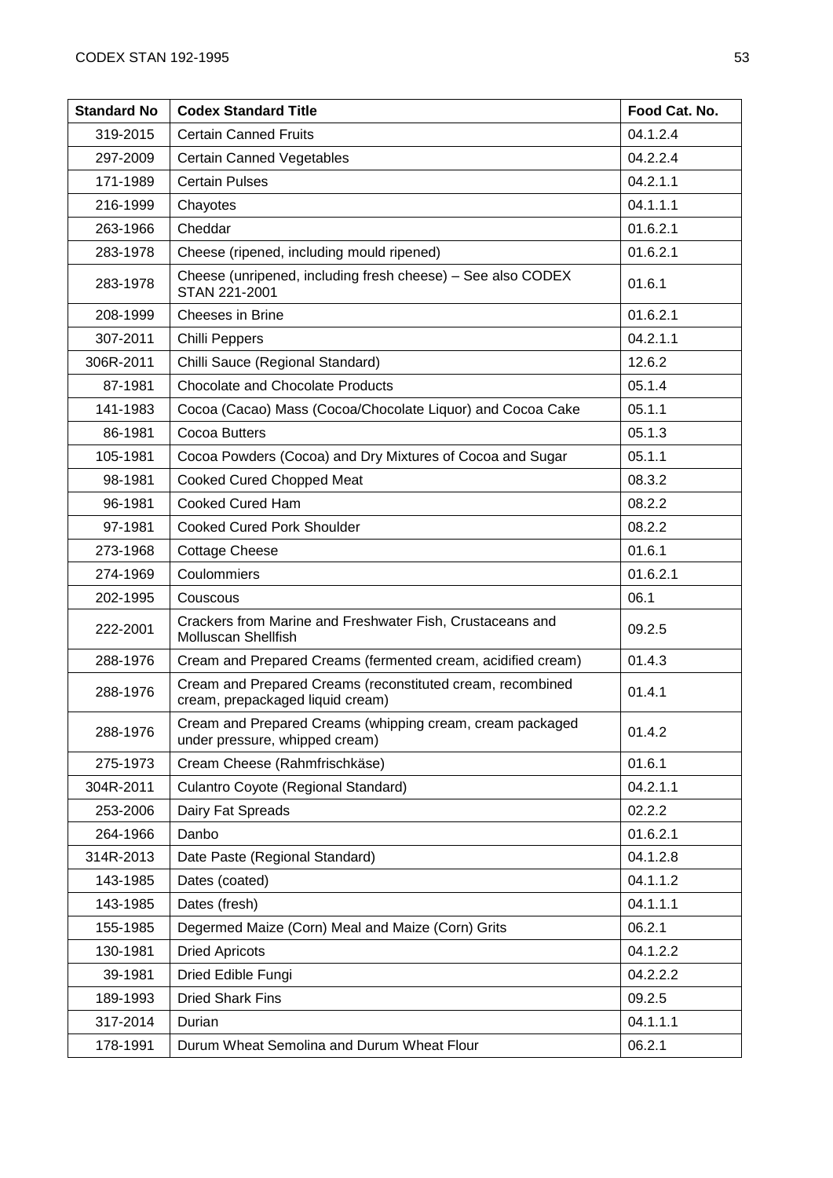| Standard No | Codex Standard Title | Food Cat. No. |
|---|---|---|
| 319-2015 | Certain Canned Fruits | 04.1.2.4 |
| 297-2009 | Certain Canned Vegetables | 04.2.2.4 |
| 171-1989 | Certain Pulses | 04.2.1.1 |
| 216-1999 | Chayotes | 04.1.1.1 |
| 263-1966 | Cheddar | 01.6.2.1 |
| 283-1978 | Cheese (ripened, including mould ripened) | 01.6.2.1 |
| 283-1978 | Cheese (unripened, including fresh cheese) – See also CODEX STAN 221-2001 | 01.6.1 |
| 208-1999 | Cheeses in Brine | 01.6.2.1 |
| 307-2011 | Chilli Peppers | 04.2.1.1 |
| 306R-2011 | Chilli Sauce (Regional Standard) | 12.6.2 |
| 87-1981 | Chocolate and Chocolate Products | 05.1.4 |
| 141-1983 | Cocoa (Cacao) Mass (Cocoa/Chocolate Liquor) and Cocoa Cake | 05.1.1 |
| 86-1981 | Cocoa Butters | 05.1.3 |
| 105-1981 | Cocoa Powders (Cocoa) and Dry Mixtures of Cocoa and Sugar | 05.1.1 |
| 98-1981 | Cooked Cured Chopped Meat | 08.3.2 |
| 96-1981 | Cooked Cured Ham | 08.2.2 |
| 97-1981 | Cooked Cured Pork Shoulder | 08.2.2 |
| 273-1968 | Cottage Cheese | 01.6.1 |
| 274-1969 | Coulommiers | 01.6.2.1 |
| 202-1995 | Couscous | 06.1 |
| 222-2001 | Crackers from Marine and Freshwater Fish, Crustaceans and Molluscan Shellfish | 09.2.5 |
| 288-1976 | Cream and Prepared Creams (fermented cream, acidified cream) | 01.4.3 |
| 288-1976 | Cream and Prepared Creams (reconstituted cream, recombined cream, prepackaged liquid cream) | 01.4.1 |
| 288-1976 | Cream and Prepared Creams (whipping cream, cream packaged under pressure, whipped cream) | 01.4.2 |
| 275-1973 | Cream Cheese (Rahmfrischkäse) | 01.6.1 |
| 304R-2011 | Culantro Coyote (Regional Standard) | 04.2.1.1 |
| 253-2006 | Dairy Fat Spreads | 02.2.2 |
| 264-1966 | Danbo | 01.6.2.1 |
| 314R-2013 | Date Paste (Regional Standard) | 04.1.2.8 |
| 143-1985 | Dates (coated) | 04.1.1.2 |
| 143-1985 | Dates (fresh) | 04.1.1.1 |
| 155-1985 | Degermed Maize (Corn) Meal and Maize (Corn) Grits | 06.2.1 |
| 130-1981 | Dried Apricots | 04.1.2.2 |
| 39-1981 | Dried Edible Fungi | 04.2.2.2 |
| 189-1993 | Dried Shark Fins | 09.2.5 |
| 317-2014 | Durian | 04.1.1.1 |
| 178-1991 | Durum Wheat Semolina and Durum Wheat Flour | 06.2.1 |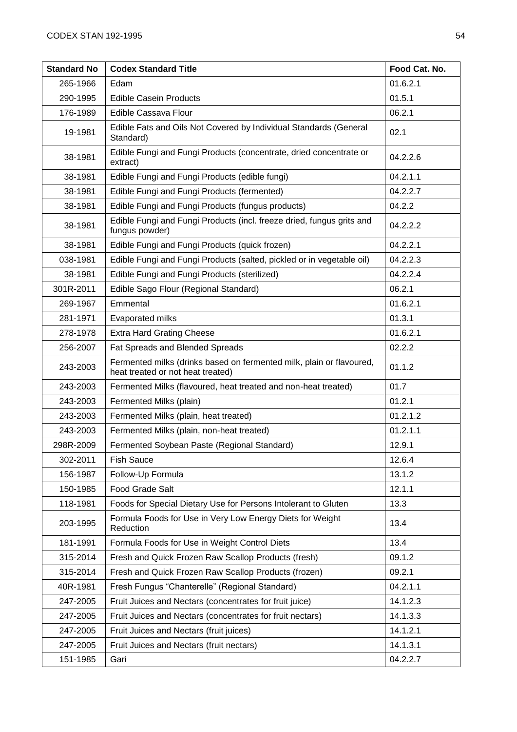| Standard No | Codex Standard Title | Food Cat. No. |
|---|---|---|
| 265-1966 | Edam | 01.6.2.1 |
| 290-1995 | Edible Casein Products | 01.5.1 |
| 176-1989 | Edible Cassava Flour | 06.2.1 |
| 19-1981 | Edible Fats and Oils Not Covered by Individual Standards (General Standard) | 02.1 |
| 38-1981 | Edible Fungi and Fungi Products (concentrate, dried concentrate or extract) | 04.2.2.6 |
| 38-1981 | Edible Fungi and Fungi Products (edible fungi) | 04.2.1.1 |
| 38-1981 | Edible Fungi and Fungi Products (fermented) | 04.2.2.7 |
| 38-1981 | Edible Fungi and Fungi Products (fungus products) | 04.2.2 |
| 38-1981 | Edible Fungi and Fungi Products (incl. freeze dried, fungus grits and fungus powder) | 04.2.2.2 |
| 38-1981 | Edible Fungi and Fungi Products (quick frozen) | 04.2.2.1 |
| 038-1981 | Edible Fungi and Fungi Products (salted, pickled or in vegetable oil) | 04.2.2.3 |
| 38-1981 | Edible Fungi and Fungi Products (sterilized) | 04.2.2.4 |
| 301R-2011 | Edible Sago Flour (Regional Standard) | 06.2.1 |
| 269-1967 | Emmental | 01.6.2.1 |
| 281-1971 | Evaporated milks | 01.3.1 |
| 278-1978 | Extra Hard Grating Cheese | 01.6.2.1 |
| 256-2007 | Fat Spreads and Blended Spreads | 02.2.2 |
| 243-2003 | Fermented milks (drinks based on fermented milk, plain or flavoured, heat treated or not heat treated) | 01.1.2 |
| 243-2003 | Fermented Milks (flavoured, heat treated and non-heat treated) | 01.7 |
| 243-2003 | Fermented Milks (plain) | 01.2.1 |
| 243-2003 | Fermented Milks (plain, heat treated) | 01.2.1.2 |
| 243-2003 | Fermented Milks (plain, non-heat treated) | 01.2.1.1 |
| 298R-2009 | Fermented Soybean Paste (Regional Standard) | 12.9.1 |
| 302-2011 | Fish Sauce | 12.6.4 |
| 156-1987 | Follow-Up Formula | 13.1.2 |
| 150-1985 | Food Grade Salt | 12.1.1 |
| 118-1981 | Foods for Special Dietary Use for Persons Intolerant to Gluten | 13.3 |
| 203-1995 | Formula Foods for Use in Very Low Energy Diets for Weight Reduction | 13.4 |
| 181-1991 | Formula Foods for Use in Weight Control Diets | 13.4 |
| 315-2014 | Fresh and Quick Frozen Raw Scallop Products (fresh) | 09.1.2 |
| 315-2014 | Fresh and Quick Frozen Raw Scallop Products (frozen) | 09.2.1 |
| 40R-1981 | Fresh Fungus "Chanterelle" (Regional Standard) | 04.2.1.1 |
| 247-2005 | Fruit Juices and Nectars (concentrates for fruit juice) | 14.1.2.3 |
| 247-2005 | Fruit Juices and Nectars (concentrates for fruit nectars) | 14.1.3.3 |
| 247-2005 | Fruit Juices and Nectars (fruit juices) | 14.1.2.1 |
| 247-2005 | Fruit Juices and Nectars (fruit nectars) | 14.1.3.1 |
| 151-1985 | Gari | 04.2.2.7 |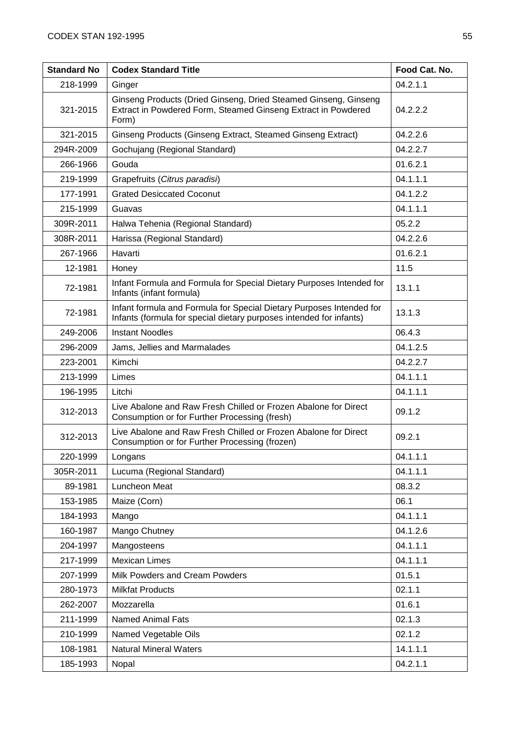| Standard No | Codex Standard Title | Food Cat. No. |
| --- | --- | --- |
| 218-1999 | Ginger | 04.2.1.1 |
| 321-2015 | Ginseng Products (Dried Ginseng, Dried Steamed Ginseng, Ginseng Extract in Powdered Form, Steamed Ginseng Extract in Powdered Form) | 04.2.2.2 |
| 321-2015 | Ginseng Products (Ginseng Extract, Steamed Ginseng Extract) | 04.2.2.6 |
| 294R-2009 | Gochujang (Regional Standard) | 04.2.2.7 |
| 266-1966 | Gouda | 01.6.2.1 |
| 219-1999 | Grapefruits (*Citrus paradisi*) | 04.1.1.1 |
| 177-1991 | Grated Desiccated Coconut | 04.1.2.2 |
| 215-1999 | Guavas | 04.1.1.1 |
| 309R-2011 | Halwa Tehenia (Regional Standard) | 05.2.2 |
| 308R-2011 | Harissa (Regional Standard) | 04.2.2.6 |
| 267-1966 | Havarti | 01.6.2.1 |
| 12-1981 | Honey | 11.5 |
| 72-1981 | Infant Formula and Formula for Special Dietary Purposes Intended for Infants (infant formula) | 13.1.1 |
| 72-1981 | Infant formula and Formula for Special Dietary Purposes Intended for Infants (formula for special dietary purposes intended for infants) | 13.1.3 |
| 249-2006 | Instant Noodles | 06.4.3 |
| 296-2009 | Jams, Jellies and Marmalades | 04.1.2.5 |
| 223-2001 | Kimchi | 04.2.2.7 |
| 213-1999 | Limes | 04.1.1.1 |
| 196-1995 | Litchi | 04.1.1.1 |
| 312-2013 | Live Abalone and Raw Fresh Chilled or Frozen Abalone for Direct Consumption or for Further Processing (fresh) | 09.1.2 |
| 312-2013 | Live Abalone and Raw Fresh Chilled or Frozen Abalone for Direct Consumption or for Further Processing (frozen) | 09.2.1 |
| 220-1999 | Longans | 04.1.1.1 |
| 305R-2011 | Lucuma (Regional Standard) | 04.1.1.1 |
| 89-1981 | Luncheon Meat | 08.3.2 |
| 153-1985 | Maize (Corn) | 06.1 |
| 184-1993 | Mango | 04.1.1.1 |
| 160-1987 | Mango Chutney | 04.1.2.6 |
| 204-1997 | Mangosteens | 04.1.1.1 |
| 217-1999 | Mexican Limes | 04.1.1.1 |
| 207-1999 | Milk Powders and Cream Powders | 01.5.1 |
| 280-1973 | Milkfat Products | 02.1.1 |
| 262-2007 | Mozzarella | 01.6.1 |
| 211-1999 | Named Animal Fats | 02.1.3 |
| 210-1999 | Named Vegetable Oils | 02.1.2 |
| 108-1981 | Natural Mineral Waters | 14.1.1.1 |
| 185-1993 | Nopal | 04.2.1.1 |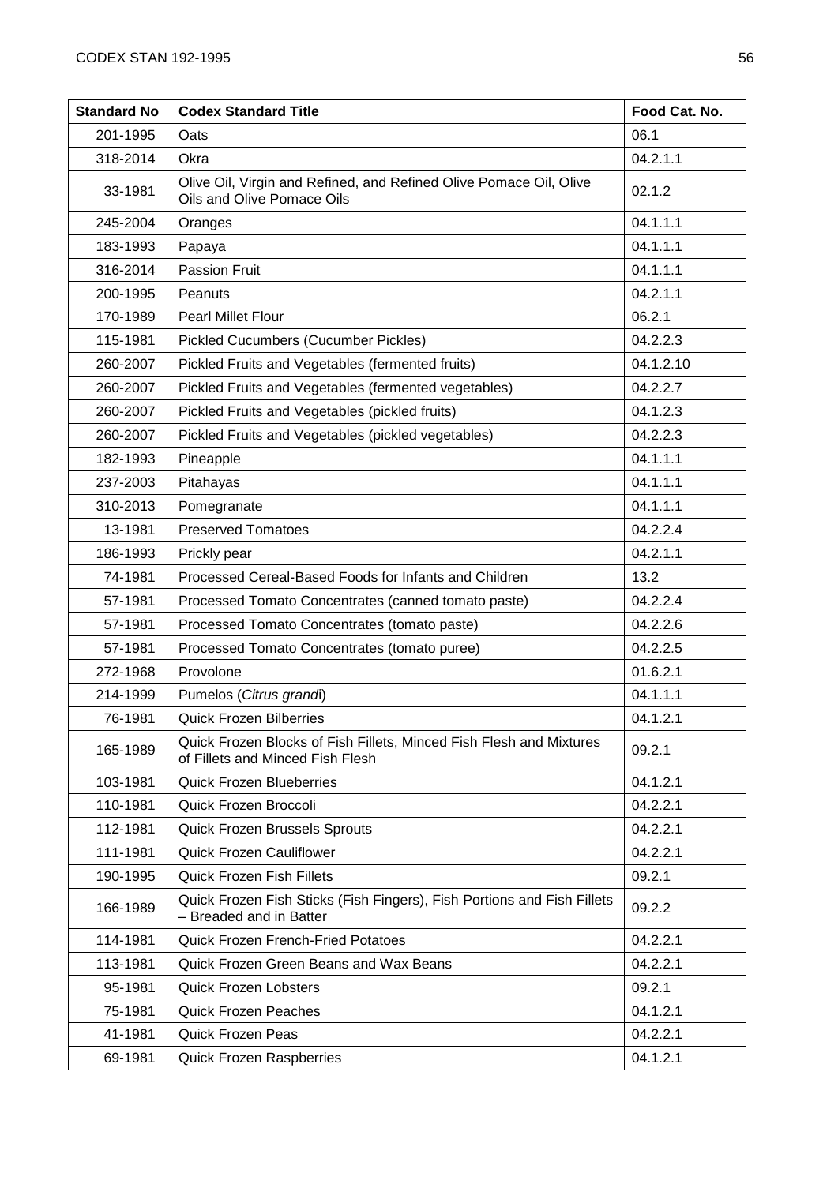| Standard No | Codex Standard Title | Food Cat. No. |
|---|---|---|
| 201-1995 | Oats | 06.1 |
| 318-2014 | Okra | 04.2.1.1 |
| 33-1981 | Olive Oil, Virgin and Refined, and Refined Olive Pomace Oil, Olive Oils and Olive Pomace Oils | 02.1.2 |
| 245-2004 | Oranges | 04.1.1.1 |
| 183-1993 | Papaya | 04.1.1.1 |
| 316-2014 | Passion Fruit | 04.1.1.1 |
| 200-1995 | Peanuts | 04.2.1.1 |
| 170-1989 | Pearl Millet Flour | 06.2.1 |
| 115-1981 | Pickled Cucumbers (Cucumber Pickles) | 04.2.2.3 |
| 260-2007 | Pickled Fruits and Vegetables (fermented fruits) | 04.1.2.10 |
| 260-2007 | Pickled Fruits and Vegetables (fermented vegetables) | 04.2.2.7 |
| 260-2007 | Pickled Fruits and Vegetables (pickled fruits) | 04.1.2.3 |
| 260-2007 | Pickled Fruits and Vegetables (pickled vegetables) | 04.2.2.3 |
| 182-1993 | Pineapple | 04.1.1.1 |
| 237-2003 | Pitahayas | 04.1.1.1 |
| 310-2013 | Pomegranate | 04.1.1.1 |
| 13-1981 | Preserved Tomatoes | 04.2.2.4 |
| 186-1993 | Prickly pear | 04.2.1.1 |
| 74-1981 | Processed Cereal-Based Foods for Infants and Children | 13.2 |
| 57-1981 | Processed Tomato Concentrates (canned tomato paste) | 04.2.2.4 |
| 57-1981 | Processed Tomato Concentrates (tomato paste) | 04.2.2.6 |
| 57-1981 | Processed Tomato Concentrates (tomato puree) | 04.2.2.5 |
| 272-1968 | Provolone | 01.6.2.1 |
| 214-1999 | Pumelos (*Citrus grandi*) | 04.1.1.1 |
| 76-1981 | Quick Frozen Bilberries | 04.1.2.1 |
| 165-1989 | Quick Frozen Blocks of Fish Fillets, Minced Fish Flesh and Mixtures of Fillets and Minced Fish Flesh | 09.2.1 |
| 103-1981 | Quick Frozen Blueberries | 04.1.2.1 |
| 110-1981 | Quick Frozen Broccoli | 04.2.2.1 |
| 112-1981 | Quick Frozen Brussels Sprouts | 04.2.2.1 |
| 111-1981 | Quick Frozen Cauliflower | 04.2.2.1 |
| 190-1995 | Quick Frozen Fish Fillets | 09.2.1 |
| 166-1989 | Quick Frozen Fish Sticks (Fish Fingers), Fish Portions and Fish Fillets – Breaded and in Batter | 09.2.2 |
| 114-1981 | Quick Frozen French-Fried Potatoes | 04.2.2.1 |
| 113-1981 | Quick Frozen Green Beans and Wax Beans | 04.2.2.1 |
| 95-1981 | Quick Frozen Lobsters | 09.2.1 |
| 75-1981 | Quick Frozen Peaches | 04.1.2.1 |
| 41-1981 | Quick Frozen Peas | 04.2.2.1 |
| 69-1981 | Quick Frozen Raspberries | 04.1.2.1 |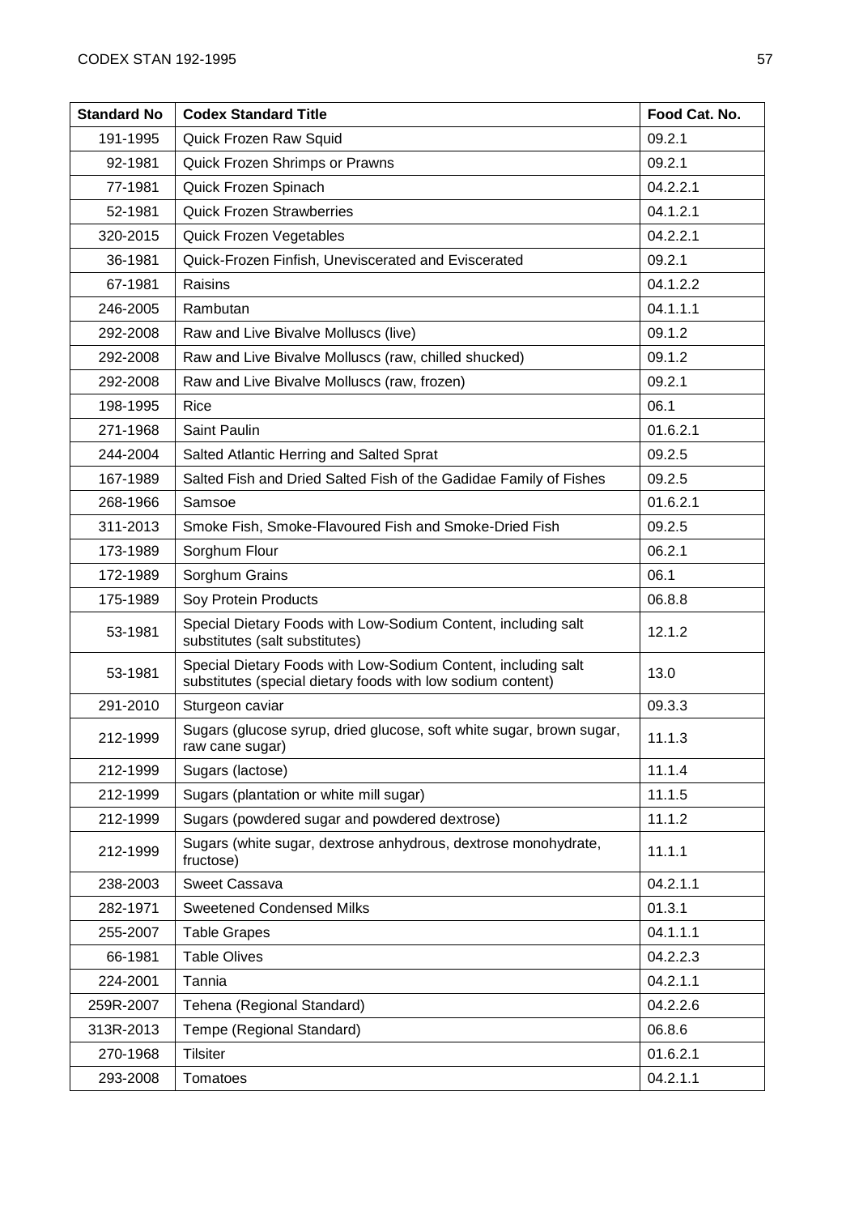| Standard No | Codex Standard Title | Food Cat. No. |
|---|---|---|
| 191-1995 | Quick Frozen Raw Squid | 09.2.1 |
| 92-1981 | Quick Frozen Shrimps or Prawns | 09.2.1 |
| 77-1981 | Quick Frozen Spinach | 04.2.2.1 |
| 52-1981 | Quick Frozen Strawberries | 04.1.2.1 |
| 320-2015 | Quick Frozen Vegetables | 04.2.2.1 |
| 36-1981 | Quick-Frozen Finfish, Uneviscerated and Eviscerated | 09.2.1 |
| 67-1981 | Raisins | 04.1.2.2 |
| 246-2005 | Rambutan | 04.1.1.1 |
| 292-2008 | Raw and Live Bivalve Molluscs (live) | 09.1.2 |
| 292-2008 | Raw and Live Bivalve Molluscs (raw, chilled shucked) | 09.1.2 |
| 292-2008 | Raw and Live Bivalve Molluscs (raw, frozen) | 09.2.1 |
| 198-1995 | Rice | 06.1 |
| 271-1968 | Saint Paulin | 01.6.2.1 |
| 244-2004 | Salted Atlantic Herring and Salted Sprat | 09.2.5 |
| 167-1989 | Salted Fish and Dried Salted Fish of the Gadidae Family of Fishes | 09.2.5 |
| 268-1966 | Samsoe | 01.6.2.1 |
| 311-2013 | Smoke Fish, Smoke-Flavoured Fish and Smoke-Dried Fish | 09.2.5 |
| 173-1989 | Sorghum Flour | 06.2.1 |
| 172-1989 | Sorghum Grains | 06.1 |
| 175-1989 | Soy Protein Products | 06.8.8 |
| 53-1981 | Special Dietary Foods with Low-Sodium Content, including salt substitutes (salt substitutes) | 12.1.2 |
| 53-1981 | Special Dietary Foods with Low-Sodium Content, including salt substitutes (special dietary foods with low sodium content) | 13.0 |
| 291-2010 | Sturgeon caviar | 09.3.3 |
| 212-1999 | Sugars (glucose syrup, dried glucose, soft white sugar, brown sugar, raw cane sugar) | 11.1.3 |
| 212-1999 | Sugars (lactose) | 11.1.4 |
| 212-1999 | Sugars (plantation or white mill sugar) | 11.1.5 |
| 212-1999 | Sugars (powdered sugar and powdered dextrose) | 11.1.2 |
| 212-1999 | Sugars (white sugar, dextrose anhydrous, dextrose monohydrate, fructose) | 11.1.1 |
| 238-2003 | Sweet Cassava | 04.2.1.1 |
| 282-1971 | Sweetened Condensed Milks | 01.3.1 |
| 255-2007 | Table Grapes | 04.1.1.1 |
| 66-1981 | Table Olives | 04.2.2.3 |
| 224-2001 | Tannia | 04.2.1.1 |
| 259R-2007 | Tehena (Regional Standard) | 04.2.2.6 |
| 313R-2013 | Tempe (Regional Standard) | 06.8.6 |
| 270-1968 | Tilsiter | 01.6.2.1 |
| 293-2008 | Tomatoes | 04.2.1.1 |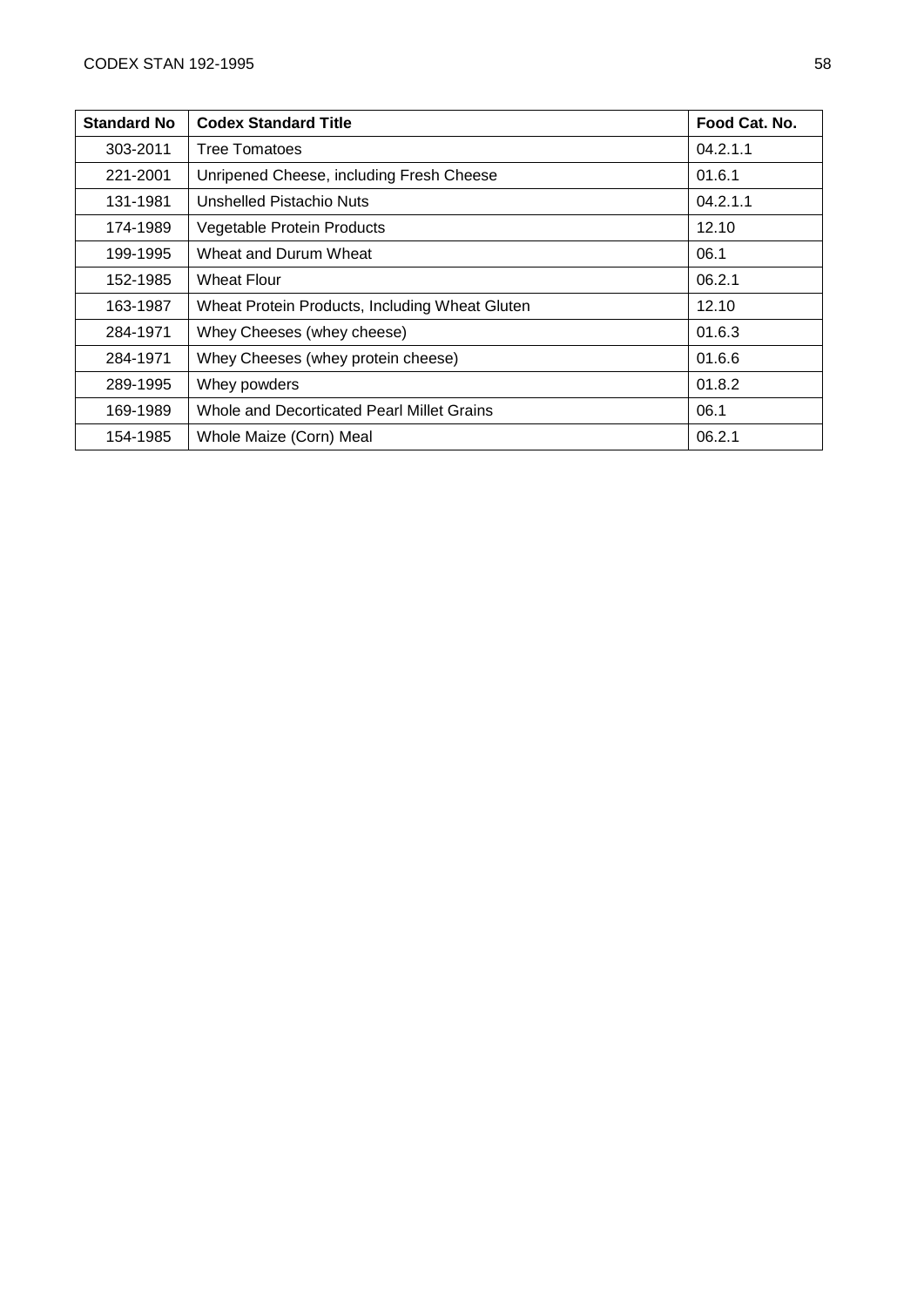| Standard No | Codex Standard Title | Food Cat. No. |
|---|---|---|
| 303-2011 | Tree Tomatoes | 04.2.1.1 |
| 221-2001 | Unripened Cheese, including Fresh Cheese | 01.6.1 |
| 131-1981 | Unshelled Pistachio Nuts | 04.2.1.1 |
| 174-1989 | Vegetable Protein Products | 12.10 |
| 199-1995 | Wheat and Durum Wheat | 06.1 |
| 152-1985 | Wheat Flour | 06.2.1 |
| 163-1987 | Wheat Protein Products, Including Wheat Gluten | 12.10 |
| 284-1971 | Whey Cheeses (whey cheese) | 01.6.3 |
| 284-1971 | Whey Cheeses (whey protein cheese) | 01.6.6 |
| 289-1995 | Whey powders | 01.8.2 |
| 169-1989 | Whole and Decorticated Pearl Millet Grains | 06.1 |
| 154-1985 | Whole Maize (Corn) Meal | 06.2.1 |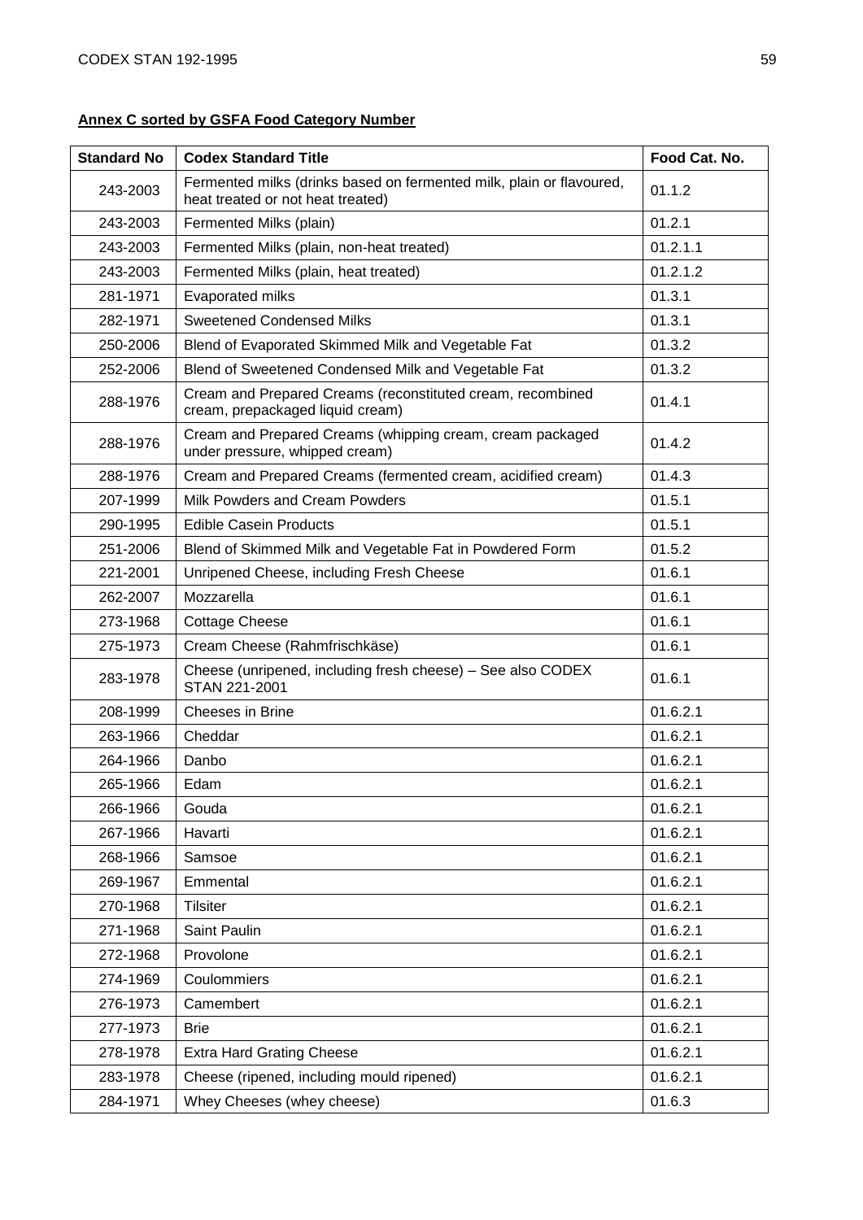**Annex C sorted by GSFA Food Category Number**

| Standard No | Codex Standard Title | Food Cat. No. |
|---|---|---|
| 243-2003 | Fermented milks (drinks based on fermented milk, plain or flavoured, heat treated or not heat treated) | 01.1.2 |
| 243-2003 | Fermented Milks (plain) | 01.2.1 |
| 243-2003 | Fermented Milks (plain, non-heat treated) | 01.2.1.1 |
| 243-2003 | Fermented Milks (plain, heat treated) | 01.2.1.2 |
| 281-1971 | Evaporated milks | 01.3.1 |
| 282-1971 | Sweetened Condensed Milks | 01.3.1 |
| 250-2006 | Blend of Evaporated Skimmed Milk and Vegetable Fat | 01.3.2 |
| 252-2006 | Blend of Sweetened Condensed Milk and Vegetable Fat | 01.3.2 |
| 288-1976 | Cream and Prepared Creams (reconstituted cream, recombined cream, prepackaged liquid cream) | 01.4.1 |
| 288-1976 | Cream and Prepared Creams (whipping cream, cream packaged under pressure, whipped cream) | 01.4.2 |
| 288-1976 | Cream and Prepared Creams (fermented cream, acidified cream) | 01.4.3 |
| 207-1999 | Milk Powders and Cream Powders | 01.5.1 |
| 290-1995 | Edible Casein Products | 01.5.1 |
| 251-2006 | Blend of Skimmed Milk and Vegetable Fat in Powdered Form | 01.5.2 |
| 221-2001 | Unripened Cheese, including Fresh Cheese | 01.6.1 |
| 262-2007 | Mozzarella | 01.6.1 |
| 273-1968 | Cottage Cheese | 01.6.1 |
| 275-1973 | Cream Cheese (Rahmfrischkäse) | 01.6.1 |
| 283-1978 | Cheese (unripened, including fresh cheese) – See also CODEX STAN 221-2001 | 01.6.1 |
| 208-1999 | Cheeses in Brine | 01.6.2.1 |
| 263-1966 | Cheddar | 01.6.2.1 |
| 264-1966 | Danbo | 01.6.2.1 |
| 265-1966 | Edam | 01.6.2.1 |
| 266-1966 | Gouda | 01.6.2.1 |
| 267-1966 | Havarti | 01.6.2.1 |
| 268-1966 | Samsoe | 01.6.2.1 |
| 269-1967 | Emmental | 01.6.2.1 |
| 270-1968 | Tilsiter | 01.6.2.1 |
| 271-1968 | Saint Paulin | 01.6.2.1 |
| 272-1968 | Provolone | 01.6.2.1 |
| 274-1969 | Coulommiers | 01.6.2.1 |
| 276-1973 | Camembert | 01.6.2.1 |
| 277-1973 | Brie | 01.6.2.1 |
| 278-1978 | Extra Hard Grating Cheese | 01.6.2.1 |
| 283-1978 | Cheese (ripened, including mould ripened) | 01.6.2.1 |
| 284-1971 | Whey Cheeses (whey cheese) | 01.6.3 |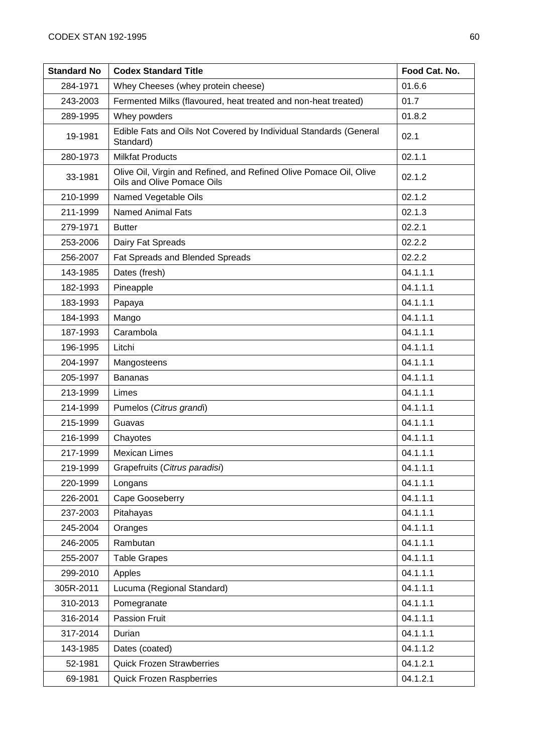| Standard No | Codex Standard Title | Food Cat. No. |
|---|---|---|
| 284-1971 | Whey Cheeses (whey protein cheese) | 01.6.6 |
| 243-2003 | Fermented Milks (flavoured, heat treated and non-heat treated) | 01.7 |
| 289-1995 | Whey powders | 01.8.2 |
| 19-1981 | Edible Fats and Oils Not Covered by Individual Standards (General Standard) | 02.1 |
| 280-1973 | Milkfat Products | 02.1.1 |
| 33-1981 | Olive Oil, Virgin and Refined, and Refined Olive Pomace Oil, Olive Oils and Olive Pomace Oils | 02.1.2 |
| 210-1999 | Named Vegetable Oils | 02.1.2 |
| 211-1999 | Named Animal Fats | 02.1.3 |
| 279-1971 | Butter | 02.2.1 |
| 253-2006 | Dairy Fat Spreads | 02.2.2 |
| 256-2007 | Fat Spreads and Blended Spreads | 02.2.2 |
| 143-1985 | Dates (fresh) | 04.1.1.1 |
| 182-1993 | Pineapple | 04.1.1.1 |
| 183-1993 | Papaya | 04.1.1.1 |
| 184-1993 | Mango | 04.1.1.1 |
| 187-1993 | Carambola | 04.1.1.1 |
| 196-1995 | Litchi | 04.1.1.1 |
| 204-1997 | Mangosteens | 04.1.1.1 |
| 205-1997 | Bananas | 04.1.1.1 |
| 213-1999 | Limes | 04.1.1.1 |
| 214-1999 | Pumelos (*Citrus grandi*) | 04.1.1.1 |
| 215-1999 | Guavas | 04.1.1.1 |
| 216-1999 | Chayotes | 04.1.1.1 |
| 217-1999 | Mexican Limes | 04.1.1.1 |
| 219-1999 | Grapefruits (*Citrus paradisi*) | 04.1.1.1 |
| 220-1999 | Longans | 04.1.1.1 |
| 226-2001 | Cape Gooseberry | 04.1.1.1 |
| 237-2003 | Pitahayas | 04.1.1.1 |
| 245-2004 | Oranges | 04.1.1.1 |
| 246-2005 | Rambutan | 04.1.1.1 |
| 255-2007 | Table Grapes | 04.1.1.1 |
| 299-2010 | Apples | 04.1.1.1 |
| 305R-2011 | Lucuma (Regional Standard) | 04.1.1.1 |
| 310-2013 | Pomegranate | 04.1.1.1 |
| 316-2014 | Passion Fruit | 04.1.1.1 |
| 317-2014 | Durian | 04.1.1.1 |
| 143-1985 | Dates (coated) | 04.1.1.2 |
| 52-1981 | Quick Frozen Strawberries | 04.1.2.1 |
| 69-1981 | Quick Frozen Raspberries | 04.1.2.1 |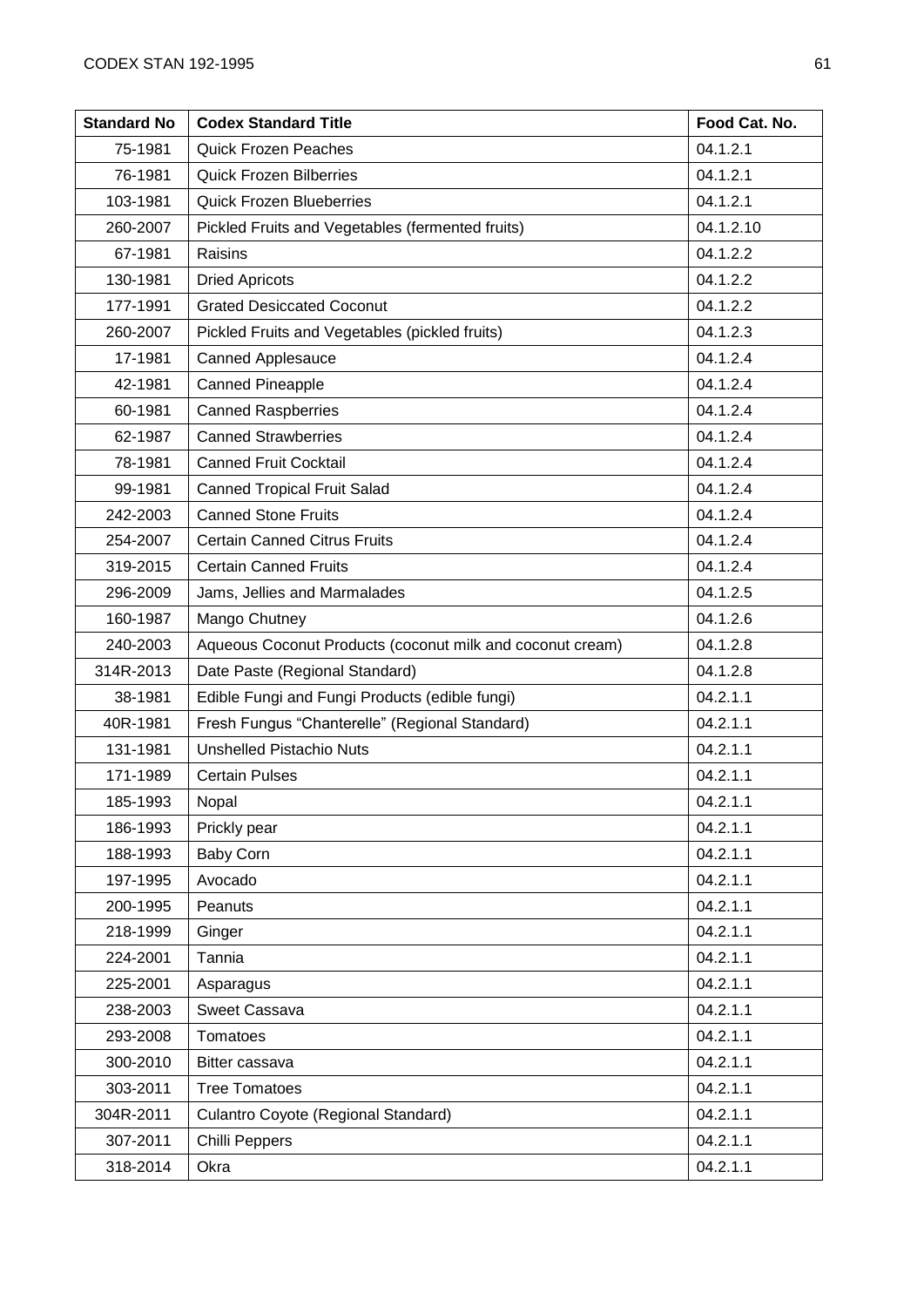| Standard No | Codex Standard Title | Food Cat. No. |
|---|---|---|
| 75-1981 | Quick Frozen Peaches | 04.1.2.1 |
| 76-1981 | Quick Frozen Bilberries | 04.1.2.1 |
| 103-1981 | Quick Frozen Blueberries | 04.1.2.1 |
| 260-2007 | Pickled Fruits and Vegetables (fermented fruits) | 04.1.2.10 |
| 67-1981 | Raisins | 04.1.2.2 |
| 130-1981 | Dried Apricots | 04.1.2.2 |
| 177-1991 | Grated Desiccated Coconut | 04.1.2.2 |
| 260-2007 | Pickled Fruits and Vegetables (pickled fruits) | 04.1.2.3 |
| 17-1981 | Canned Applesauce | 04.1.2.4 |
| 42-1981 | Canned Pineapple | 04.1.2.4 |
| 60-1981 | Canned Raspberries | 04.1.2.4 |
| 62-1987 | Canned Strawberries | 04.1.2.4 |
| 78-1981 | Canned Fruit Cocktail | 04.1.2.4 |
| 99-1981 | Canned Tropical Fruit Salad | 04.1.2.4 |
| 242-2003 | Canned Stone Fruits | 04.1.2.4 |
| 254-2007 | Certain Canned Citrus Fruits | 04.1.2.4 |
| 319-2015 | Certain Canned Fruits | 04.1.2.4 |
| 296-2009 | Jams, Jellies and Marmalades | 04.1.2.5 |
| 160-1987 | Mango Chutney | 04.1.2.6 |
| 240-2003 | Aqueous Coconut Products (coconut milk and coconut cream) | 04.1.2.8 |
| 314R-2013 | Date Paste (Regional Standard) | 04.1.2.8 |
| 38-1981 | Edible Fungi and Fungi Products (edible fungi) | 04.2.1.1 |
| 40R-1981 | Fresh Fungus “Chanterelle” (Regional Standard) | 04.2.1.1 |
| 131-1981 | Unshelled Pistachio Nuts | 04.2.1.1 |
| 171-1989 | Certain Pulses | 04.2.1.1 |
| 185-1993 | Nopal | 04.2.1.1 |
| 186-1993 | Prickly pear | 04.2.1.1 |
| 188-1993 | Baby Corn | 04.2.1.1 |
| 197-1995 | Avocado | 04.2.1.1 |
| 200-1995 | Peanuts | 04.2.1.1 |
| 218-1999 | Ginger | 04.2.1.1 |
| 224-2001 | Tannia | 04.2.1.1 |
| 225-2001 | Asparagus | 04.2.1.1 |
| 238-2003 | Sweet Cassava | 04.2.1.1 |
| 293-2008 | Tomatoes | 04.2.1.1 |
| 300-2010 | Bitter cassava | 04.2.1.1 |
| 303-2011 | Tree Tomatoes | 04.2.1.1 |
| 304R-2011 | Culantro Coyote (Regional Standard) | 04.2.1.1 |
| 307-2011 | Chilli Peppers | 04.2.1.1 |
| 318-2014 | Okra | 04.2.1.1 |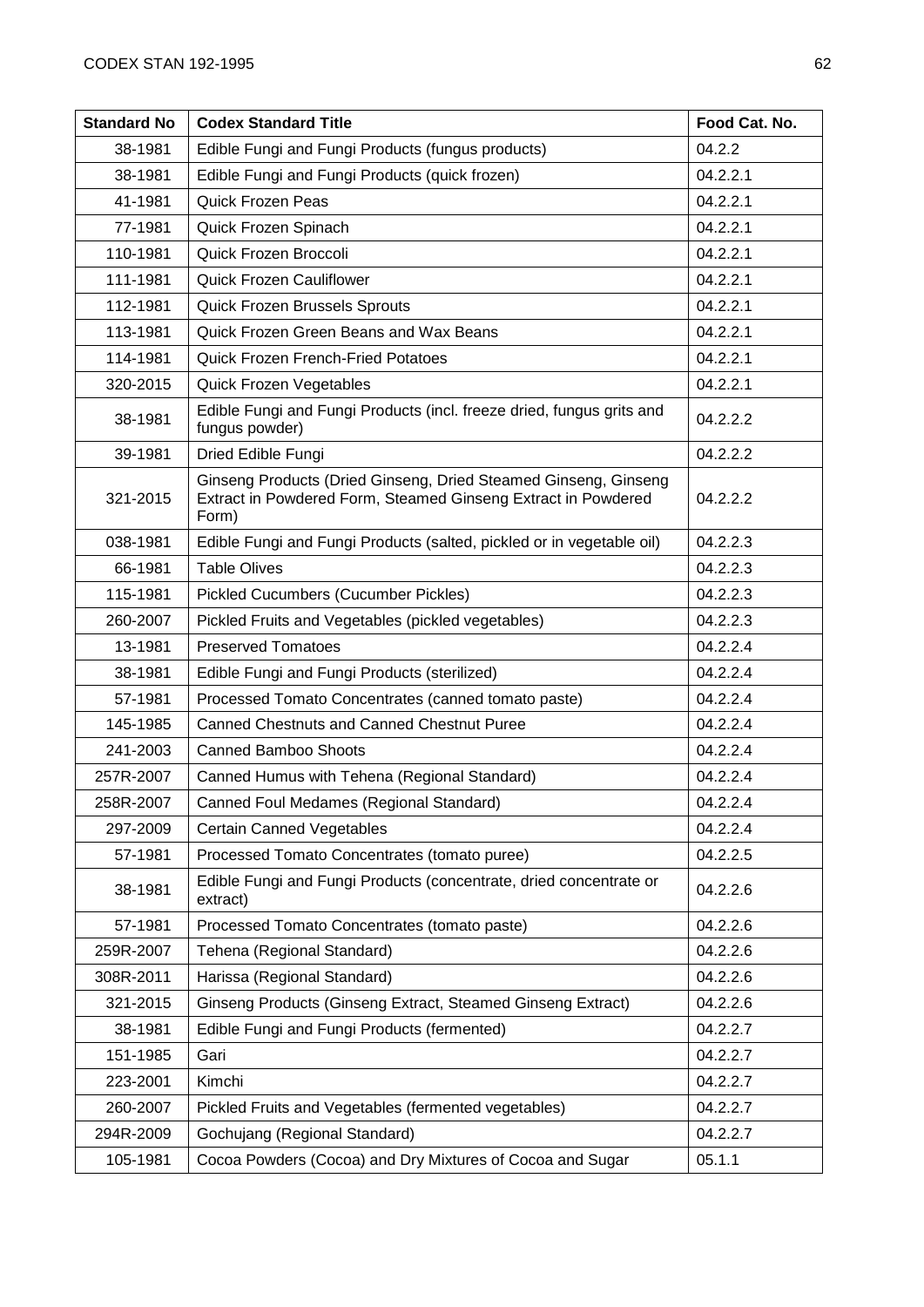| Standard No | Codex Standard Title | Food Cat. No. |
|---|---|---|
| 38-1981 | Edible Fungi and Fungi Products (fungus products) | 04.2.2 |
| 38-1981 | Edible Fungi and Fungi Products (quick frozen) | 04.2.2.1 |
| 41-1981 | Quick Frozen Peas | 04.2.2.1 |
| 77-1981 | Quick Frozen Spinach | 04.2.2.1 |
| 110-1981 | Quick Frozen Broccoli | 04.2.2.1 |
| 111-1981 | Quick Frozen Cauliflower | 04.2.2.1 |
| 112-1981 | Quick Frozen Brussels Sprouts | 04.2.2.1 |
| 113-1981 | Quick Frozen Green Beans and Wax Beans | 04.2.2.1 |
| 114-1981 | Quick Frozen French-Fried Potatoes | 04.2.2.1 |
| 320-2015 | Quick Frozen Vegetables | 04.2.2.1 |
| 38-1981 | Edible Fungi and Fungi Products (incl. freeze dried, fungus grits and fungus powder) | 04.2.2.2 |
| 39-1981 | Dried Edible Fungi | 04.2.2.2 |
| 321-2015 | Ginseng Products (Dried Ginseng, Dried Steamed Ginseng, Ginseng Extract in Powdered Form, Steamed Ginseng Extract in Powdered Form) | 04.2.2.2 |
| 038-1981 | Edible Fungi and Fungi Products (salted, pickled or in vegetable oil) | 04.2.2.3 |
| 66-1981 | Table Olives | 04.2.2.3 |
| 115-1981 | Pickled Cucumbers (Cucumber Pickles) | 04.2.2.3 |
| 260-2007 | Pickled Fruits and Vegetables (pickled vegetables) | 04.2.2.3 |
| 13-1981 | Preserved Tomatoes | 04.2.2.4 |
| 38-1981 | Edible Fungi and Fungi Products (sterilized) | 04.2.2.4 |
| 57-1981 | Processed Tomato Concentrates (canned tomato paste) | 04.2.2.4 |
| 145-1985 | Canned Chestnuts and Canned Chestnut Puree | 04.2.2.4 |
| 241-2003 | Canned Bamboo Shoots | 04.2.2.4 |
| 257R-2007 | Canned Humus with Tehena (Regional Standard) | 04.2.2.4 |
| 258R-2007 | Canned Foul Medames (Regional Standard) | 04.2.2.4 |
| 297-2009 | Certain Canned Vegetables | 04.2.2.4 |
| 57-1981 | Processed Tomato Concentrates (tomato puree) | 04.2.2.5 |
| 38-1981 | Edible Fungi and Fungi Products (concentrate, dried concentrate or extract) | 04.2.2.6 |
| 57-1981 | Processed Tomato Concentrates (tomato paste) | 04.2.2.6 |
| 259R-2007 | Tehena (Regional Standard) | 04.2.2.6 |
| 308R-2011 | Harissa (Regional Standard) | 04.2.2.6 |
| 321-2015 | Ginseng Products (Ginseng Extract, Steamed Ginseng Extract) | 04.2.2.6 |
| 38-1981 | Edible Fungi and Fungi Products (fermented) | 04.2.2.7 |
| 151-1985 | Gari | 04.2.2.7 |
| 223-2001 | Kimchi | 04.2.2.7 |
| 260-2007 | Pickled Fruits and Vegetables (fermented vegetables) | 04.2.2.7 |
| 294R-2009 | Gochujang (Regional Standard) | 04.2.2.7 |
| 105-1981 | Cocoa Powders (Cocoa) and Dry Mixtures of Cocoa and Sugar | 05.1.1 |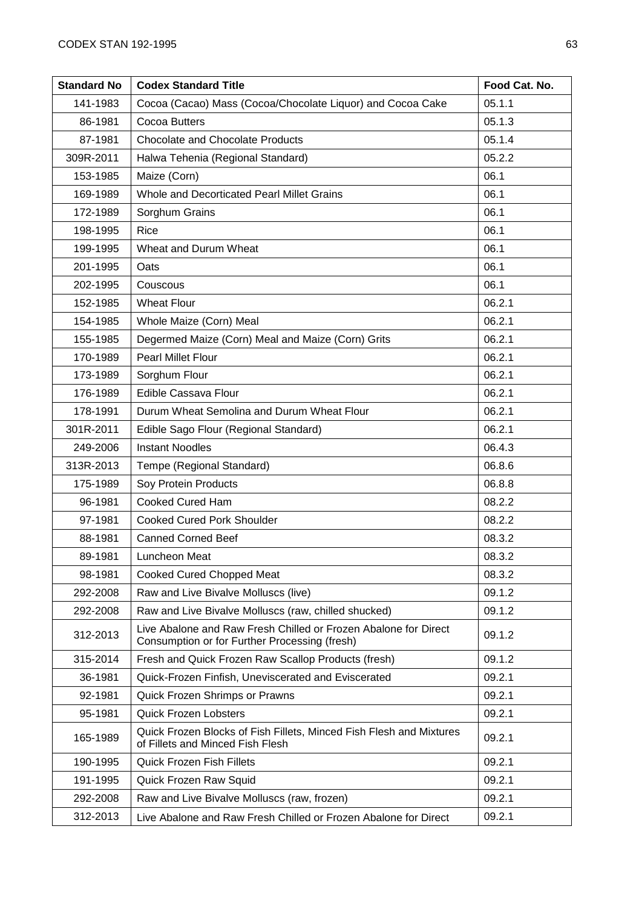| Standard No | Codex Standard Title | Food Cat. No. |
|---|---|---|
| 141-1983 | Cocoa (Cacao) Mass (Cocoa/Chocolate Liquor) and Cocoa Cake | 05.1.1 |
| 86-1981 | Cocoa Butters | 05.1.3 |
| 87-1981 | Chocolate and Chocolate Products | 05.1.4 |
| 309R-2011 | Halwa Tehenia (Regional Standard) | 05.2.2 |
| 153-1985 | Maize (Corn) | 06.1 |
| 169-1989 | Whole and Decorticated Pearl Millet Grains | 06.1 |
| 172-1989 | Sorghum Grains | 06.1 |
| 198-1995 | Rice | 06.1 |
| 199-1995 | Wheat and Durum Wheat | 06.1 |
| 201-1995 | Oats | 06.1 |
| 202-1995 | Couscous | 06.1 |
| 152-1985 | Wheat Flour | 06.2.1 |
| 154-1985 | Whole Maize (Corn) Meal | 06.2.1 |
| 155-1985 | Degermed Maize (Corn) Meal and Maize (Corn) Grits | 06.2.1 |
| 170-1989 | Pearl Millet Flour | 06.2.1 |
| 173-1989 | Sorghum Flour | 06.2.1 |
| 176-1989 | Edible Cassava Flour | 06.2.1 |
| 178-1991 | Durum Wheat Semolina and Durum Wheat Flour | 06.2.1 |
| 301R-2011 | Edible Sago Flour (Regional Standard) | 06.2.1 |
| 249-2006 | Instant Noodles | 06.4.3 |
| 313R-2013 | Tempe (Regional Standard) | 06.8.6 |
| 175-1989 | Soy Protein Products | 06.8.8 |
| 96-1981 | Cooked Cured Ham | 08.2.2 |
| 97-1981 | Cooked Cured Pork Shoulder | 08.2.2 |
| 88-1981 | Canned Corned Beef | 08.3.2 |
| 89-1981 | Luncheon Meat | 08.3.2 |
| 98-1981 | Cooked Cured Chopped Meat | 08.3.2 |
| 292-2008 | Raw and Live Bivalve Molluscs (live) | 09.1.2 |
| 292-2008 | Raw and Live Bivalve Molluscs (raw, chilled shucked) | 09.1.2 |
| 312-2013 | Live Abalone and Raw Fresh Chilled or Frozen Abalone for Direct Consumption or for Further Processing (fresh) | 09.1.2 |
| 315-2014 | Fresh and Quick Frozen Raw Scallop Products (fresh) | 09.1.2 |
| 36-1981 | Quick-Frozen Finfish, Uneviscerated and Eviscerated | 09.2.1 |
| 92-1981 | Quick Frozen Shrimps or Prawns | 09.2.1 |
| 95-1981 | Quick Frozen Lobsters | 09.2.1 |
| 165-1989 | Quick Frozen Blocks of Fish Fillets, Minced Fish Flesh and Mixtures of Fillets and Minced Fish Flesh | 09.2.1 |
| 190-1995 | Quick Frozen Fish Fillets | 09.2.1 |
| 191-1995 | Quick Frozen Raw Squid | 09.2.1 |
| 292-2008 | Raw and Live Bivalve Molluscs (raw, frozen) | 09.2.1 |
| 312-2013 | Live Abalone and Raw Fresh Chilled or Frozen Abalone for Direct | 09.2.1 |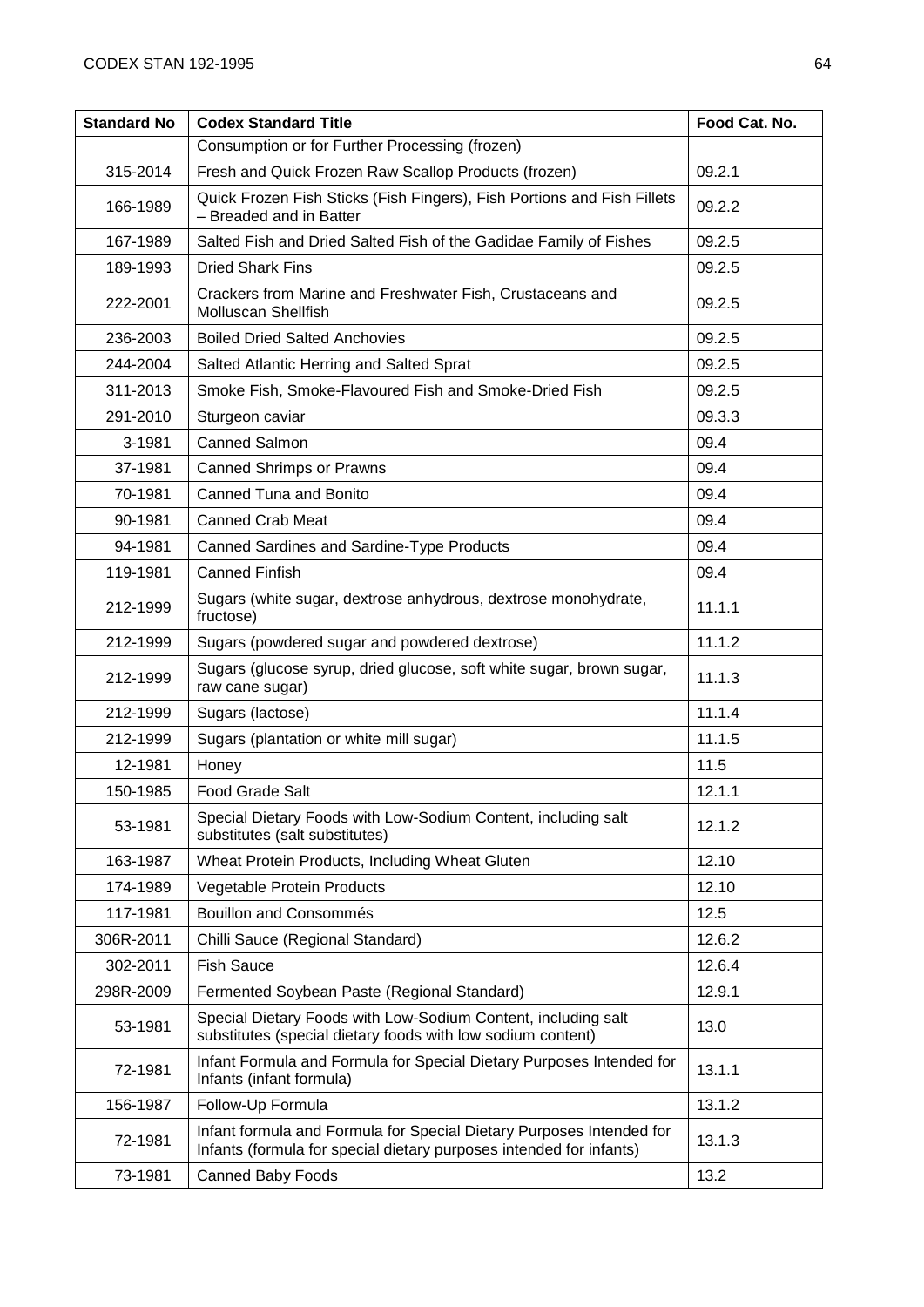| Standard No | Codex Standard Title | Food Cat. No. |
|---|---|---|
| | Consumption or for Further Processing (frozen) | |
| 315-2014 | Fresh and Quick Frozen Raw Scallop Products (frozen) | 09.2.1 |
| 166-1989 | Quick Frozen Fish Sticks (Fish Fingers), Fish Portions and Fish Fillets – Breaded and in Batter | 09.2.2 |
| 167-1989 | Salted Fish and Dried Salted Fish of the Gadidae Family of Fishes | 09.2.5 |
| 189-1993 | Dried Shark Fins | 09.2.5 |
| 222-2001 | Crackers from Marine and Freshwater Fish, Crustaceans and Molluscan Shellfish | 09.2.5 |
| 236-2003 | Boiled Dried Salted Anchovies | 09.2.5 |
| 244-2004 | Salted Atlantic Herring and Salted Sprat | 09.2.5 |
| 311-2013 | Smoke Fish, Smoke-Flavoured Fish and Smoke-Dried Fish | 09.2.5 |
| 291-2010 | Sturgeon caviar | 09.3.3 |
| 3-1981 | Canned Salmon | 09.4 |
| 37-1981 | Canned Shrimps or Prawns | 09.4 |
| 70-1981 | Canned Tuna and Bonito | 09.4 |
| 90-1981 | Canned Crab Meat | 09.4 |
| 94-1981 | Canned Sardines and Sardine-Type Products | 09.4 |
| 119-1981 | Canned Finfish | 09.4 |
| 212-1999 | Sugars (white sugar, dextrose anhydrous, dextrose monohydrate, fructose) | 11.1.1 |
| 212-1999 | Sugars (powdered sugar and powdered dextrose) | 11.1.2 |
| 212-1999 | Sugars (glucose syrup, dried glucose, soft white sugar, brown sugar, raw cane sugar) | 11.1.3 |
| 212-1999 | Sugars (lactose) | 11.1.4 |
| 212-1999 | Sugars (plantation or white mill sugar) | 11.1.5 |
| 12-1981 | Honey | 11.5 |
| 150-1985 | Food Grade Salt | 12.1.1 |
| 53-1981 | Special Dietary Foods with Low-Sodium Content, including salt substitutes (salt substitutes) | 12.1.2 |
| 163-1987 | Wheat Protein Products, Including Wheat Gluten | 12.10 |
| 174-1989 | Vegetable Protein Products | 12.10 |
| 117-1981 | Bouillon and Consommés | 12.5 |
| 306R-2011 | Chilli Sauce (Regional Standard) | 12.6.2 |
| 302-2011 | Fish Sauce | 12.6.4 |
| 298R-2009 | Fermented Soybean Paste (Regional Standard) | 12.9.1 |
| 53-1981 | Special Dietary Foods with Low-Sodium Content, including salt substitutes (special dietary foods with low sodium content) | 13.0 |
| 72-1981 | Infant Formula and Formula for Special Dietary Purposes Intended for Infants (infant formula) | 13.1.1 |
| 156-1987 | Follow-Up Formula | 13.1.2 |
| 72-1981 | Infant formula and Formula for Special Dietary Purposes Intended for Infants (formula for special dietary purposes intended for infants) | 13.1.3 |
| 73-1981 | Canned Baby Foods | 13.2 |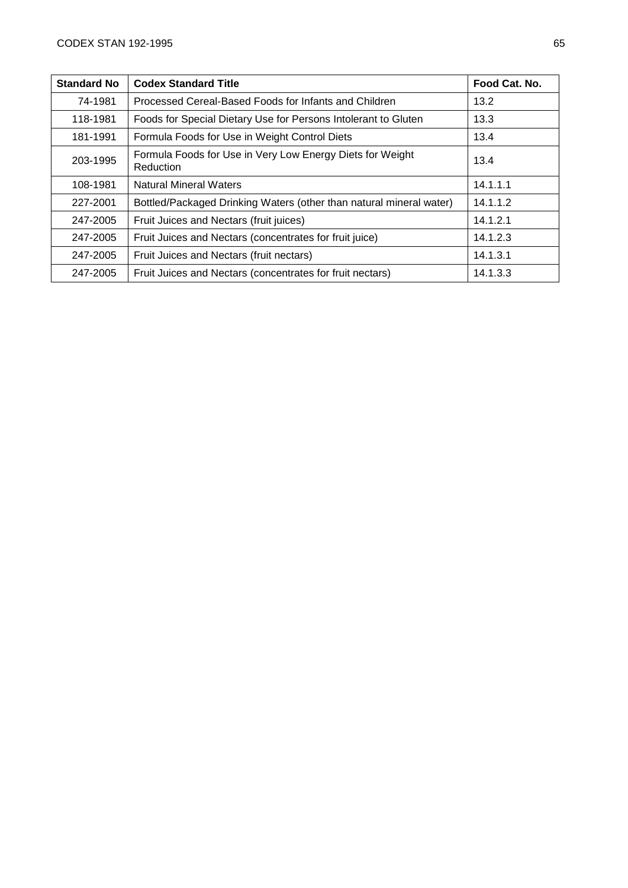| Standard No | Codex Standard Title | Food Cat. No. |
|---|---|---|
| 74-1981 | Processed Cereal-Based Foods for Infants and Children | 13.2 |
| 118-1981 | Foods for Special Dietary Use for Persons Intolerant to Gluten | 13.3 |
| 181-1991 | Formula Foods for Use in Weight Control Diets | 13.4 |
| 203-1995 | Formula Foods for Use in Very Low Energy Diets for Weight Reduction | 13.4 |
| 108-1981 | Natural Mineral Waters | 14.1.1.1 |
| 227-2001 | Bottled/Packaged Drinking Waters (other than natural mineral water) | 14.1.1.2 |
| 247-2005 | Fruit Juices and Nectars (fruit juices) | 14.1.2.1 |
| 247-2005 | Fruit Juices and Nectars (concentrates for fruit juice) | 14.1.2.3 |
| 247-2005 | Fruit Juices and Nectars (fruit nectars) | 14.1.3.1 |
| 247-2005 | Fruit Juices and Nectars (concentrates for fruit nectars) | 14.1.3.3 |